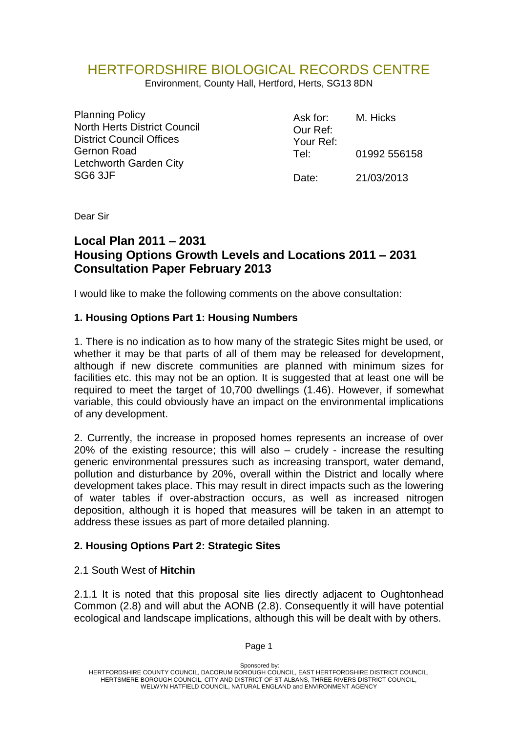# HERTFORDSHIRE BIOLOGICAL RECORDS CENTRE

Environment, County Hall, Hertford, Herts, SG13 8DN

Planning Policy
North Herts District Council
District Council Offices
Gernon Road
Letchworth Garden City
SG6 3JF

| | |
|---|---|
| Ask for: | M. Hicks |
| Our Ref: | |
| Your Ref: | |
| Tel: | 01992 556158 |
| Date: | 21/03/2013 |

Dear Sir

## Local Plan 2011 – 2031
## Housing Options Growth Levels and Locations 2011 – 2031
## Consultation Paper February 2013

I would like to make the following comments on the above consultation:

### 1. Housing Options Part 1: Housing Numbers

1. There is no indication as to how many of the strategic Sites might be used, or whether it may be that parts of all of them may be released for development, although if new discrete communities are planned with minimum sizes for facilities etc. this may not be an option. It is suggested that at least one will be required to meet the target of 10,700 dwellings (1.46). However, if somewhat variable, this could obviously have an impact on the environmental implications of any development.

2. Currently, the increase in proposed homes represents an increase of over 20% of the existing resource; this will also – crudely - increase the resulting generic environmental pressures such as increasing transport, water demand, pollution and disturbance by 20%, overall within the District and locally where development takes place. This may result in direct impacts such as the lowering of water tables if over-abstraction occurs, as well as increased nitrogen deposition, although it is hoped that measures will be taken in an attempt to address these issues as part of more detailed planning.

### 2. Housing Options Part 2: Strategic Sites

2.1 South West of **Hitchin**

2.1.1 It is noted that this proposal site lies directly adjacent to Oughtonhead Common (2.8) and will abut the AONB (2.8). Consequently it will have potential ecological and landscape implications, although this will be dealt with by others.

Sponsored by:
HERTFORDSHIRE COUNTY COUNCIL, DACORUM BOROUGH COUNCIL, EAST HERTFORDSHIRE DISTRICT COUNCIL, HERTSMERE BOROUGH COUNCIL, CITY AND DISTRICT OF ST ALBANS, THREE RIVERS DISTRICT COUNCIL, WELWYN HATFIELD COUNCIL, NATURAL ENGLAND and ENVIRONMENT AGENCY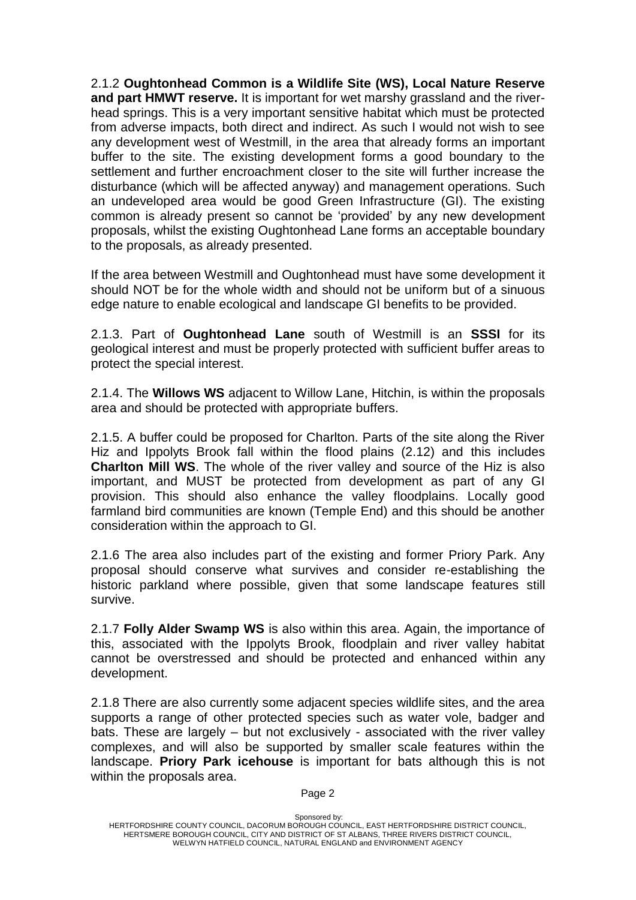2.1.2 **Oughtonhead Common is a Wildlife Site (WS), Local Nature Reserve and part HMWT reserve.** It is important for wet marshy grassland and the river-head springs. This is a very important sensitive habitat which must be protected from adverse impacts, both direct and indirect. As such I would not wish to see any development west of Westmill, in the area that already forms an important buffer to the site. The existing development forms a good boundary to the settlement and further encroachment closer to the site will further increase the disturbance (which will be affected anyway) and management operations. Such an undeveloped area would be good Green Infrastructure (GI). The existing common is already present so cannot be 'provided' by any new development proposals, whilst the existing Oughtonhead Lane forms an acceptable boundary to the proposals, as already presented.

If the area between Westmill and Oughtonhead must have some development it should NOT be for the whole width and should not be uniform but of a sinuous edge nature to enable ecological and landscape GI benefits to be provided.

2.1.3. Part of **Oughtonhead Lane** south of Westmill is an **SSSI** for its geological interest and must be properly protected with sufficient buffer areas to protect the special interest.

2.1.4. The **Willows WS** adjacent to Willow Lane, Hitchin, is within the proposals area and should be protected with appropriate buffers.

2.1.5. A buffer could be proposed for Charlton. Parts of the site along the River Hiz and Ippolyts Brook fall within the flood plains (2.12) and this includes **Charlton Mill WS**. The whole of the river valley and source of the Hiz is also important, and MUST be protected from development as part of any GI provision. This should also enhance the valley floodplains. Locally good farmland bird communities are known (Temple End) and this should be another consideration within the approach to GI.

2.1.6 The area also includes part of the existing and former Priory Park. Any proposal should conserve what survives and consider re-establishing the historic parkland where possible, given that some landscape features still survive.

2.1.7 **Folly Alder Swamp WS** is also within this area. Again, the importance of this, associated with the Ippolyts Brook, floodplain and river valley habitat cannot be overstressed and should be protected and enhanced within any development.

2.1.8 There are also currently some adjacent species wildlife sites, and the area supports a range of other protected species such as water vole, badger and bats. These are largely – but not exclusively - associated with the river valley complexes, and will also be supported by smaller scale features within the landscape. **Priory Park icehouse** is important for bats although this is not within the proposals area.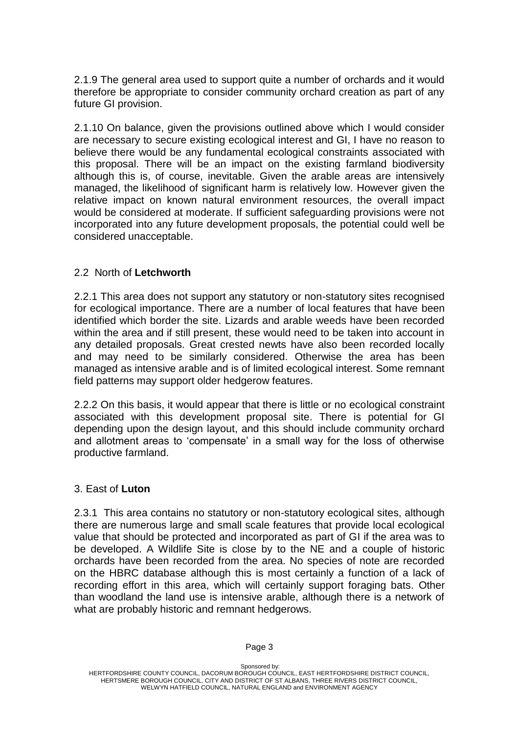2.1.9 The general area used to support quite a number of orchards and it would therefore be appropriate to consider community orchard creation as part of any future GI provision.

2.1.10 On balance, given the provisions outlined above which I would consider are necessary to secure existing ecological interest and GI, I have no reason to believe there would be any fundamental ecological constraints associated with this proposal. There will be an impact on the existing farmland biodiversity although this is, of course, inevitable. Given the arable areas are intensively managed, the likelihood of significant harm is relatively low. However given the relative impact on known natural environment resources, the overall impact would be considered at moderate. If sufficient safeguarding provisions were not incorporated into any future development proposals, the potential could well be considered unacceptable.

## 2.2 North of **Letchworth**

2.2.1 This area does not support any statutory or non-statutory sites recognised for ecological importance. There are a number of local features that have been identified which border the site. Lizards and arable weeds have been recorded within the area and if still present, these would need to be taken into account in any detailed proposals. Great crested newts have also been recorded locally and may need to be similarly considered. Otherwise the area has been managed as intensive arable and is of limited ecological interest. Some remnant field patterns may support older hedgerow features.

2.2.2 On this basis, it would appear that there is little or no ecological constraint associated with this development proposal site. There is potential for GI depending upon the design layout, and this should include community orchard and allotment areas to 'compensate' in a small way for the loss of otherwise productive farmland.

## 3. East of **Luton**

2.3.1 This area contains no statutory or non-statutory ecological sites, although there are numerous large and small scale features that provide local ecological value that should be protected and incorporated as part of GI if the area was to be developed. A Wildlife Site is close by to the NE and a couple of historic orchards have been recorded from the area. No species of note are recorded on the HBRC database although this is most certainly a function of a lack of recording effort in this area, which will certainly support foraging bats. Other than woodland the land use is intensive arable, although there is a network of what are probably historic and remnant hedgerows.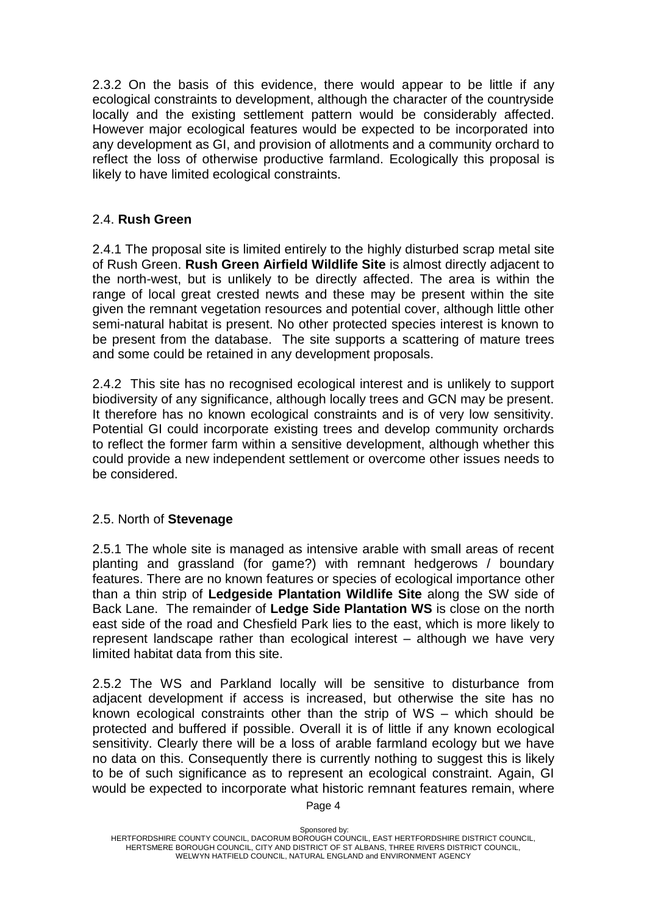2.3.2 On the basis of this evidence, there would appear to be little if any ecological constraints to development, although the character of the countryside locally and the existing settlement pattern would be considerably affected. However major ecological features would be expected to be incorporated into any development as GI, and provision of allotments and a community orchard to reflect the loss of otherwise productive farmland. Ecologically this proposal is likely to have limited ecological constraints.

## 2.4. **Rush Green**

2.4.1 The proposal site is limited entirely to the highly disturbed scrap metal site of Rush Green. **Rush Green Airfield Wildlife Site** is almost directly adjacent to the north-west, but is unlikely to be directly affected. The area is within the range of local great crested newts and these may be present within the site given the remnant vegetation resources and potential cover, although little other semi-natural habitat is present. No other protected species interest is known to be present from the database. The site supports a scattering of mature trees and some could be retained in any development proposals.

2.4.2 This site has no recognised ecological interest and is unlikely to support biodiversity of any significance, although locally trees and GCN may be present. It therefore has no known ecological constraints and is of very low sensitivity. Potential GI could incorporate existing trees and develop community orchards to reflect the former farm within a sensitive development, although whether this could provide a new independent settlement or overcome other issues needs to be considered.

## 2.5. North of **Stevenage**

2.5.1 The whole site is managed as intensive arable with small areas of recent planting and grassland (for game?) with remnant hedgerows / boundary features. There are no known features or species of ecological importance other than a thin strip of **Ledgeside Plantation Wildlife Site** along the SW side of Back Lane. The remainder of **Ledge Side Plantation WS** is close on the north east side of the road and Chesfield Park lies to the east, which is more likely to represent landscape rather than ecological interest – although we have very limited habitat data from this site.

2.5.2 The WS and Parkland locally will be sensitive to disturbance from adjacent development if access is increased, but otherwise the site has no known ecological constraints other than the strip of WS – which should be protected and buffered if possible. Overall it is of little if any known ecological sensitivity. Clearly there will be a loss of arable farmland ecology but we have no data on this. Consequently there is currently nothing to suggest this is likely to be of such significance as to represent an ecological constraint. Again, GI would be expected to incorporate what historic remnant features remain, where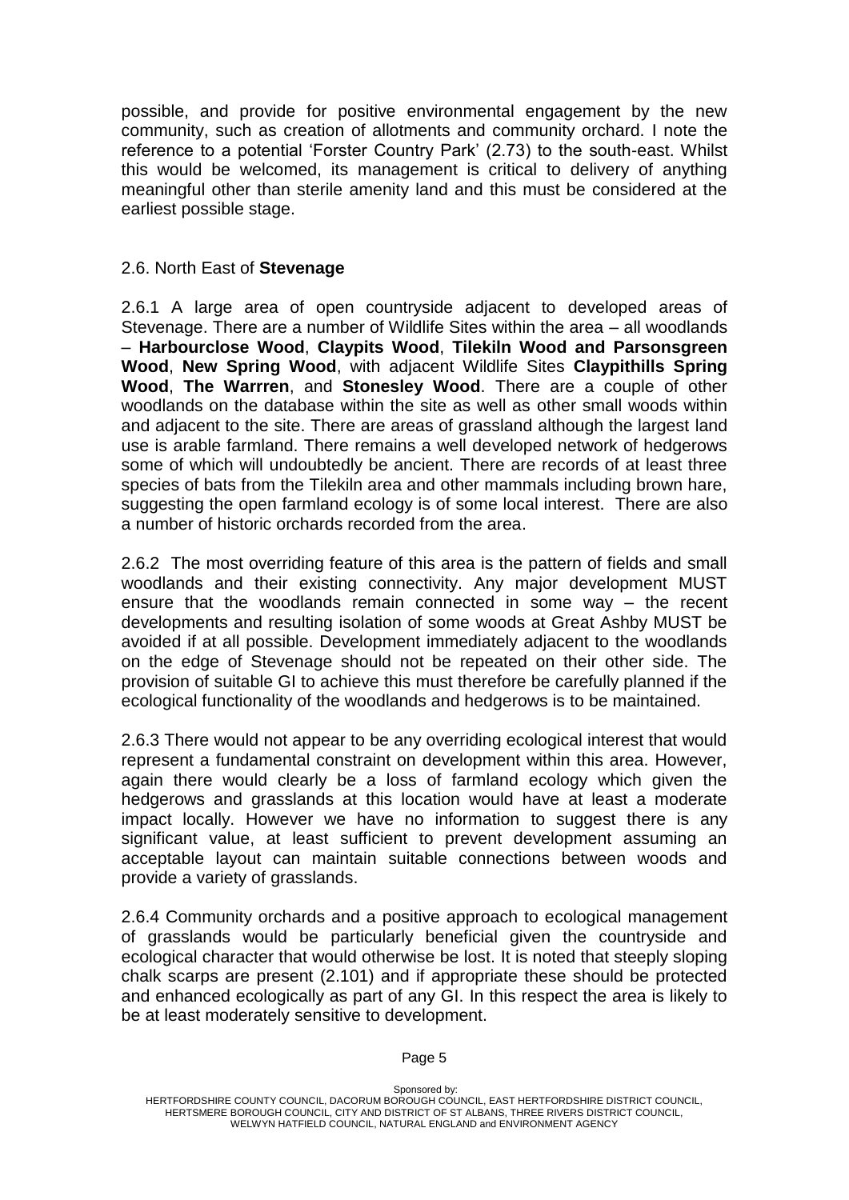possible, and provide for positive environmental engagement by the new community, such as creation of allotments and community orchard. I note the reference to a potential 'Forster Country Park' (2.73) to the south-east. Whilst this would be welcomed, its management is critical to delivery of anything meaningful other than sterile amenity land and this must be considered at the earliest possible stage.

## 2.6. North East of **Stevenage**

2.6.1 A large area of open countryside adjacent to developed areas of Stevenage. There are a number of Wildlife Sites within the area – all woodlands – **Harbourclose Wood**, **Claypits Wood**, **Tilekiln Wood and Parsonsgreen Wood**, **New Spring Wood**, with adjacent Wildlife Sites **Claypithills Spring Wood**, **The Warrren**, and **Stonesley Wood**. There are a couple of other woodlands on the database within the site as well as other small woods within and adjacent to the site. There are areas of grassland although the largest land use is arable farmland. There remains a well developed network of hedgerows some of which will undoubtedly be ancient. There are records of at least three species of bats from the Tilekiln area and other mammals including brown hare, suggesting the open farmland ecology is of some local interest. There are also a number of historic orchards recorded from the area.

2.6.2 The most overriding feature of this area is the pattern of fields and small woodlands and their existing connectivity. Any major development MUST ensure that the woodlands remain connected in some way – the recent developments and resulting isolation of some woods at Great Ashby MUST be avoided if at all possible. Development immediately adjacent to the woodlands on the edge of Stevenage should not be repeated on their other side. The provision of suitable GI to achieve this must therefore be carefully planned if the ecological functionality of the woodlands and hedgerows is to be maintained.

2.6.3 There would not appear to be any overriding ecological interest that would represent a fundamental constraint on development within this area. However, again there would clearly be a loss of farmland ecology which given the hedgerows and grasslands at this location would have at least a moderate impact locally. However we have no information to suggest there is any significant value, at least sufficient to prevent development assuming an acceptable layout can maintain suitable connections between woods and provide a variety of grasslands.

2.6.4 Community orchards and a positive approach to ecological management of grasslands would be particularly beneficial given the countryside and ecological character that would otherwise be lost. It is noted that steeply sloping chalk scarps are present (2.101) and if appropriate these should be protected and enhanced ecologically as part of any GI. In this respect the area is likely to be at least moderately sensitive to development.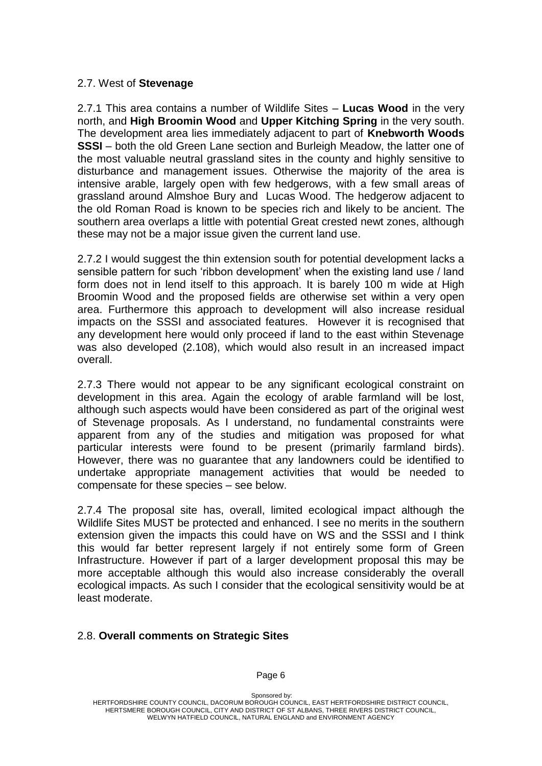## 2.7. West of **Stevenage**

2.7.1 This area contains a number of Wildlife Sites – **Lucas Wood** in the very north, and **High Broomin Wood** and **Upper Kitching Spring** in the very south. The development area lies immediately adjacent to part of **Knebworth Woods SSSI** – both the old Green Lane section and Burleigh Meadow, the latter one of the most valuable neutral grassland sites in the county and highly sensitive to disturbance and management issues. Otherwise the majority of the area is intensive arable, largely open with few hedgerows, with a few small areas of grassland around Almshoe Bury and Lucas Wood. The hedgerow adjacent to the old Roman Road is known to be species rich and likely to be ancient. The southern area overlaps a little with potential Great crested newt zones, although these may not be a major issue given the current land use.

2.7.2 I would suggest the thin extension south for potential development lacks a sensible pattern for such 'ribbon development' when the existing land use / land form does not in lend itself to this approach. It is barely 100 m wide at High Broomin Wood and the proposed fields are otherwise set within a very open area. Furthermore this approach to development will also increase residual impacts on the SSSI and associated features. However it is recognised that any development here would only proceed if land to the east within Stevenage was also developed (2.108), which would also result in an increased impact overall.

2.7.3 There would not appear to be any significant ecological constraint on development in this area. Again the ecology of arable farmland will be lost, although such aspects would have been considered as part of the original west of Stevenage proposals. As I understand, no fundamental constraints were apparent from any of the studies and mitigation was proposed for what particular interests were found to be present (primarily farmland birds). However, there was no guarantee that any landowners could be identified to undertake appropriate management activities that would be needed to compensate for these species – see below.

2.7.4 The proposal site has, overall, limited ecological impact although the Wildlife Sites MUST be protected and enhanced. I see no merits in the southern extension given the impacts this could have on WS and the SSSI and I think this would far better represent largely if not entirely some form of Green Infrastructure. However if part of a larger development proposal this may be more acceptable although this would also increase considerably the overall ecological impacts. As such I consider that the ecological sensitivity would be at least moderate.

## 2.8. **Overall comments on Strategic Sites**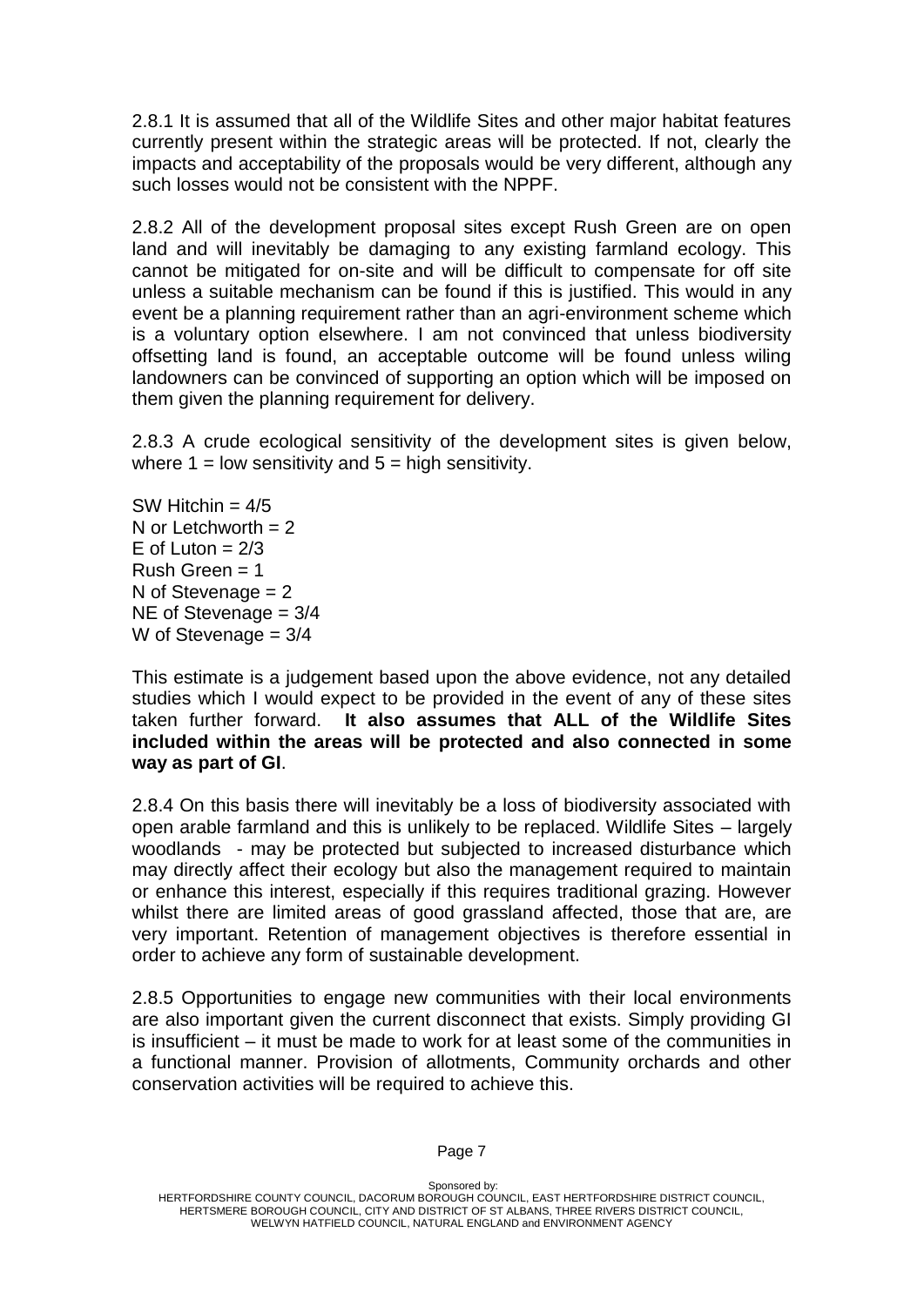2.8.1 It is assumed that all of the Wildlife Sites and other major habitat features currently present within the strategic areas will be protected. If not, clearly the impacts and acceptability of the proposals would be very different, although any such losses would not be consistent with the NPPF.

2.8.2 All of the development proposal sites except Rush Green are on open land and will inevitably be damaging to any existing farmland ecology. This cannot be mitigated for on-site and will be difficult to compensate for off site unless a suitable mechanism can be found if this is justified. This would in any event be a planning requirement rather than an agri-environment scheme which is a voluntary option elsewhere. I am not convinced that unless biodiversity offsetting land is found, an acceptable outcome will be found unless wiling landowners can be convinced of supporting an option which will be imposed on them given the planning requirement for delivery.

2.8.3 A crude ecological sensitivity of the development sites is given below, where 1 = low sensitivity and 5 = high sensitivity.

SW Hitchin = 4/5
N or Letchworth = 2
E of Luton = 2/3
Rush Green = 1
N of Stevenage = 2
NE of Stevenage = 3/4
W of Stevenage = 3/4

This estimate is a judgement based upon the above evidence, not any detailed studies which I would expect to be provided in the event of any of these sites taken further forward. **It also assumes that ALL of the Wildlife Sites included within the areas will be protected and also connected in some way as part of GI**.

2.8.4 On this basis there will inevitably be a loss of biodiversity associated with open arable farmland and this is unlikely to be replaced. Wildlife Sites – largely woodlands - may be protected but subjected to increased disturbance which may directly affect their ecology but also the management required to maintain or enhance this interest, especially if this requires traditional grazing. However whilst there are limited areas of good grassland affected, those that are, are very important. Retention of management objectives is therefore essential in order to achieve any form of sustainable development.

2.8.5 Opportunities to engage new communities with their local environments are also important given the current disconnect that exists. Simply providing GI is insufficient – it must be made to work for at least some of the communities in a functional manner. Provision of allotments, Community orchards and other conservation activities will be required to achieve this.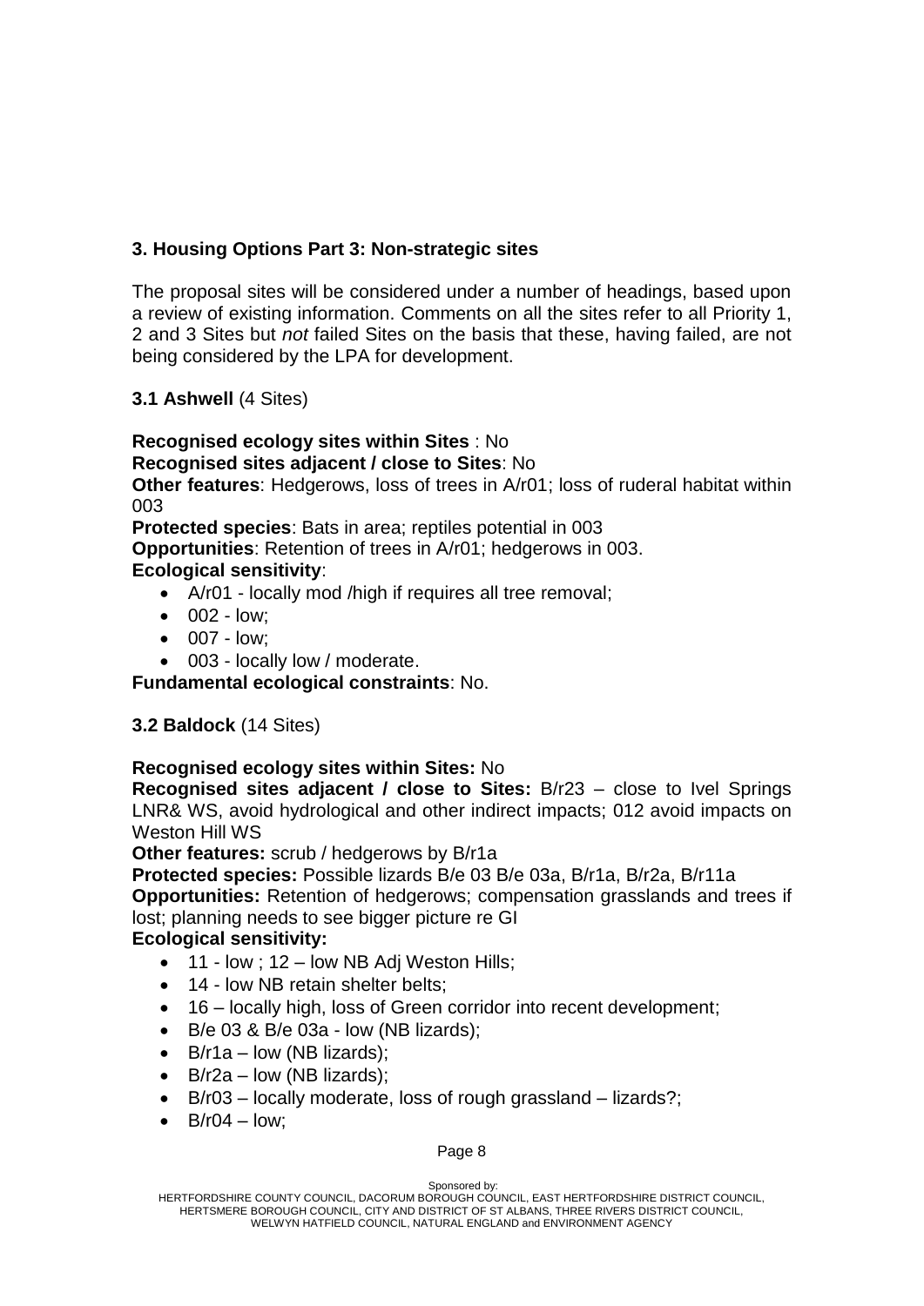## 3. Housing Options Part 3: Non-strategic sites

The proposal sites will be considered under a number of headings, based upon a review of existing information. Comments on all the sites refer to all Priority 1, 2 and 3 Sites but *not* failed Sites on the basis that these, having failed, are not being considered by the LPA for development.

### 3.1 Ashwell (4 Sites)

**Recognised ecology sites within Sites** : No
**Recognised sites adjacent / close to Sites**: No
**Other features**: Hedgerows, loss of trees in A/r01; loss of ruderal habitat within 003
**Protected species**: Bats in area; reptiles potential in 003
**Opportunities**: Retention of trees in A/r01; hedgerows in 003.
**Ecological sensitivity**:

- A/r01 - locally mod /high if requires all tree removal;
- 002 - low;
- 007 - low;
- 003 - locally low / moderate.

**Fundamental ecological constraints**: No.

### 3.2 Baldock (14 Sites)

**Recognised ecology sites within Sites:** No
**Recognised sites adjacent / close to Sites:** B/r23 – close to Ivel Springs LNR& WS, avoid hydrological and other indirect impacts; 012 avoid impacts on Weston Hill WS
**Other features:** scrub / hedgerows by B/r1a
**Protected species:** Possible lizards B/e 03 B/e 03a, B/r1a, B/r2a, B/r11a
**Opportunities:** Retention of hedgerows; compensation grasslands and trees if lost; planning needs to see bigger picture re GI
**Ecological sensitivity:**

- 11 - low ; 12 – low NB Adj Weston Hills;
- 14 - low NB retain shelter belts;
- 16 – locally high, loss of Green corridor into recent development;
- B/e 03 & B/e 03a - low (NB lizards);
- B/r1a – low (NB lizards);
- B/r2a – low (NB lizards);
- B/r03 – locally moderate, loss of rough grassland – lizards?;
- B/r04 – low;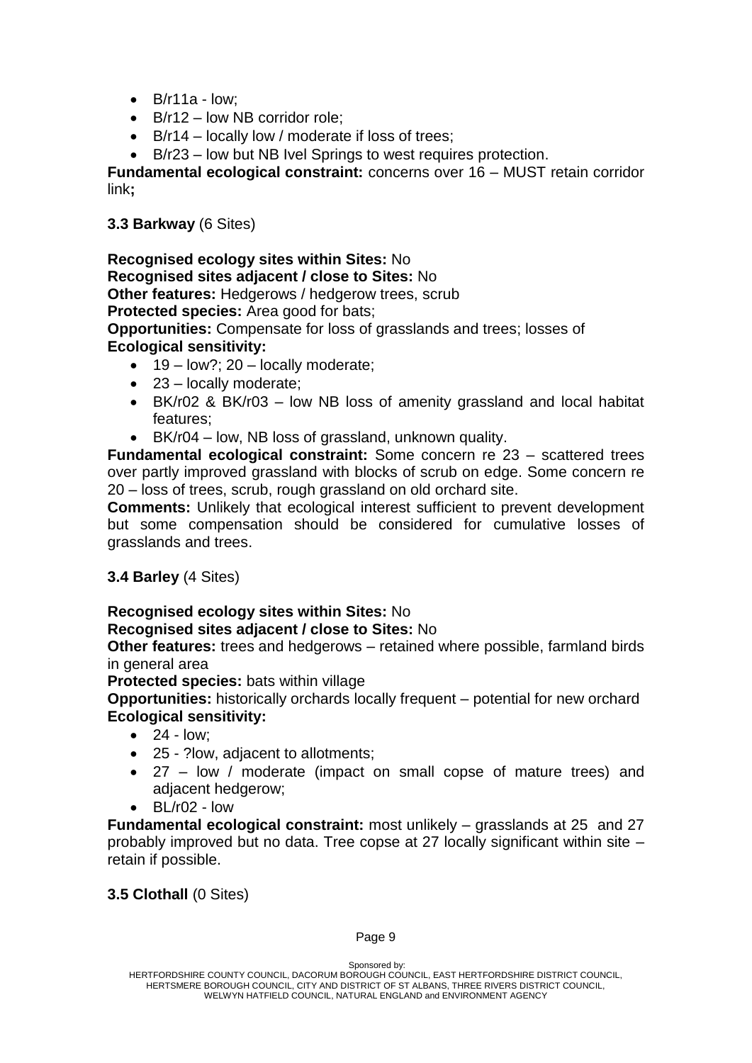- B/r11a - low;
- B/r12 – low NB corridor role;
- B/r14 – locally low / moderate if loss of trees;
- B/r23 – low but NB Ivel Springs to west requires protection.

**Fundamental ecological constraint:** concerns over 16 – MUST retain corridor link**;**

**3.3 Barkway** (6 Sites)

**Recognised ecology sites within Sites:** No
**Recognised sites adjacent / close to Sites:** No
**Other features:** Hedgerows / hedgerow trees, scrub
**Protected species:** Area good for bats;
**Opportunities:** Compensate for loss of grasslands and trees; losses of
**Ecological sensitivity:**

- 19 – low?; 20 – locally moderate;
- 23 – locally moderate;
- BK/r02 & BK/r03 – low NB loss of amenity grassland and local habitat features;
- BK/r04 – low, NB loss of grassland, unknown quality.

**Fundamental ecological constraint:** Some concern re 23 – scattered trees over partly improved grassland with blocks of scrub on edge. Some concern re 20 – loss of trees, scrub, rough grassland on old orchard site.

**Comments:** Unlikely that ecological interest sufficient to prevent development but some compensation should be considered for cumulative losses of grasslands and trees.

**3.4 Barley** (4 Sites)

**Recognised ecology sites within Sites:** No
**Recognised sites adjacent / close to Sites:** No
**Other features:** trees and hedgerows – retained where possible, farmland birds in general area
**Protected species:** bats within village
**Opportunities:** historically orchards locally frequent – potential for new orchard
**Ecological sensitivity:**

- 24 - low;
- 25 - ?low, adjacent to allotments;
- 27 – low / moderate (impact on small copse of mature trees) and adjacent hedgerow;
- BL/r02 - low

**Fundamental ecological constraint:** most unlikely – grasslands at 25 and 27 probably improved but no data. Tree copse at 27 locally significant within site – retain if possible.

**3.5 Clothall** (0 Sites)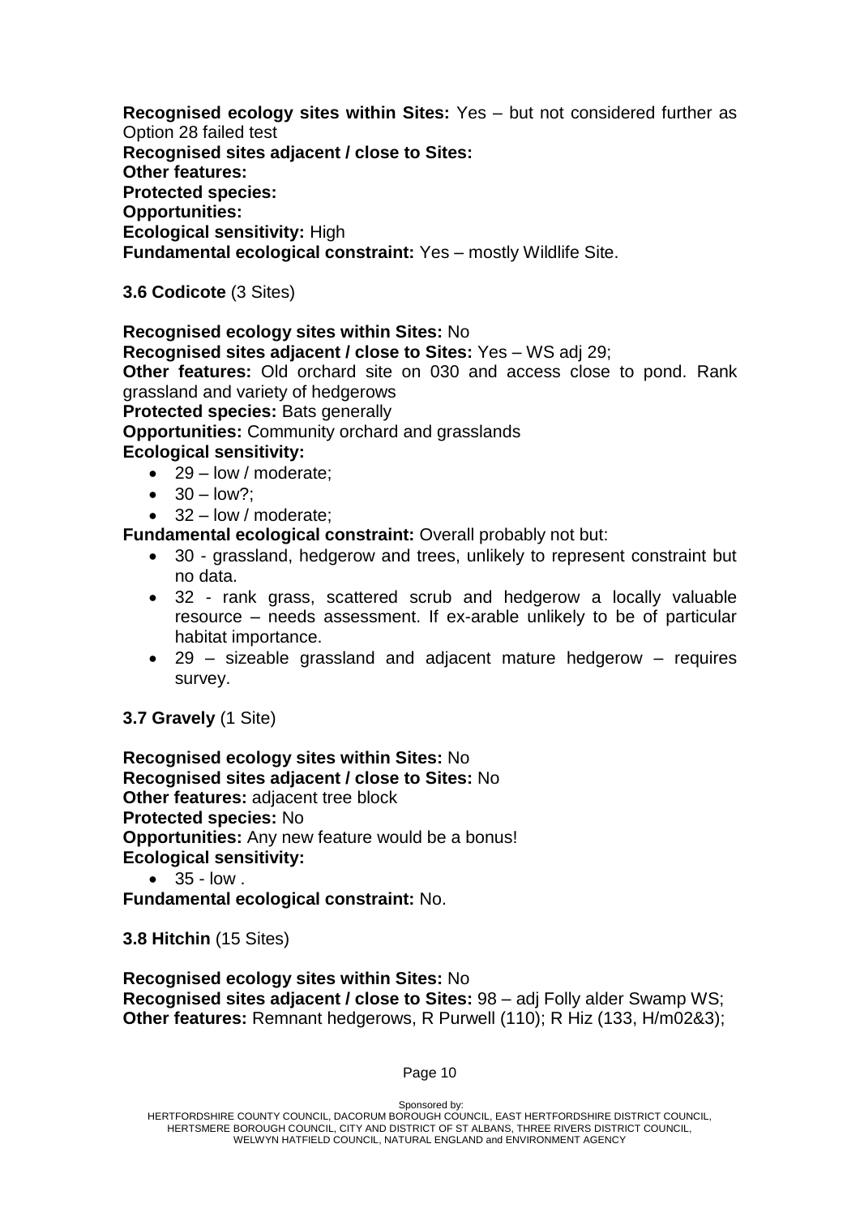**Recognised ecology sites within Sites:** Yes – but not considered further as Option 28 failed test
**Recognised sites adjacent / close to Sites:**
**Other features:**
**Protected species:**
**Opportunities:**
**Ecological sensitivity:** High
**Fundamental ecological constraint:** Yes – mostly Wildlife Site.

**3.6 Codicote** (3 Sites)

**Recognised ecology sites within Sites:** No
**Recognised sites adjacent / close to Sites:** Yes – WS adj 29;
**Other features:** Old orchard site on 030 and access close to pond. Rank grassland and variety of hedgerows
**Protected species:** Bats generally
**Opportunities:** Community orchard and grasslands
**Ecological sensitivity:**

- 29 – low / moderate;
- 30 – low?;
- 32 – low / moderate;

**Fundamental ecological constraint:** Overall probably not but:

- 30 - grassland, hedgerow and trees, unlikely to represent constraint but no data.
- 32 - rank grass, scattered scrub and hedgerow a locally valuable resource – needs assessment. If ex-arable unlikely to be of particular habitat importance.
- 29 – sizeable grassland and adjacent mature hedgerow – requires survey.

**3.7 Gravely** (1 Site)

**Recognised ecology sites within Sites:** No
**Recognised sites adjacent / close to Sites:** No
**Other features:** adjacent tree block
**Protected species:** No
**Opportunities:** Any new feature would be a bonus!
**Ecological sensitivity:**

- 35 - low .

**Fundamental ecological constraint:** No.

**3.8 Hitchin** (15 Sites)

**Recognised ecology sites within Sites:** No
**Recognised sites adjacent / close to Sites:** 98 – adj Folly alder Swamp WS;
**Other features:** Remnant hedgerows, R Purwell (110); R Hiz (133, H/m02&3);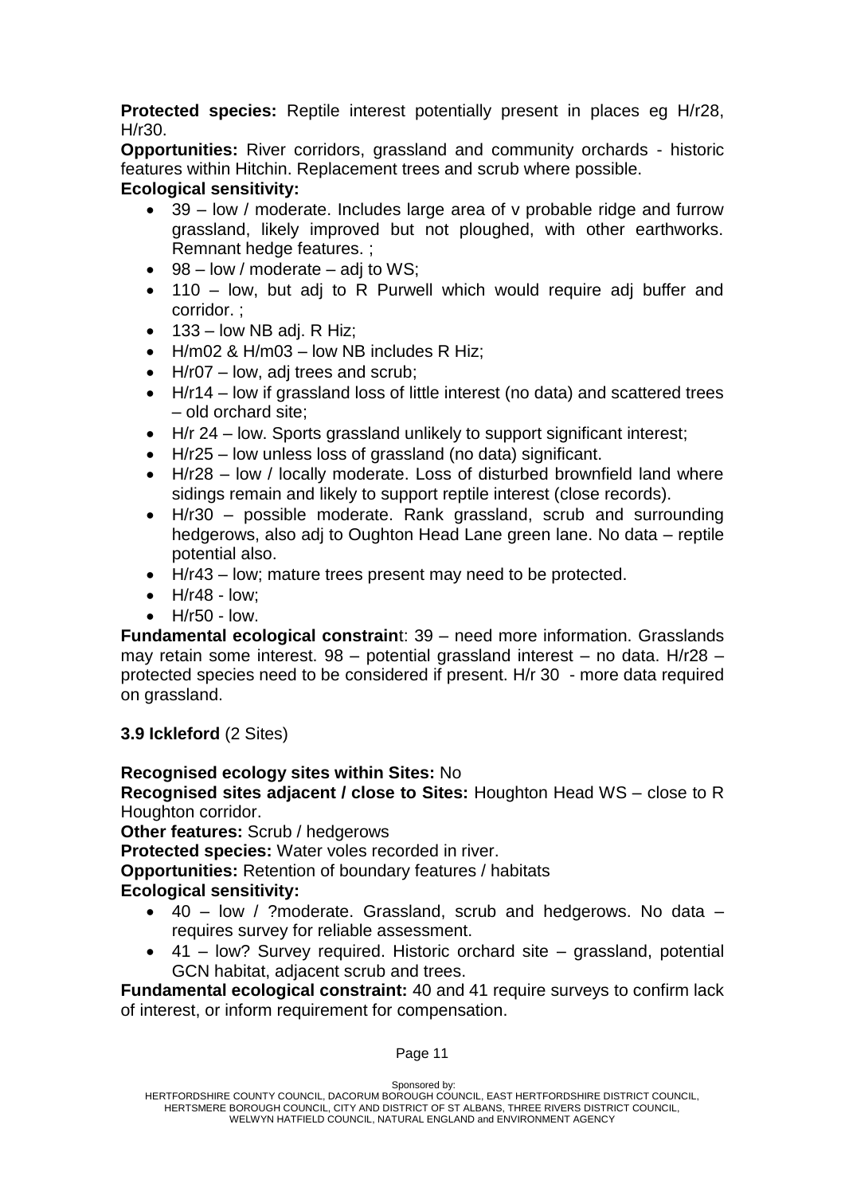**Protected species:** Reptile interest potentially present in places eg H/r28, H/r30.

**Opportunities:** River corridors, grassland and community orchards - historic features within Hitchin. Replacement trees and scrub where possible.

**Ecological sensitivity:**

- 39 – low / moderate. Includes large area of v probable ridge and furrow grassland, likely improved but not ploughed, with other earthworks. Remnant hedge features. ;
- 98 – low / moderate – adj to WS;
- 110 – low, but adj to R Purwell which would require adj buffer and corridor. ;
- 133 – low NB adj. R Hiz;
- H/m02 & H/m03 – low NB includes R Hiz;
- H/r07 – low, adj trees and scrub;
- H/r14 – low if grassland loss of little interest (no data) and scattered trees – old orchard site;
- H/r 24 – low. Sports grassland unlikely to support significant interest;
- H/r25 – low unless loss of grassland (no data) significant.
- H/r28 – low / locally moderate. Loss of disturbed brownfield land where sidings remain and likely to support reptile interest (close records).
- H/r30 – possible moderate. Rank grassland, scrub and surrounding hedgerows, also adj to Oughton Head Lane green lane. No data – reptile potential also.
- H/r43 – low; mature trees present may need to be protected.
- H/r48 - low;
- H/r50 - low.

**Fundamental ecological constrain**t: 39 – need more information. Grasslands may retain some interest. 98 – potential grassland interest – no data. H/r28 – protected species need to be considered if present. H/r 30 - more data required on grassland.

### 3.9 Ickleford (2 Sites)

**Recognised ecology sites within Sites:** No

**Recognised sites adjacent / close to Sites:** Houghton Head WS – close to R Houghton corridor.

**Other features:** Scrub / hedgerows

**Protected species:** Water voles recorded in river.

**Opportunities:** Retention of boundary features / habitats

**Ecological sensitivity:**

- 40 – low / ?moderate. Grassland, scrub and hedgerows. No data – requires survey for reliable assessment.
- 41 – low? Survey required. Historic orchard site – grassland, potential GCN habitat, adjacent scrub and trees.

**Fundamental ecological constraint:** 40 and 41 require surveys to confirm lack of interest, or inform requirement for compensation.

Sponsored by:
HERTFORDSHIRE COUNTY COUNCIL, DACORUM BOROUGH COUNCIL, EAST HERTFORDSHIRE DISTRICT COUNCIL, HERTSMERE BOROUGH COUNCIL, CITY AND DISTRICT OF ST ALBANS, THREE RIVERS DISTRICT COUNCIL, WELWYN HATFIELD COUNCIL, NATURAL ENGLAND and ENVIRONMENT AGENCY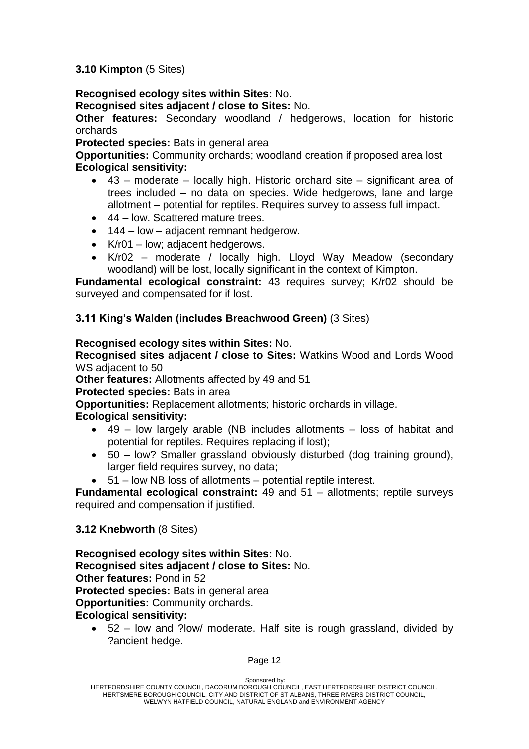### 3.10 Kimpton (5 Sites)

**Recognised ecology sites within Sites:** No.
**Recognised sites adjacent / close to Sites:** No.
**Other features:** Secondary woodland / hedgerows, location for historic orchards
**Protected species:** Bats in general area
**Opportunities:** Community orchards; woodland creation if proposed area lost
**Ecological sensitivity:**

- 43 – moderate – locally high. Historic orchard site – significant area of trees included – no data on species. Wide hedgerows, lane and large allotment – potential for reptiles. Requires survey to assess full impact.
- 44 – low. Scattered mature trees.
- 144 – low – adjacent remnant hedgerow.
- K/r01 – low; adjacent hedgerows.
- K/r02 – moderate / locally high. Lloyd Way Meadow (secondary woodland) will be lost, locally significant in the context of Kimpton.

**Fundamental ecological constraint:** 43 requires survey; K/r02 should be surveyed and compensated for if lost.

### 3.11 King's Walden (includes Breachwood Green) (3 Sites)

**Recognised ecology sites within Sites:** No.
**Recognised sites adjacent / close to Sites:** Watkins Wood and Lords Wood WS adjacent to 50
**Other features:** Allotments affected by 49 and 51
**Protected species:** Bats in area
**Opportunities:** Replacement allotments; historic orchards in village.
**Ecological sensitivity:**

- 49 – low largely arable (NB includes allotments – loss of habitat and potential for reptiles. Requires replacing if lost);
- 50 – low? Smaller grassland obviously disturbed (dog training ground), larger field requires survey, no data;
- 51 – low NB loss of allotments – potential reptile interest.

**Fundamental ecological constraint:** 49 and 51 – allotments; reptile surveys required and compensation if justified.

### 3.12 Knebworth (8 Sites)

**Recognised ecology sites within Sites:** No.
**Recognised sites adjacent / close to Sites:** No.
**Other features:** Pond in 52
**Protected species:** Bats in general area
**Opportunities:** Community orchards.
**Ecological sensitivity:**

- 52 – low and ?low/ moderate. Half site is rough grassland, divided by ?ancient hedge.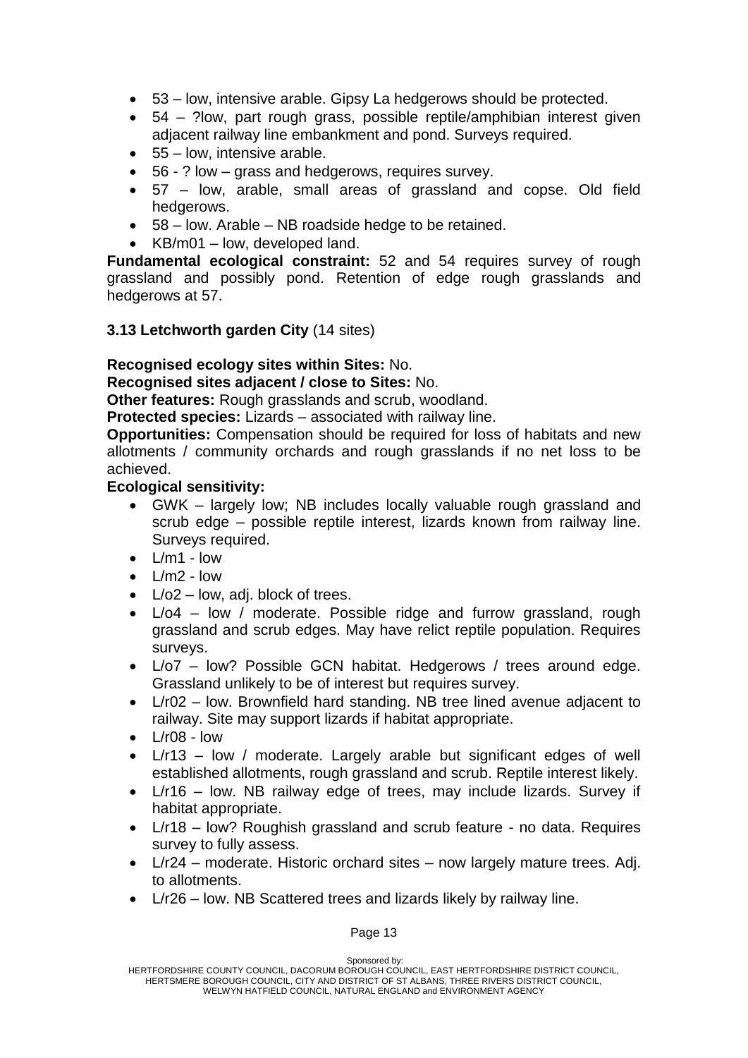- 53 – low, intensive arable. Gipsy La hedgerows should be protected.
- 54 – ?low, part rough grass, possible reptile/amphibian interest given adjacent railway line embankment and pond. Surveys required.
- 55 – low, intensive arable.
- 56 - ? low – grass and hedgerows, requires survey.
- 57 – low, arable, small areas of grassland and copse. Old field hedgerows.
- 58 – low. Arable – NB roadside hedge to be retained.
- KB/m01 – low, developed land.

**Fundamental ecological constraint:** 52 and 54 requires survey of rough grassland and possibly pond. Retention of edge rough grasslands and hedgerows at 57.

### 3.13 Letchworth garden City (14 sites)

**Recognised ecology sites within Sites:** No.
**Recognised sites adjacent / close to Sites:** No.
**Other features:** Rough grasslands and scrub, woodland.
**Protected species:** Lizards – associated with railway line.
**Opportunities:** Compensation should be required for loss of habitats and new allotments / community orchards and rough grasslands if no net loss to be achieved.
**Ecological sensitivity:**

- GWK – largely low; NB includes locally valuable rough grassland and scrub edge – possible reptile interest, lizards known from railway line. Surveys required.
- L/m1 - low
- L/m2 - low
- L/o2 – low, adj. block of trees.
- L/o4 – low / moderate. Possible ridge and furrow grassland, rough grassland and scrub edges. May have relict reptile population. Requires surveys.
- L/o7 – low? Possible GCN habitat. Hedgerows / trees around edge. Grassland unlikely to be of interest but requires survey.
- L/r02 – low. Brownfield hard standing. NB tree lined avenue adjacent to railway. Site may support lizards if habitat appropriate.
- L/r08 - low
- L/r13 – low / moderate. Largely arable but significant edges of well established allotments, rough grassland and scrub. Reptile interest likely.
- L/r16 – low. NB railway edge of trees, may include lizards. Survey if habitat appropriate.
- L/r18 – low? Roughish grassland and scrub feature - no data. Requires survey to fully assess.
- L/r24 – moderate. Historic orchard sites – now largely mature trees. Adj. to allotments.
- L/r26 – low. NB Scattered trees and lizards likely by railway line.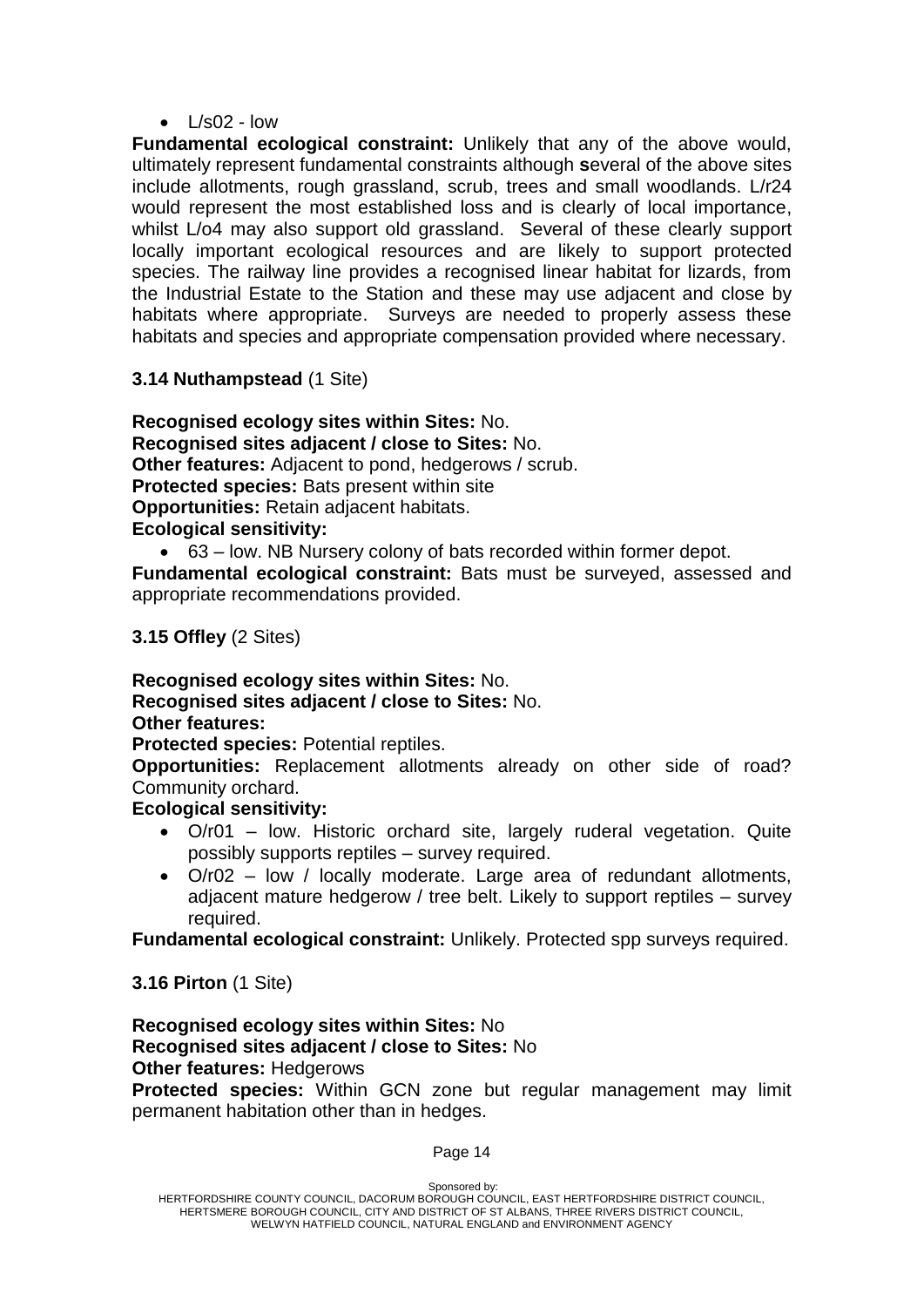- L/s02 - low

**Fundamental ecological constraint:** Unlikely that any of the above would, ultimately represent fundamental constraints although **s**everal of the above sites include allotments, rough grassland, scrub, trees and small woodlands. L/r24 would represent the most established loss and is clearly of local importance, whilst L/o4 may also support old grassland. Several of these clearly support locally important ecological resources and are likely to support protected species. The railway line provides a recognised linear habitat for lizards, from the Industrial Estate to the Station and these may use adjacent and close by habitats where appropriate. Surveys are needed to properly assess these habitats and species and appropriate compensation provided where necessary.

### 3.14 Nuthampstead (1 Site)

**Recognised ecology sites within Sites:** No.
**Recognised sites adjacent / close to Sites:** No.
**Other features:** Adjacent to pond, hedgerows / scrub.
**Protected species:** Bats present within site
**Opportunities:** Retain adjacent habitats.
**Ecological sensitivity:**

- 63 – low. NB Nursery colony of bats recorded within former depot.

**Fundamental ecological constraint:** Bats must be surveyed, assessed and appropriate recommendations provided.

### 3.15 Offley (2 Sites)

**Recognised ecology sites within Sites:** No.
**Recognised sites adjacent / close to Sites:** No.
**Other features:**
**Protected species:** Potential reptiles.
**Opportunities:** Replacement allotments already on other side of road? Community orchard.
**Ecological sensitivity:**

- O/r01 – low. Historic orchard site, largely ruderal vegetation. Quite possibly supports reptiles – survey required.
- O/r02 – low / locally moderate. Large area of redundant allotments, adjacent mature hedgerow / tree belt. Likely to support reptiles – survey required.

**Fundamental ecological constraint:** Unlikely. Protected spp surveys required.

### 3.16 Pirton (1 Site)

**Recognised ecology sites within Sites:** No
**Recognised sites adjacent / close to Sites:** No
**Other features:** Hedgerows
**Protected species:** Within GCN zone but regular management may limit permanent habitation other than in hedges.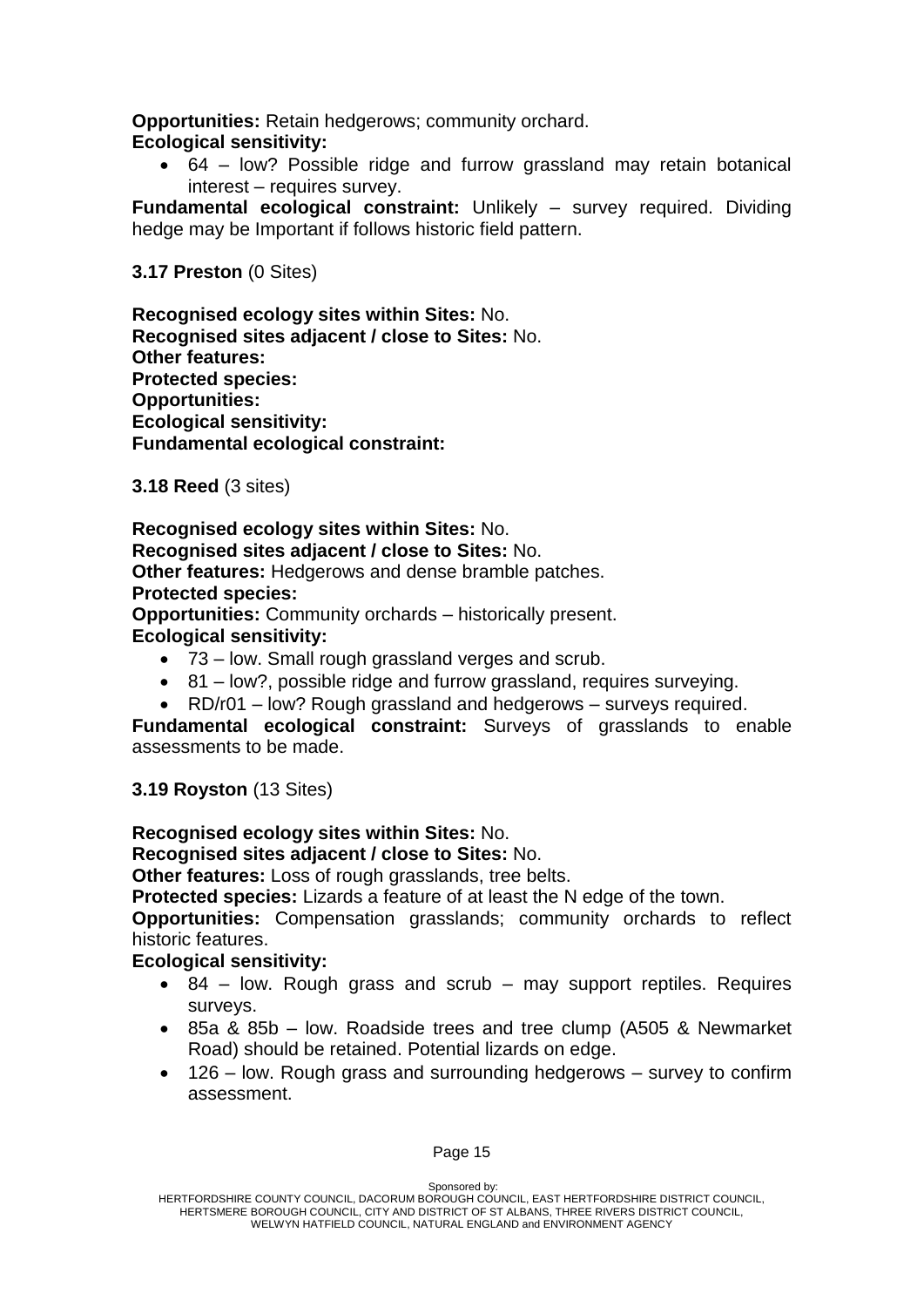**Opportunities:** Retain hedgerows; community orchard.
**Ecological sensitivity:**

- 64 – low? Possible ridge and furrow grassland may retain botanical interest – requires survey.

**Fundamental ecological constraint:** Unlikely – survey required. Dividing hedge may be Important if follows historic field pattern.

**3.17 Preston** (0 Sites)

**Recognised ecology sites within Sites:** No.
**Recognised sites adjacent / close to Sites:** No.
**Other features:**
**Protected species:**
**Opportunities:**
**Ecological sensitivity:**
**Fundamental ecological constraint:**

**3.18 Reed** (3 sites)

**Recognised ecology sites within Sites:** No.
**Recognised sites adjacent / close to Sites:** No.
**Other features:** Hedgerows and dense bramble patches.
**Protected species:**
**Opportunities:** Community orchards – historically present.
**Ecological sensitivity:**

- 73 – low. Small rough grassland verges and scrub.
- 81 – low?, possible ridge and furrow grassland, requires surveying.
- RD/r01 – low? Rough grassland and hedgerows – surveys required.

**Fundamental ecological constraint:** Surveys of grasslands to enable assessments to be made.

**3.19 Royston** (13 Sites)

**Recognised ecology sites within Sites:** No.
**Recognised sites adjacent / close to Sites:** No.
**Other features:** Loss of rough grasslands, tree belts.
**Protected species:** Lizards a feature of at least the N edge of the town.
**Opportunities:** Compensation grasslands; community orchards to reflect historic features.
**Ecological sensitivity:**

- 84 – low. Rough grass and scrub – may support reptiles. Requires surveys.
- 85a & 85b – low. Roadside trees and tree clump (A505 & Newmarket Road) should be retained. Potential lizards on edge.
- 126 – low. Rough grass and surrounding hedgerows – survey to confirm assessment.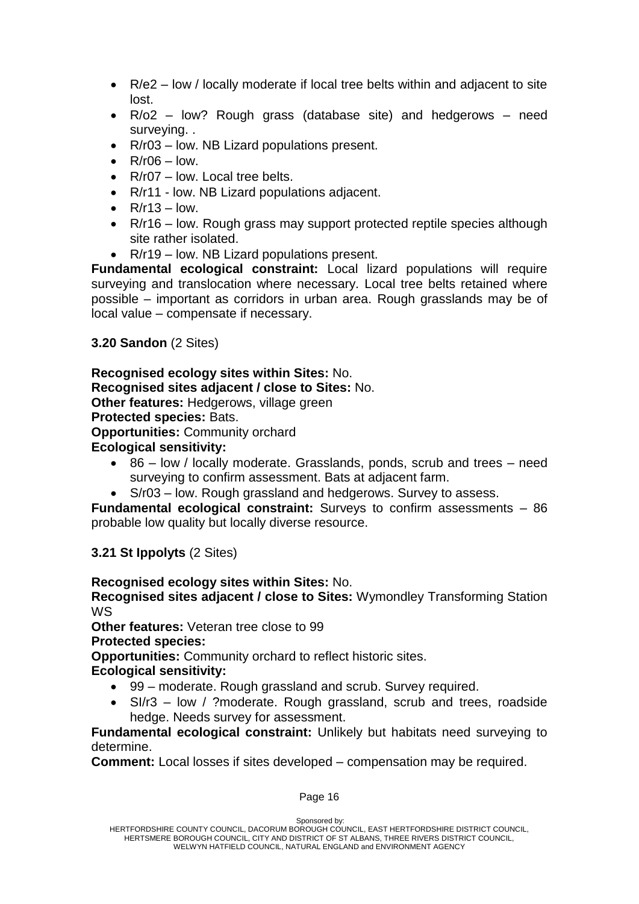- R/e2 – low / locally moderate if local tree belts within and adjacent to site lost.
- R/o2 – low? Rough grass (database site) and hedgerows – need surveying. .
- R/r03 – low. NB Lizard populations present.
- R/r06 – low.
- R/r07 – low. Local tree belts.
- R/r11 - low. NB Lizard populations adjacent.
- R/r13 – low.
- R/r16 – low. Rough grass may support protected reptile species although site rather isolated.
- R/r19 – low. NB Lizard populations present.

**Fundamental ecological constraint:** Local lizard populations will require surveying and translocation where necessary. Local tree belts retained where possible – important as corridors in urban area. Rough grasslands may be of local value – compensate if necessary.

**3.20 Sandon** (2 Sites)

**Recognised ecology sites within Sites:** No.
**Recognised sites adjacent / close to Sites:** No.
**Other features:** Hedgerows, village green
**Protected species:** Bats.
**Opportunities:** Community orchard
**Ecological sensitivity:**

- 86 – low / locally moderate. Grasslands, ponds, scrub and trees – need surveying to confirm assessment. Bats at adjacent farm.
- S/r03 – low. Rough grassland and hedgerows. Survey to assess.

**Fundamental ecological constraint:** Surveys to confirm assessments – 86 probable low quality but locally diverse resource.

**3.21 St Ippolyts** (2 Sites)

**Recognised ecology sites within Sites:** No.
**Recognised sites adjacent / close to Sites:** Wymondley Transforming Station WS
**Other features:** Veteran tree close to 99
**Protected species:**
**Opportunities:** Community orchard to reflect historic sites.
**Ecological sensitivity:**

- 99 – moderate. Rough grassland and scrub. Survey required.
- SI/r3 – low / ?moderate. Rough grassland, scrub and trees, roadside hedge. Needs survey for assessment.

**Fundamental ecological constraint:** Unlikely but habitats need surveying to determine.
**Comment:** Local losses if sites developed – compensation may be required.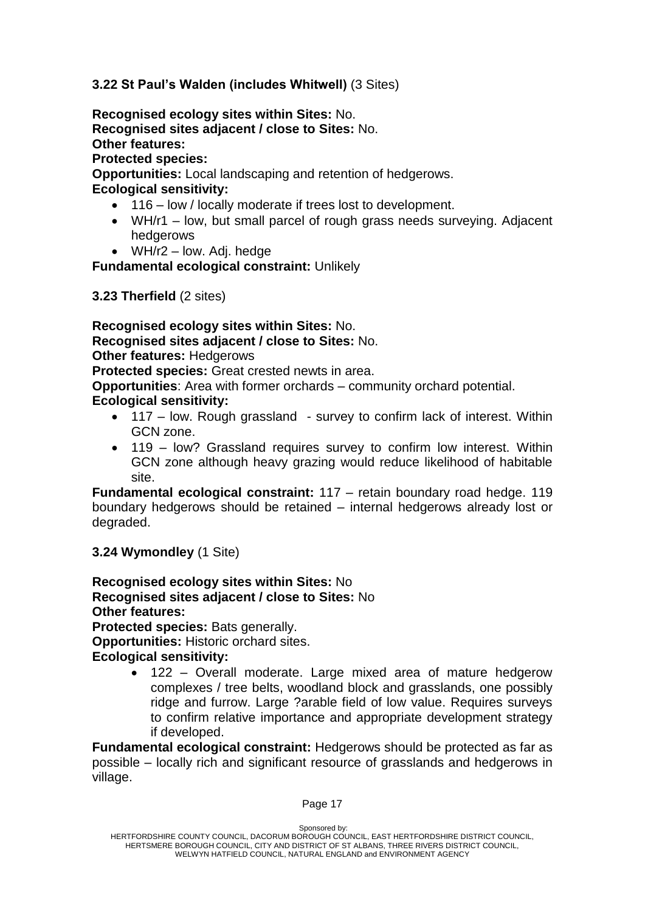### 3.22 St Paul's Walden (includes Whitwell) (3 Sites)

**Recognised ecology sites within Sites:** No.
**Recognised sites adjacent / close to Sites:** No.
**Other features:**
**Protected species:**
**Opportunities:** Local landscaping and retention of hedgerows.
**Ecological sensitivity:**

- 116 – low / locally moderate if trees lost to development.
- WH/r1 – low, but small parcel of rough grass needs surveying. Adjacent hedgerows
- WH/r2 – low. Adj. hedge

**Fundamental ecological constraint:** Unlikely

### 3.23 Therfield (2 sites)

**Recognised ecology sites within Sites:** No.
**Recognised sites adjacent / close to Sites:** No.
**Other features:** Hedgerows
**Protected species:** Great crested newts in area.
**Opportunities**: Area with former orchards – community orchard potential.
**Ecological sensitivity:**

- 117 – low. Rough grassland - survey to confirm lack of interest. Within GCN zone.
- 119 – low? Grassland requires survey to confirm low interest. Within GCN zone although heavy grazing would reduce likelihood of habitable site.

**Fundamental ecological constraint:** 117 – retain boundary road hedge. 119 boundary hedgerows should be retained – internal hedgerows already lost or degraded.

### 3.24 Wymondley (1 Site)

**Recognised ecology sites within Sites:** No
**Recognised sites adjacent / close to Sites:** No
**Other features:**
**Protected species:** Bats generally.
**Opportunities:** Historic orchard sites.
**Ecological sensitivity:**

- 122 – Overall moderate. Large mixed area of mature hedgerow complexes / tree belts, woodland block and grasslands, one possibly ridge and furrow. Large ?arable field of low value. Requires surveys to confirm relative importance and appropriate development strategy if developed.

**Fundamental ecological constraint:** Hedgerows should be protected as far as possible – locally rich and significant resource of grasslands and hedgerows in village.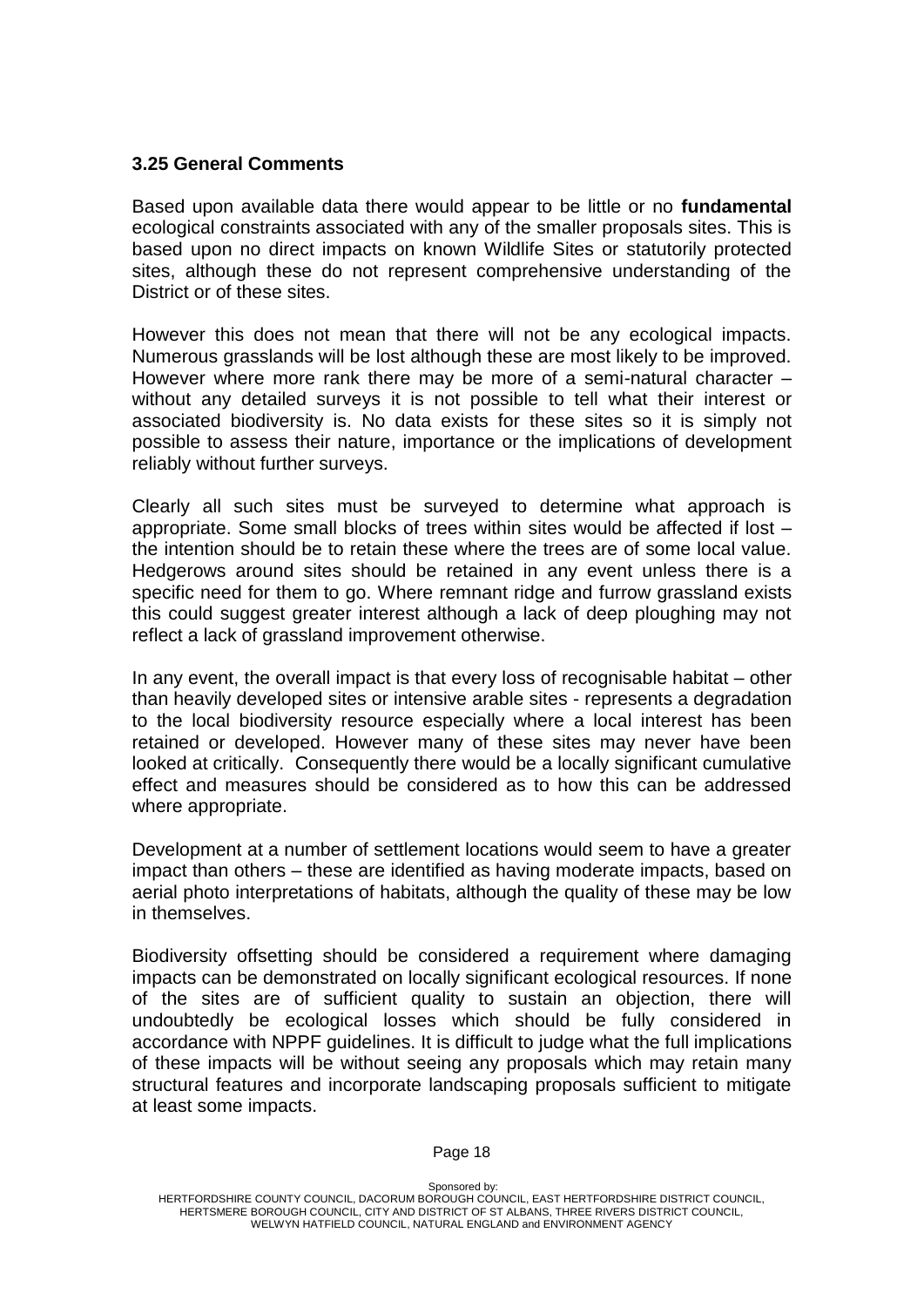### 3.25 General Comments

Based upon available data there would appear to be little or no **fundamental** ecological constraints associated with any of the smaller proposals sites. This is based upon no direct impacts on known Wildlife Sites or statutorily protected sites, although these do not represent comprehensive understanding of the District or of these sites.

However this does not mean that there will not be any ecological impacts. Numerous grasslands will be lost although these are most likely to be improved. However where more rank there may be more of a semi-natural character – without any detailed surveys it is not possible to tell what their interest or associated biodiversity is. No data exists for these sites so it is simply not possible to assess their nature, importance or the implications of development reliably without further surveys.

Clearly all such sites must be surveyed to determine what approach is appropriate. Some small blocks of trees within sites would be affected if lost – the intention should be to retain these where the trees are of some local value. Hedgerows around sites should be retained in any event unless there is a specific need for them to go. Where remnant ridge and furrow grassland exists this could suggest greater interest although a lack of deep ploughing may not reflect a lack of grassland improvement otherwise.

In any event, the overall impact is that every loss of recognisable habitat – other than heavily developed sites or intensive arable sites - represents a degradation to the local biodiversity resource especially where a local interest has been retained or developed. However many of these sites may never have been looked at critically. Consequently there would be a locally significant cumulative effect and measures should be considered as to how this can be addressed where appropriate.

Development at a number of settlement locations would seem to have a greater impact than others – these are identified as having moderate impacts, based on aerial photo interpretations of habitats, although the quality of these may be low in themselves.

Biodiversity offsetting should be considered a requirement where damaging impacts can be demonstrated on locally significant ecological resources. If none of the sites are of sufficient quality to sustain an objection, there will undoubtedly be ecological losses which should be fully considered in accordance with NPPF guidelines. It is difficult to judge what the full implications of these impacts will be without seeing any proposals which may retain many structural features and incorporate landscaping proposals sufficient to mitigate at least some impacts.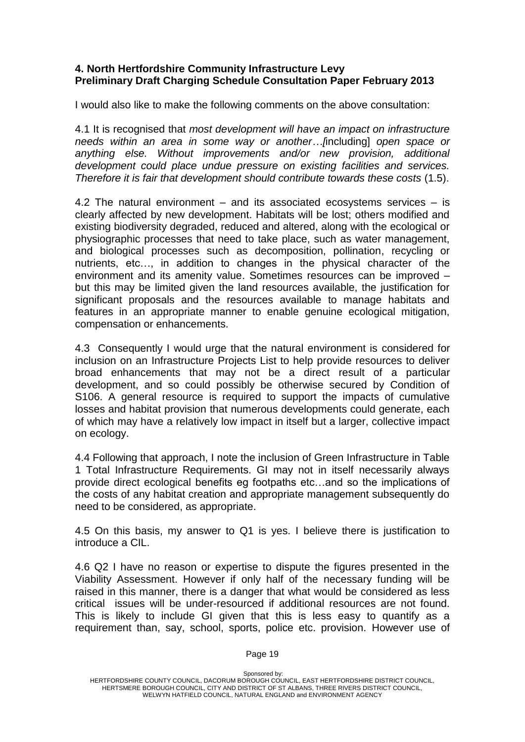**4. North Hertfordshire Community Infrastructure Levy**
**Preliminary Draft Charging Schedule Consultation Paper February 2013**

I would also like to make the following comments on the above consultation:

4.1 It is recognised that *most development will have an impact on infrastructure needs within an area in some way or another…[*including] *open space or anything else. Without improvements and/or new provision, additional development could place undue pressure on existing facilities and services. Therefore it is fair that development should contribute towards these costs* (1.5).

4.2 The natural environment – and its associated ecosystems services – is clearly affected by new development. Habitats will be lost; others modified and existing biodiversity degraded, reduced and altered, along with the ecological or physiographic processes that need to take place, such as water management, and biological processes such as decomposition, pollination, recycling or nutrients, etc…, in addition to changes in the physical character of the environment and its amenity value. Sometimes resources can be improved – but this may be limited given the land resources available, the justification for significant proposals and the resources available to manage habitats and features in an appropriate manner to enable genuine ecological mitigation, compensation or enhancements.

4.3 Consequently I would urge that the natural environment is considered for inclusion on an Infrastructure Projects List to help provide resources to deliver broad enhancements that may not be a direct result of a particular development, and so could possibly be otherwise secured by Condition of S106. A general resource is required to support the impacts of cumulative losses and habitat provision that numerous developments could generate, each of which may have a relatively low impact in itself but a larger, collective impact on ecology.

4.4 Following that approach, I note the inclusion of Green Infrastructure in Table 1 Total Infrastructure Requirements. GI may not in itself necessarily always provide direct ecological benefits eg footpaths etc…and so the implications of the costs of any habitat creation and appropriate management subsequently do need to be considered, as appropriate.

4.5 On this basis, my answer to Q1 is yes. I believe there is justification to introduce a CIL.

4.6 Q2 I have no reason or expertise to dispute the figures presented in the Viability Assessment. However if only half of the necessary funding will be raised in this manner, there is a danger that what would be considered as less critical issues will be under-resourced if additional resources are not found. This is likely to include GI given that this is less easy to quantify as a requirement than, say, school, sports, police etc. provision. However use of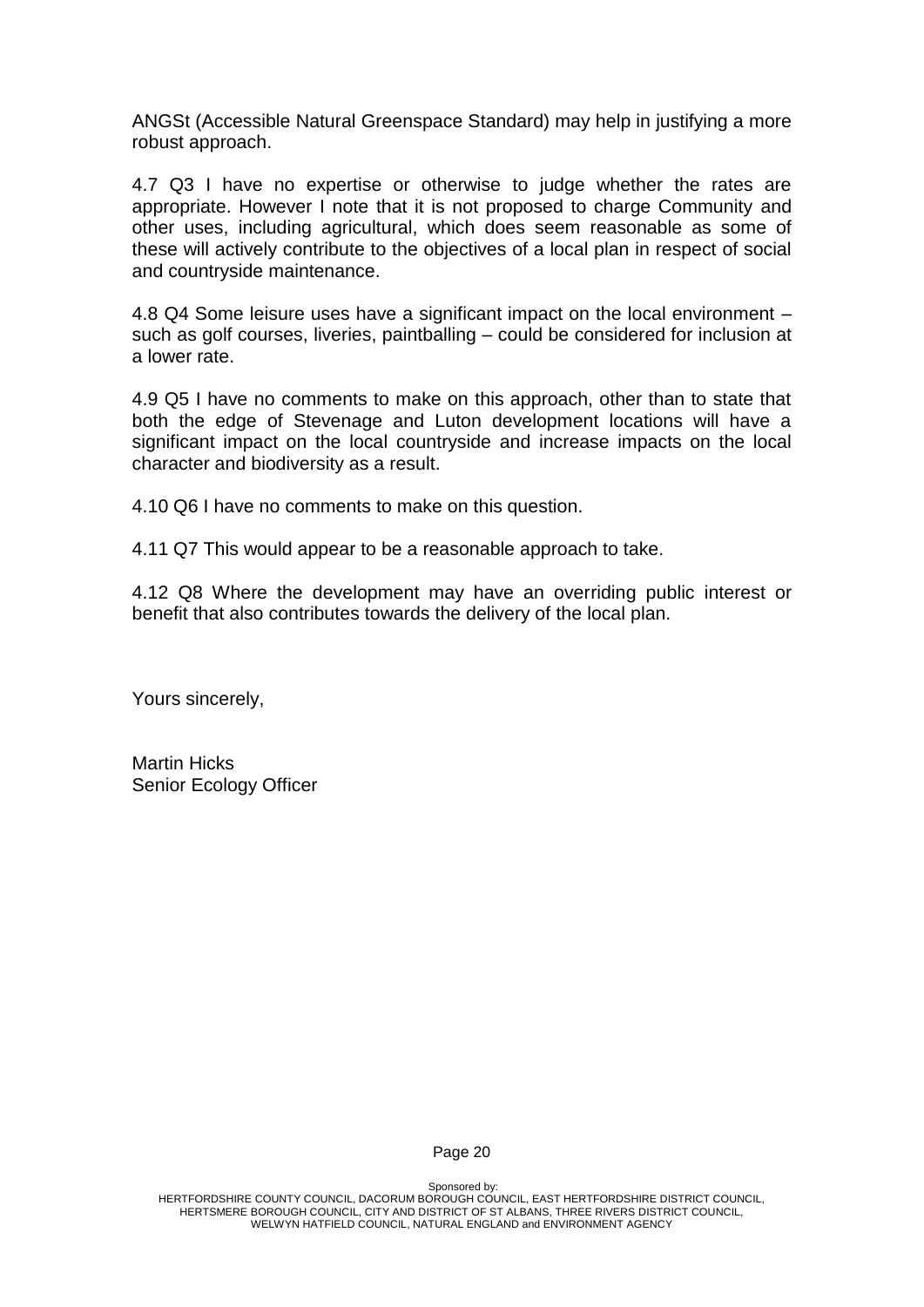ANGSt (Accessible Natural Greenspace Standard) may help in justifying a more robust approach.

4.7 Q3 I have no expertise or otherwise to judge whether the rates are appropriate. However I note that it is not proposed to charge Community and other uses, including agricultural, which does seem reasonable as some of these will actively contribute to the objectives of a local plan in respect of social and countryside maintenance.

4.8 Q4 Some leisure uses have a significant impact on the local environment – such as golf courses, liveries, paintballing – could be considered for inclusion at a lower rate.

4.9 Q5 I have no comments to make on this approach, other than to state that both the edge of Stevenage and Luton development locations will have a significant impact on the local countryside and increase impacts on the local character and biodiversity as a result.

4.10 Q6 I have no comments to make on this question.

4.11 Q7 This would appear to be a reasonable approach to take.

4.12 Q8 Where the development may have an overriding public interest or benefit that also contributes towards the delivery of the local plan.

Yours sincerely,

Martin Hicks
Senior Ecology Officer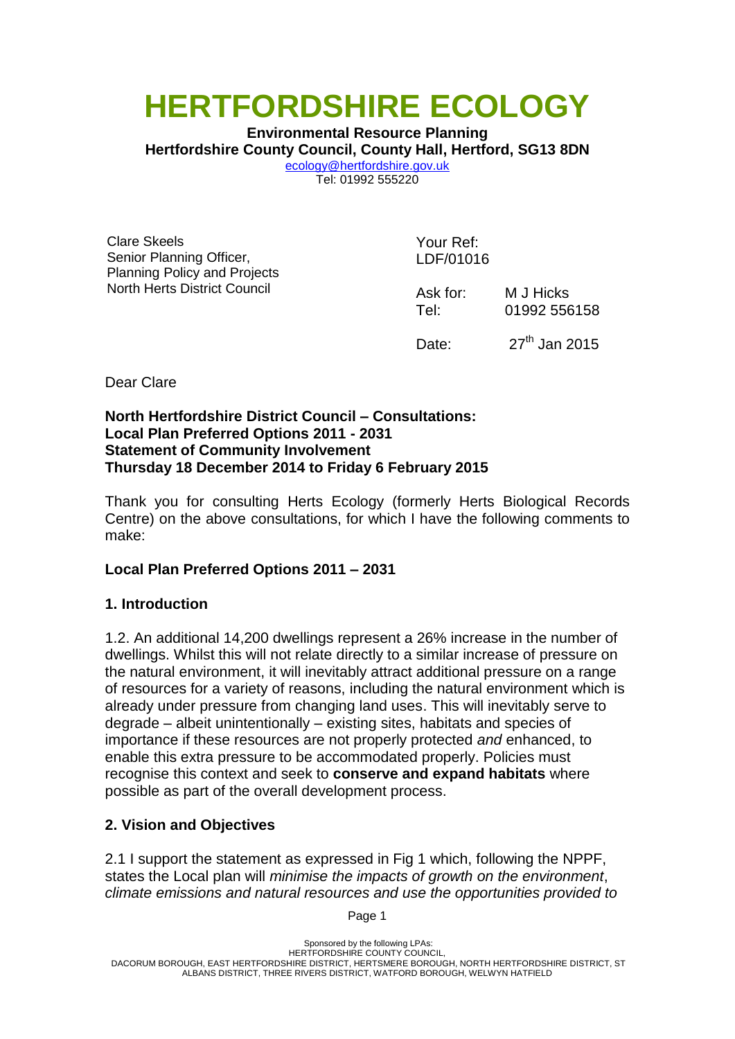# HERTFORDSHIRE ECOLOGY

**Environmental Resource Planning**
**Hertfordshire County Council, County Hall, Hertford, SG13 8DN**
ecology@hertfordshire.gov.uk
Tel: 01992 555220

Clare Skeels
Senior Planning Officer,
Planning Policy and Projects
North Herts District Council

Your Ref:
LDF/01016

Ask for: M J Hicks
Tel: 01992 556158

Date: 27th Jan 2015

Dear Clare

**North Hertfordshire District Council – Consultations:**
**Local Plan Preferred Options 2011 - 2031**
**Statement of Community Involvement**
**Thursday 18 December 2014 to Friday 6 February 2015**

Thank you for consulting Herts Ecology (formerly Herts Biological Records Centre) on the above consultations, for which I have the following comments to make:

**Local Plan Preferred Options 2011 – 2031**

**1. Introduction**

1.2. An additional 14,200 dwellings represent a 26% increase in the number of dwellings. Whilst this will not relate directly to a similar increase of pressure on the natural environment, it will inevitably attract additional pressure on a range of resources for a variety of reasons, including the natural environment which is already under pressure from changing land uses. This will inevitably serve to degrade – albeit unintentionally – existing sites, habitats and species of importance if these resources are not properly protected *and* enhanced, to enable this extra pressure to be accommodated properly. Policies must recognise this context and seek to **conserve and expand habitats** where possible as part of the overall development process.

**2. Vision and Objectives**

2.1 I support the statement as expressed in Fig 1 which, following the NPPF, states the Local plan will *minimise the impacts of growth on the environment*, *climate emissions and natural resources and use the opportunities provided to*

Sponsored by the following LPAs:
HERTFORDSHIRE COUNTY COUNCIL,
DACORUM BOROUGH, EAST HERTFORDSHIRE DISTRICT, HERTSMERE BOROUGH, NORTH HERTFORDSHIRE DISTRICT, ST ALBANS DISTRICT, THREE RIVERS DISTRICT, WATFORD BOROUGH, WELWYN HATFIELD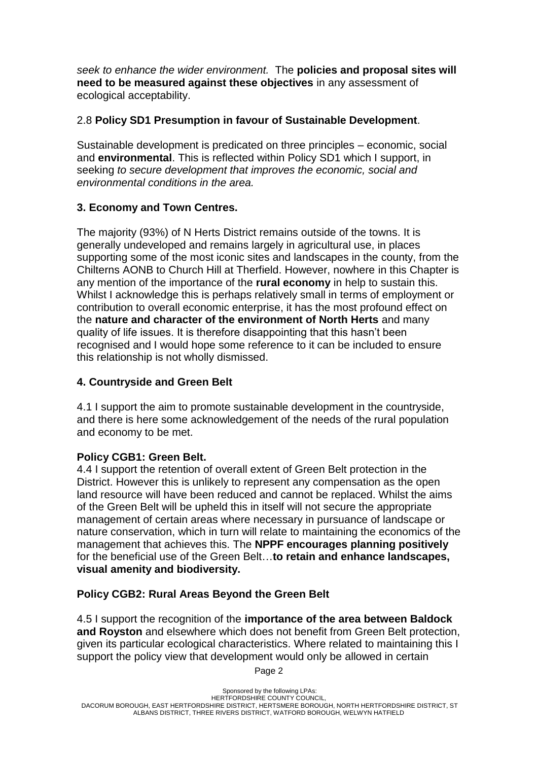*seek to enhance the wider environment.* The **policies and proposal sites will need to be measured against these objectives** in any assessment of ecological acceptability.

2.8 **Policy SD1 Presumption in favour of Sustainable Development**.

Sustainable development is predicated on three principles – economic, social and **environmental**. This is reflected within Policy SD1 which I support, in seeking *to secure development that improves the economic, social and environmental conditions in the area.*

## 3. Economy and Town Centres.

The majority (93%) of N Herts District remains outside of the towns. It is generally undeveloped and remains largely in agricultural use, in places supporting some of the most iconic sites and landscapes in the county, from the Chilterns AONB to Church Hill at Therfield. However, nowhere in this Chapter is any mention of the importance of the **rural economy** in help to sustain this. Whilst I acknowledge this is perhaps relatively small in terms of employment or contribution to overall economic enterprise, it has the most profound effect on the **nature and character of the environment of North Herts** and many quality of life issues. It is therefore disappointing that this hasn't been recognised and I would hope some reference to it can be included to ensure this relationship is not wholly dismissed.

## 4. Countryside and Green Belt

4.1 I support the aim to promote sustainable development in the countryside, and there is here some acknowledgement of the needs of the rural population and economy to be met.

**Policy CGB1: Green Belt.**

4.4 I support the retention of overall extent of Green Belt protection in the District. However this is unlikely to represent any compensation as the open land resource will have been reduced and cannot be replaced. Whilst the aims of the Green Belt will be upheld this in itself will not secure the appropriate management of certain areas where necessary in pursuance of landscape or nature conservation, which in turn will relate to maintaining the economics of the management that achieves this. The **NPPF encourages planning positively** for the beneficial use of the Green Belt…**to retain and enhance landscapes, visual amenity and biodiversity.**

**Policy CGB2: Rural Areas Beyond the Green Belt**

4.5 I support the recognition of the **importance of the area between Baldock and Royston** and elsewhere which does not benefit from Green Belt protection, given its particular ecological characteristics. Where related to maintaining this I support the policy view that development would only be allowed in certain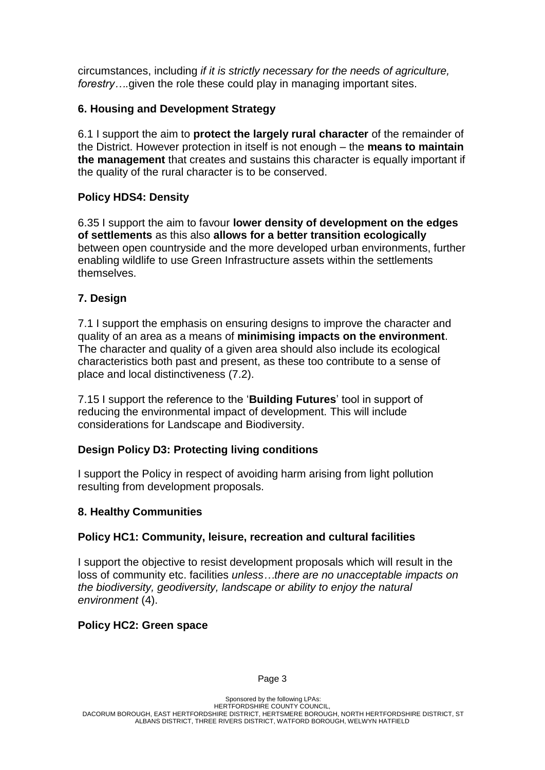circumstances, including *if it is strictly necessary for the needs of agriculture, forestry….*given the role these could play in managing important sites.

## 6. Housing and Development Strategy

6.1 I support the aim to **protect the largely rural character** of the remainder of the District. However protection in itself is not enough – the **means to maintain the management** that creates and sustains this character is equally important if the quality of the rural character is to be conserved.

### Policy HDS4: Density

6.35 I support the aim to favour **lower density of development on the edges of settlements** as this also **allows for a better transition ecologically** between open countryside and the more developed urban environments, further enabling wildlife to use Green Infrastructure assets within the settlements themselves.

## 7. Design

7.1 I support the emphasis on ensuring designs to improve the character and quality of an area as a means of **minimising impacts on the environment**. The character and quality of a given area should also include its ecological characteristics both past and present, as these too contribute to a sense of place and local distinctiveness (7.2).

7.15 I support the reference to the '**Building Futures**' tool in support of reducing the environmental impact of development. This will include considerations for Landscape and Biodiversity.

### Design Policy D3: Protecting living conditions

I support the Policy in respect of avoiding harm arising from light pollution resulting from development proposals.

## 8. Healthy Communities

### Policy HC1: Community, leisure, recreation and cultural facilities

I support the objective to resist development proposals which will result in the loss of community etc. facilities *unless…there are no unacceptable impacts on the biodiversity, geodiversity, landscape or ability to enjoy the natural environment* (4).

### Policy HC2: Green space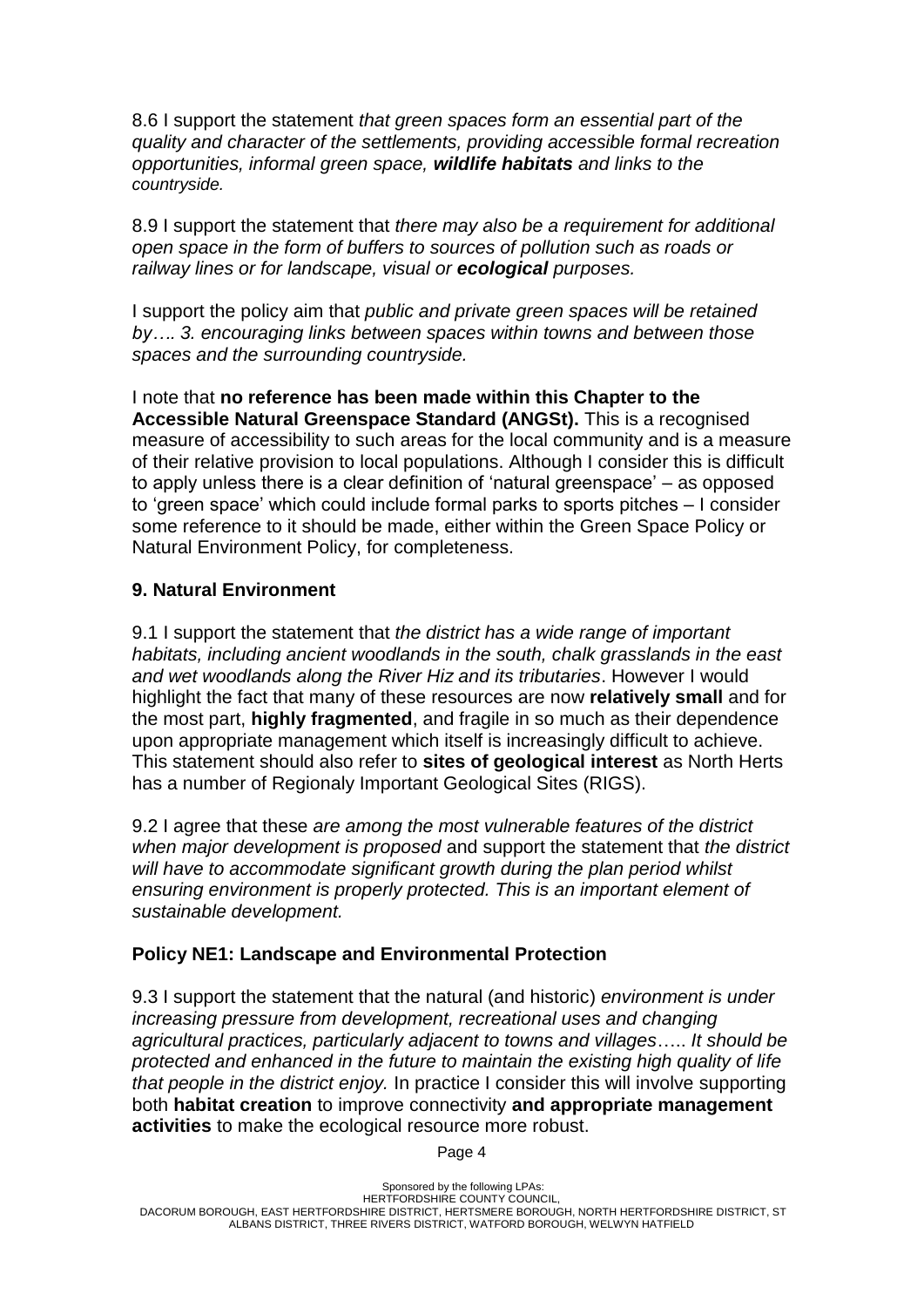8.6 I support the statement *that green spaces form an essential part of the quality and character of the settlements, providing accessible formal recreation opportunities, informal green space, **wildlife habitats** and links to the countryside.*

8.9 I support the statement that *there may also be a requirement for additional open space in the form of buffers to sources of pollution such as roads or railway lines or for landscape, visual or **ecological** purposes.*

I support the policy aim that *public and private green spaces will be retained by…. 3. encouraging links between spaces within towns and between those spaces and the surrounding countryside.*

I note that **no reference has been made within this Chapter to the Accessible Natural Greenspace Standard (ANGSt).** This is a recognised measure of accessibility to such areas for the local community and is a measure of their relative provision to local populations. Although I consider this is difficult to apply unless there is a clear definition of 'natural greenspace' – as opposed to 'green space' which could include formal parks to sports pitches – I consider some reference to it should be made, either within the Green Space Policy or Natural Environment Policy, for completeness.

## 9. Natural Environment

9.1 I support the statement that *the district has a wide range of important habitats, including ancient woodlands in the south, chalk grasslands in the east and wet woodlands along the River Hiz and its tributaries*. However I would highlight the fact that many of these resources are now **relatively small** and for the most part, **highly fragmented**, and fragile in so much as their dependence upon appropriate management which itself is increasingly difficult to achieve. This statement should also refer to **sites of geological interest** as North Herts has a number of Regionaly Important Geological Sites (RIGS).

9.2 I agree that these *are among the most vulnerable features of the district when major development is proposed* and support the statement that *the district will have to accommodate significant growth during the plan period whilst ensuring environment is properly protected. This is an important element of sustainable development.*

### Policy NE1: Landscape and Environmental Protection

9.3 I support the statement that the natural (and historic) *environment is under increasing pressure from development, recreational uses and changing agricultural practices, particularly adjacent to towns and villages….. It should be protected and enhanced in the future to maintain the existing high quality of life that people in the district enjoy.* In practice I consider this will involve supporting both **habitat creation** to improve connectivity **and appropriate management activities** to make the ecological resource more robust.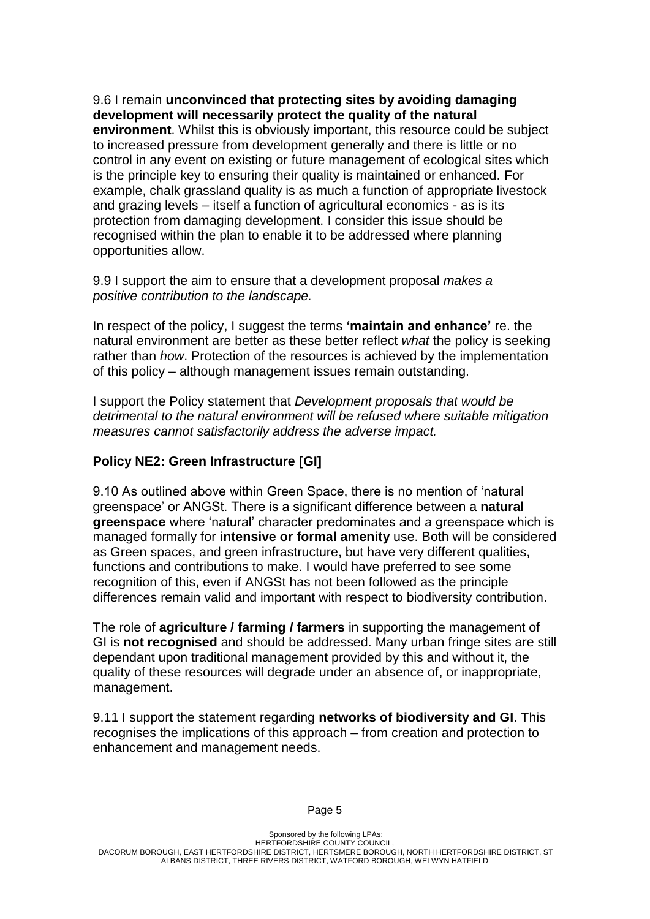9.6 I remain **unconvinced that protecting sites by avoiding damaging development will necessarily protect the quality of the natural environment**. Whilst this is obviously important, this resource could be subject to increased pressure from development generally and there is little or no control in any event on existing or future management of ecological sites which is the principle key to ensuring their quality is maintained or enhanced. For example, chalk grassland quality is as much a function of appropriate livestock and grazing levels – itself a function of agricultural economics - as is its protection from damaging development. I consider this issue should be recognised within the plan to enable it to be addressed where planning opportunities allow.

9.9 I support the aim to ensure that a development proposal *makes a positive contribution to the landscape.*

In respect of the policy, I suggest the terms **'maintain and enhance'** re. the natural environment are better as these better reflect *what* the policy is seeking rather than *how*. Protection of the resources is achieved by the implementation of this policy – although management issues remain outstanding.

I support the Policy statement that *Development proposals that would be detrimental to the natural environment will be refused where suitable mitigation measures cannot satisfactorily address the adverse impact.*

**Policy NE2: Green Infrastructure [GI]**

9.10 As outlined above within Green Space, there is no mention of 'natural greenspace' or ANGSt. There is a significant difference between a **natural greenspace** where 'natural' character predominates and a greenspace which is managed formally for **intensive or formal amenity** use. Both will be considered as Green spaces, and green infrastructure, but have very different qualities, functions and contributions to make. I would have preferred to see some recognition of this, even if ANGSt has not been followed as the principle differences remain valid and important with respect to biodiversity contribution.

The role of **agriculture / farming / farmers** in supporting the management of GI is **not recognised** and should be addressed. Many urban fringe sites are still dependant upon traditional management provided by this and without it, the quality of these resources will degrade under an absence of, or inappropriate, management.

9.11 I support the statement regarding **networks of biodiversity and GI**. This recognises the implications of this approach – from creation and protection to enhancement and management needs.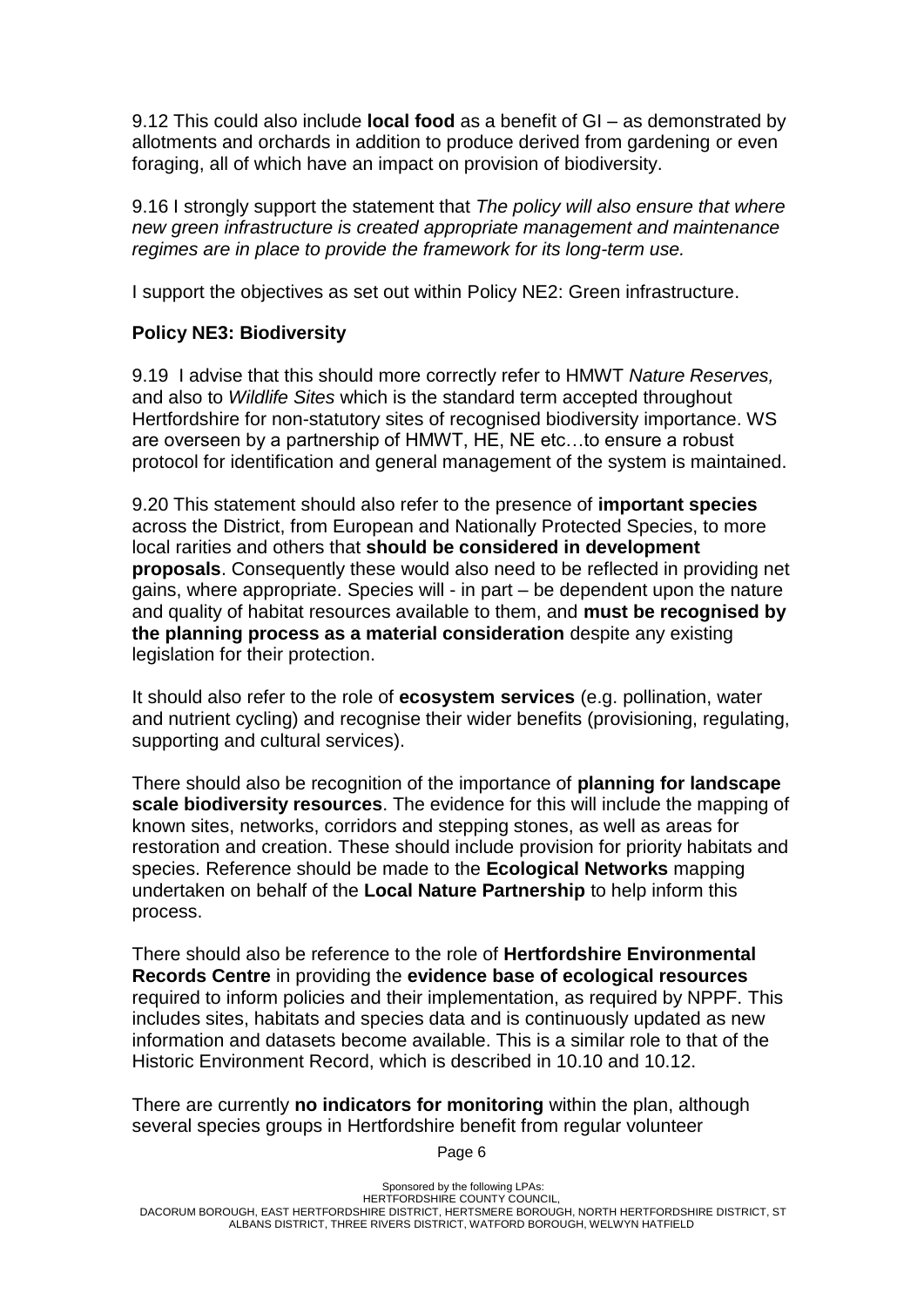9.12 This could also include **local food** as a benefit of GI – as demonstrated by allotments and orchards in addition to produce derived from gardening or even foraging, all of which have an impact on provision of biodiversity.

9.16 I strongly support the statement that *The policy will also ensure that where new green infrastructure is created appropriate management and maintenance regimes are in place to provide the framework for its long-term use.*

I support the objectives as set out within Policy NE2: Green infrastructure.

**Policy NE3: Biodiversity**

9.19 I advise that this should more correctly refer to HMWT *Nature Reserves,* and also to *Wildlife Sites* which is the standard term accepted throughout Hertfordshire for non-statutory sites of recognised biodiversity importance. WS are overseen by a partnership of HMWT, HE, NE etc…to ensure a robust protocol for identification and general management of the system is maintained.

9.20 This statement should also refer to the presence of **important species** across the District, from European and Nationally Protected Species, to more local rarities and others that **should be considered in development proposals**. Consequently these would also need to be reflected in providing net gains, where appropriate. Species will - in part – be dependent upon the nature and quality of habitat resources available to them, and **must be recognised by the planning process as a material consideration** despite any existing legislation for their protection.

It should also refer to the role of **ecosystem services** (e.g. pollination, water and nutrient cycling) and recognise their wider benefits (provisioning, regulating, supporting and cultural services).

There should also be recognition of the importance of **planning for landscape scale biodiversity resources**. The evidence for this will include the mapping of known sites, networks, corridors and stepping stones, as well as areas for restoration and creation. These should include provision for priority habitats and species. Reference should be made to the **Ecological Networks** mapping undertaken on behalf of the **Local Nature Partnership** to help inform this process.

There should also be reference to the role of **Hertfordshire Environmental Records Centre** in providing the **evidence base of ecological resources** required to inform policies and their implementation, as required by NPPF. This includes sites, habitats and species data and is continuously updated as new information and datasets become available. This is a similar role to that of the Historic Environment Record, which is described in 10.10 and 10.12.

There are currently **no indicators for monitoring** within the plan, although several species groups in Hertfordshire benefit from regular volunteer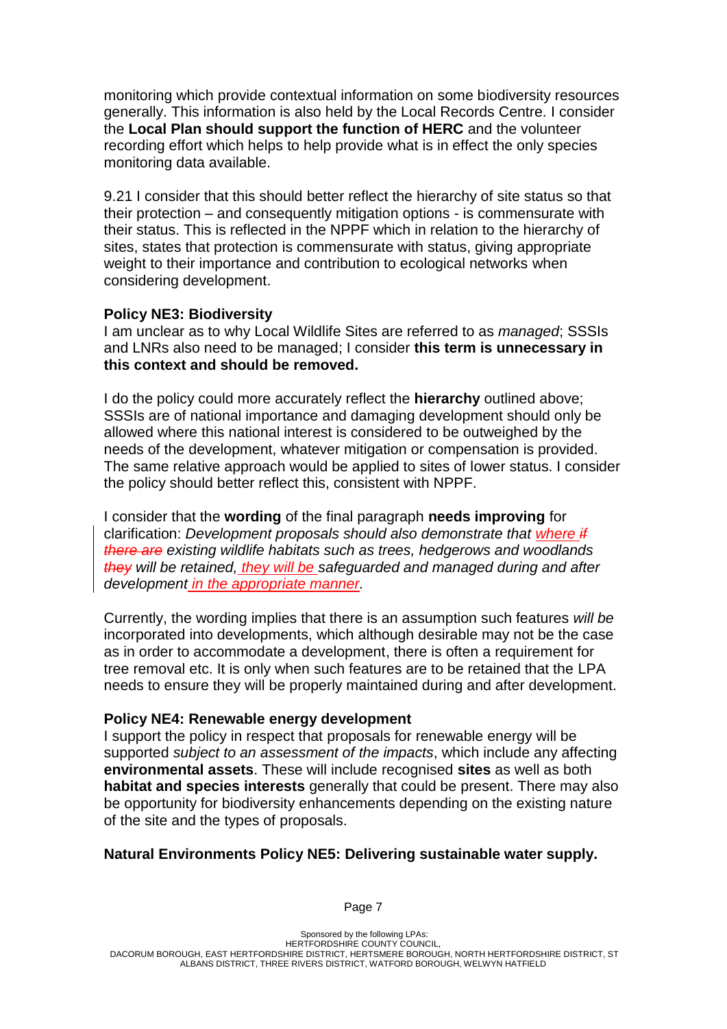monitoring which provide contextual information on some biodiversity resources generally. This information is also held by the Local Records Centre. I consider the **Local Plan should support the function of HERC** and the volunteer recording effort which helps to help provide what is in effect the only species monitoring data available.

9.21 I consider that this should better reflect the hierarchy of site status so that their protection – and consequently mitigation options - is commensurate with their status. This is reflected in the NPPF which in relation to the hierarchy of sites, states that protection is commensurate with status, giving appropriate weight to their importance and contribution to ecological networks when considering development.

**Policy NE3: Biodiversity**

I am unclear as to why Local Wildlife Sites are referred to as *managed*; SSSIs and LNRs also need to be managed; I consider **this term is unnecessary in this context and should be removed.**

I do the policy could more accurately reflect the **hierarchy** outlined above; SSSIs are of national importance and damaging development should only be allowed where this national interest is considered to be outweighed by the needs of the development, whatever mitigation or compensation is provided. The same relative approach would be applied to sites of lower status. I consider the policy should better reflect this, consistent with NPPF.

I consider that the **wording** of the final paragraph **needs improving** for clarification: *Development proposals should also demonstrate that where ~~if there are~~ existing wildlife habitats such as trees, hedgerows and woodlands ~~they~~ will be retained, they will be safeguarded and managed during and after development in the appropriate manner.*

Currently, the wording implies that there is an assumption such features *will be* incorporated into developments, which although desirable may not be the case as in order to accommodate a development, there is often a requirement for tree removal etc. It is only when such features are to be retained that the LPA needs to ensure they will be properly maintained during and after development.

**Policy NE4: Renewable energy development**

I support the policy in respect that proposals for renewable energy will be supported *subject to an assessment of the impacts*, which include any affecting **environmental assets**. These will include recognised **sites** as well as both **habitat and species interests** generally that could be present. There may also be opportunity for biodiversity enhancements depending on the existing nature of the site and the types of proposals.

**Natural Environments Policy NE5: Delivering sustainable water supply.**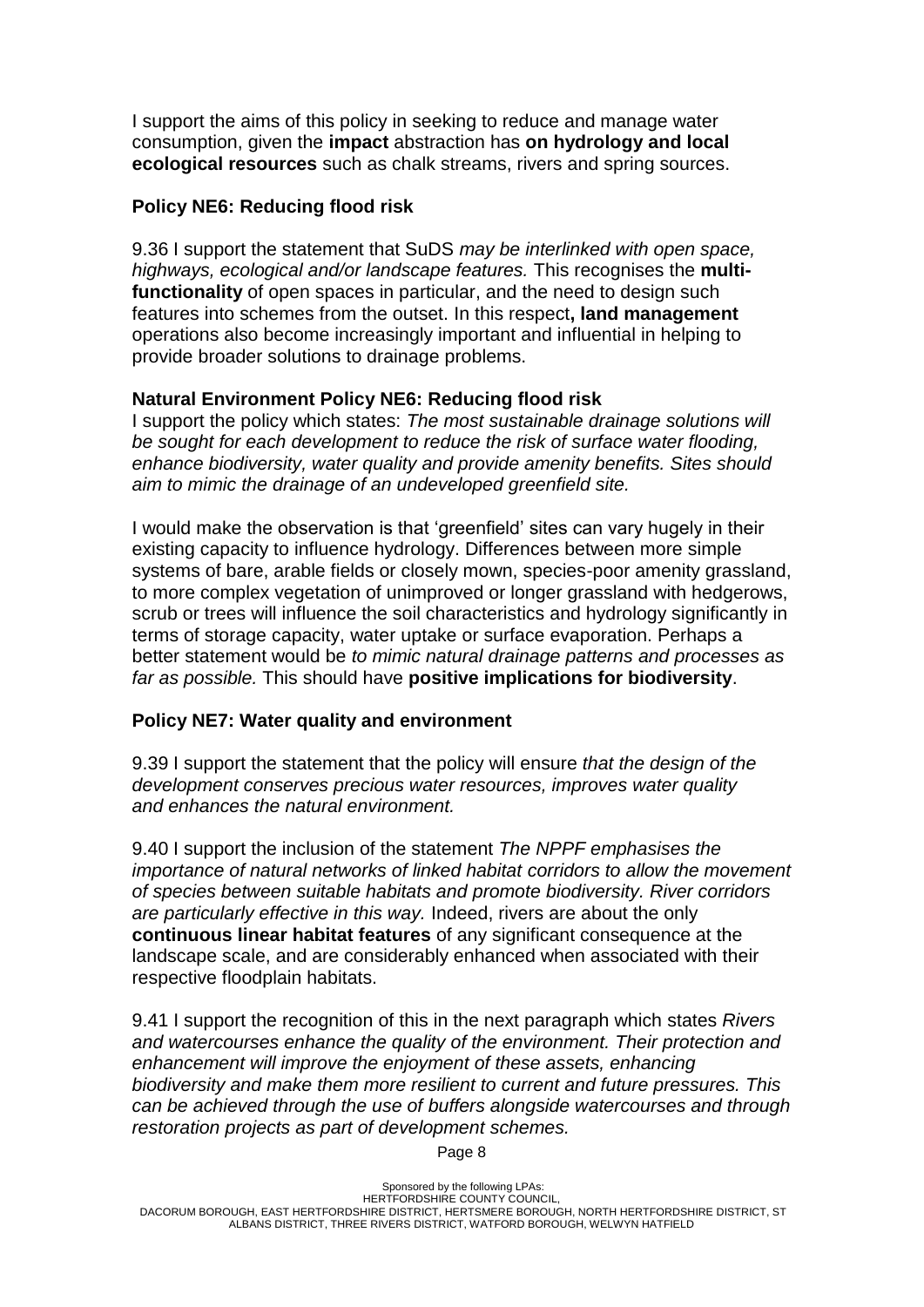I support the aims of this policy in seeking to reduce and manage water consumption, given the **impact** abstraction has **on hydrology and local ecological resources** such as chalk streams, rivers and spring sources.

**Policy NE6: Reducing flood risk**

9.36 I support the statement that SuDS *may be interlinked with open space, highways, ecological and/or landscape features.* This recognises the **multi-functionality** of open spaces in particular, and the need to design such features into schemes from the outset. In this respect**, land management** operations also become increasingly important and influential in helping to provide broader solutions to drainage problems.

**Natural Environment Policy NE6: Reducing flood risk**

I support the policy which states: *The most sustainable drainage solutions will be sought for each development to reduce the risk of surface water flooding, enhance biodiversity, water quality and provide amenity benefits. Sites should aim to mimic the drainage of an undeveloped greenfield site.*

I would make the observation is that 'greenfield' sites can vary hugely in their existing capacity to influence hydrology. Differences between more simple systems of bare, arable fields or closely mown, species-poor amenity grassland, to more complex vegetation of unimproved or longer grassland with hedgerows, scrub or trees will influence the soil characteristics and hydrology significantly in terms of storage capacity, water uptake or surface evaporation. Perhaps a better statement would be *to mimic natural drainage patterns and processes as far as possible.* This should have **positive implications for biodiversity**.

**Policy NE7: Water quality and environment**

9.39 I support the statement that the policy will ensure *that the design of the development conserves precious water resources, improves water quality and enhances the natural environment.*

9.40 I support the inclusion of the statement *The NPPF emphasises the importance of natural networks of linked habitat corridors to allow the movement of species between suitable habitats and promote biodiversity. River corridors are particularly effective in this way.* Indeed, rivers are about the only **continuous linear habitat features** of any significant consequence at the landscape scale, and are considerably enhanced when associated with their respective floodplain habitats.

9.41 I support the recognition of this in the next paragraph which states *Rivers and watercourses enhance the quality of the environment. Their protection and enhancement will improve the enjoyment of these assets, enhancing biodiversity and make them more resilient to current and future pressures. This can be achieved through the use of buffers alongside watercourses and through restoration projects as part of development schemes.*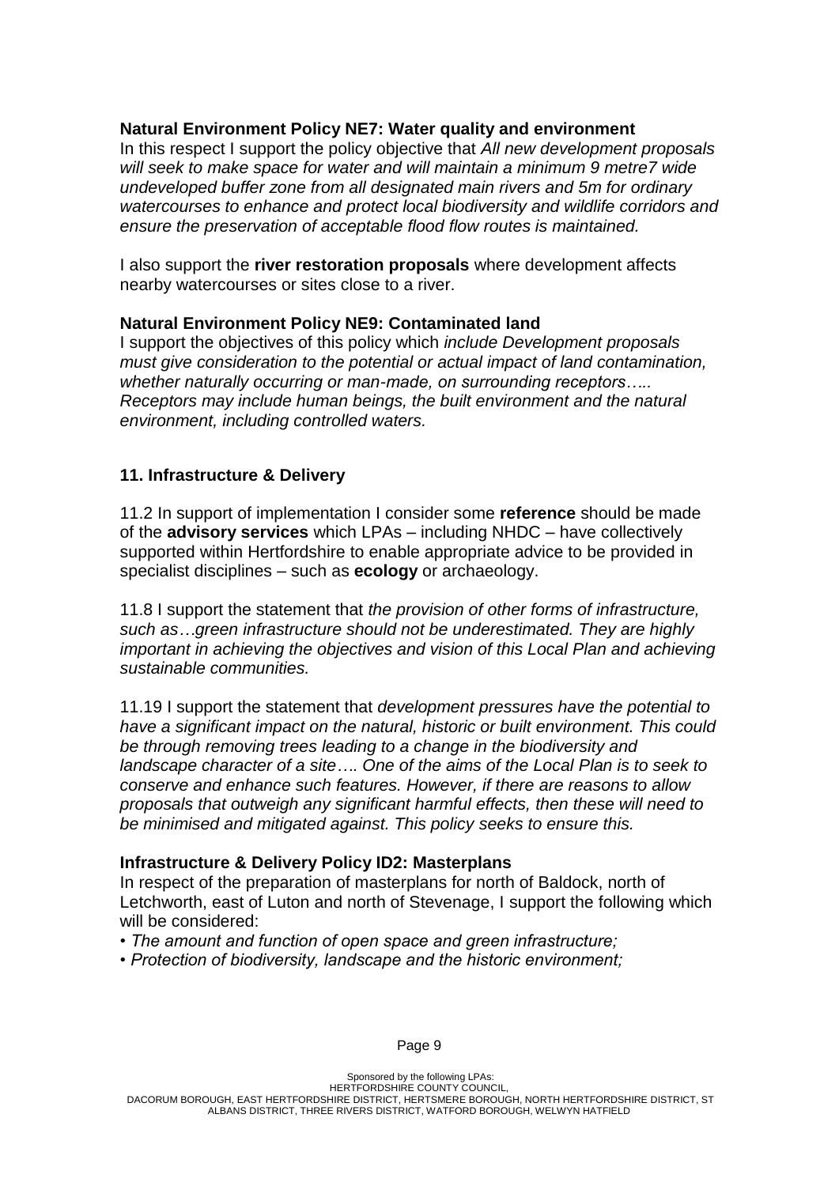**Natural Environment Policy NE7: Water quality and environment**
In this respect I support the policy objective that *All new development proposals will seek to make space for water and will maintain a minimum 9 metre7 wide undeveloped buffer zone from all designated main rivers and 5m for ordinary watercourses to enhance and protect local biodiversity and wildlife corridors and ensure the preservation of acceptable flood flow routes is maintained.*

I also support the **river restoration proposals** where development affects nearby watercourses or sites close to a river.

**Natural Environment Policy NE9: Contaminated land**
I support the objectives of this policy which *include Development proposals must give consideration to the potential or actual impact of land contamination, whether naturally occurring or man-made, on surrounding receptors….. Receptors may include human beings, the built environment and the natural environment, including controlled waters.*

## 11. Infrastructure & Delivery

11.2 In support of implementation I consider some **reference** should be made of the **advisory services** which LPAs – including NHDC – have collectively supported within Hertfordshire to enable appropriate advice to be provided in specialist disciplines – such as **ecology** or archaeology.

11.8 I support the statement that *the provision of other forms of infrastructure, such as…green infrastructure should not be underestimated. They are highly important in achieving the objectives and vision of this Local Plan and achieving sustainable communities.*

11.19 I support the statement that *development pressures have the potential to have a significant impact on the natural, historic or built environment. This could be through removing trees leading to a change in the biodiversity and landscape character of a site…. One of the aims of the Local Plan is to seek to conserve and enhance such features. However, if there are reasons to allow proposals that outweigh any significant harmful effects, then these will need to be minimised and mitigated against. This policy seeks to ensure this.*

**Infrastructure & Delivery Policy ID2: Masterplans**
In respect of the preparation of masterplans for north of Baldock, north of Letchworth, east of Luton and north of Stevenage, I support the following which will be considered:

- *The amount and function of open space and green infrastructure;*
- *Protection of biodiversity, landscape and the historic environment;*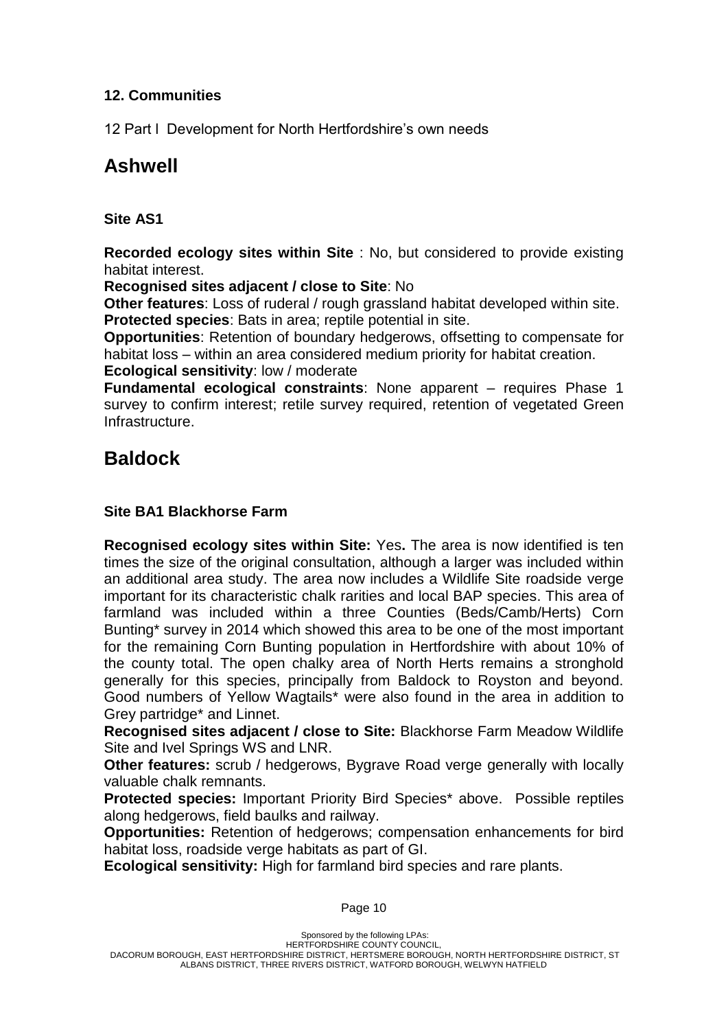**12. Communities**

12 Part I Development for North Hertfordshire's own needs

# Ashwell

### Site AS1

**Recorded ecology sites within Site** : No, but considered to provide existing habitat interest.

**Recognised sites adjacent / close to Site**: No

**Other features**: Loss of ruderal / rough grassland habitat developed within site.

**Protected species**: Bats in area; reptile potential in site.

**Opportunities**: Retention of boundary hedgerows, offsetting to compensate for habitat loss – within an area considered medium priority for habitat creation.

**Ecological sensitivity**: low / moderate

**Fundamental ecological constraints**: None apparent – requires Phase 1 survey to confirm interest; retile survey required, retention of vegetated Green Infrastructure.

# Baldock

### Site BA1 Blackhorse Farm

**Recognised ecology sites within Site:** Yes**.** The area is now identified is ten times the size of the original consultation, although a larger was included within an additional area study. The area now includes a Wildlife Site roadside verge important for its characteristic chalk rarities and local BAP species. This area of farmland was included within a three Counties (Beds/Camb/Herts) Corn Bunting* survey in 2014 which showed this area to be one of the most important for the remaining Corn Bunting population in Hertfordshire with about 10% of the county total. The open chalky area of North Herts remains a stronghold generally for this species, principally from Baldock to Royston and beyond. Good numbers of Yellow Wagtails* were also found in the area in addition to Grey partridge* and Linnet.

**Recognised sites adjacent / close to Site:** Blackhorse Farm Meadow Wildlife Site and Ivel Springs WS and LNR.

**Other features:** scrub / hedgerows, Bygrave Road verge generally with locally valuable chalk remnants.

**Protected species:** Important Priority Bird Species* above. Possible reptiles along hedgerows, field baulks and railway.

**Opportunities:** Retention of hedgerows; compensation enhancements for bird habitat loss, roadside verge habitats as part of GI.

**Ecological sensitivity:** High for farmland bird species and rare plants.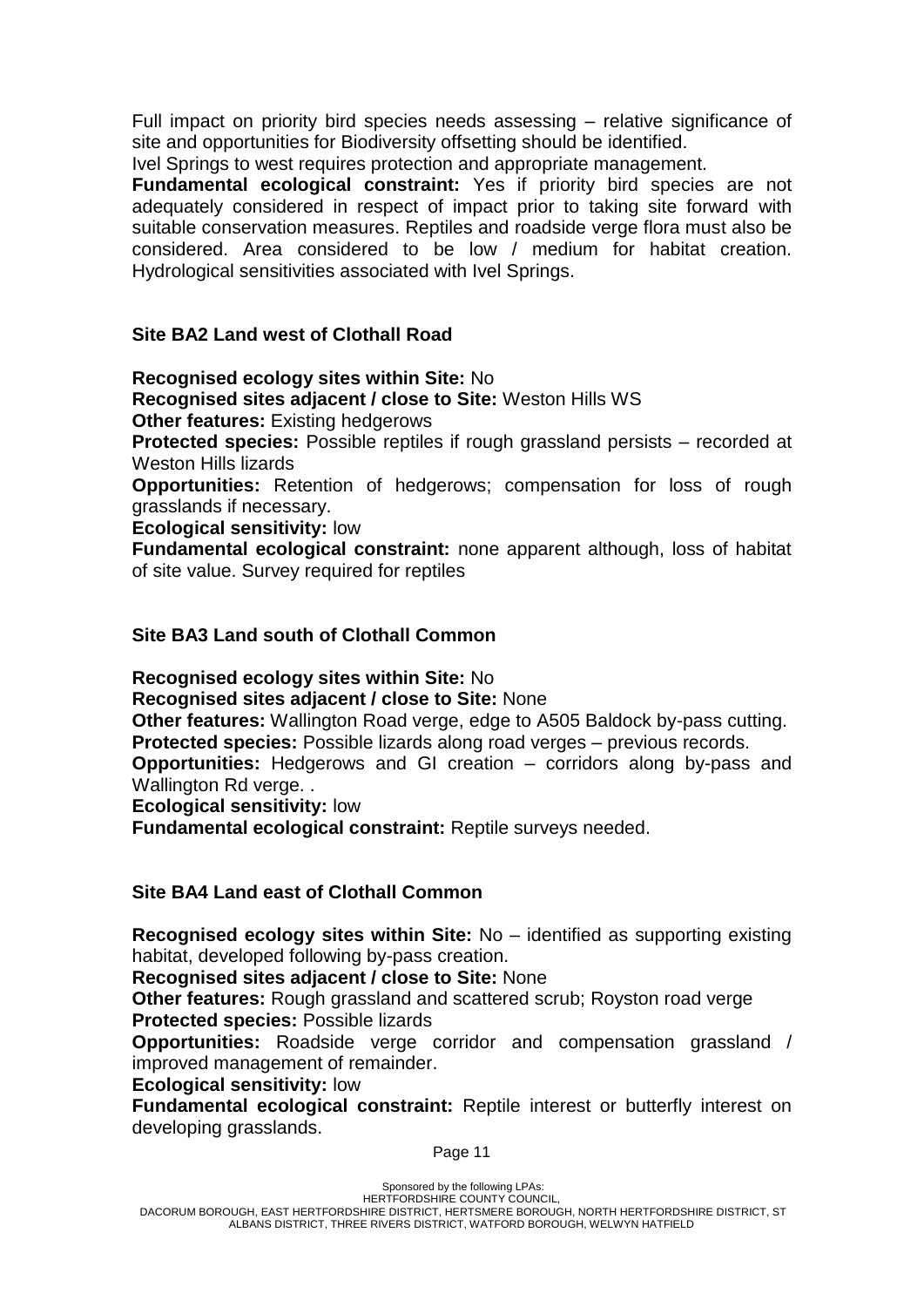Full impact on priority bird species needs assessing – relative significance of site and opportunities for Biodiversity offsetting should be identified.

Ivel Springs to west requires protection and appropriate management.

**Fundamental ecological constraint:** Yes if priority bird species are not adequately considered in respect of impact prior to taking site forward with suitable conservation measures. Reptiles and roadside verge flora must also be considered. Area considered to be low / medium for habitat creation. Hydrological sensitivities associated with Ivel Springs.

### Site BA2 Land west of Clothall Road

**Recognised ecology sites within Site:** No

**Recognised sites adjacent / close to Site:** Weston Hills WS

**Other features:** Existing hedgerows

**Protected species:** Possible reptiles if rough grassland persists – recorded at Weston Hills lizards

**Opportunities:** Retention of hedgerows; compensation for loss of rough grasslands if necessary.

**Ecological sensitivity:** low

**Fundamental ecological constraint:** none apparent although, loss of habitat of site value. Survey required for reptiles

### Site BA3 Land south of Clothall Common

**Recognised ecology sites within Site:** No

**Recognised sites adjacent / close to Site:** None

**Other features:** Wallington Road verge, edge to A505 Baldock by-pass cutting.

**Protected species:** Possible lizards along road verges – previous records.

**Opportunities:** Hedgerows and GI creation – corridors along by-pass and Wallington Rd verge. .

**Ecological sensitivity:** low

**Fundamental ecological constraint:** Reptile surveys needed.

### Site BA4 Land east of Clothall Common

**Recognised ecology sites within Site:** No – identified as supporting existing habitat, developed following by-pass creation.

**Recognised sites adjacent / close to Site:** None

**Other features:** Rough grassland and scattered scrub; Royston road verge

**Protected species:** Possible lizards

**Opportunities:** Roadside verge corridor and compensation grassland / improved management of remainder.

**Ecological sensitivity:** low

**Fundamental ecological constraint:** Reptile interest or butterfly interest on developing grasslands.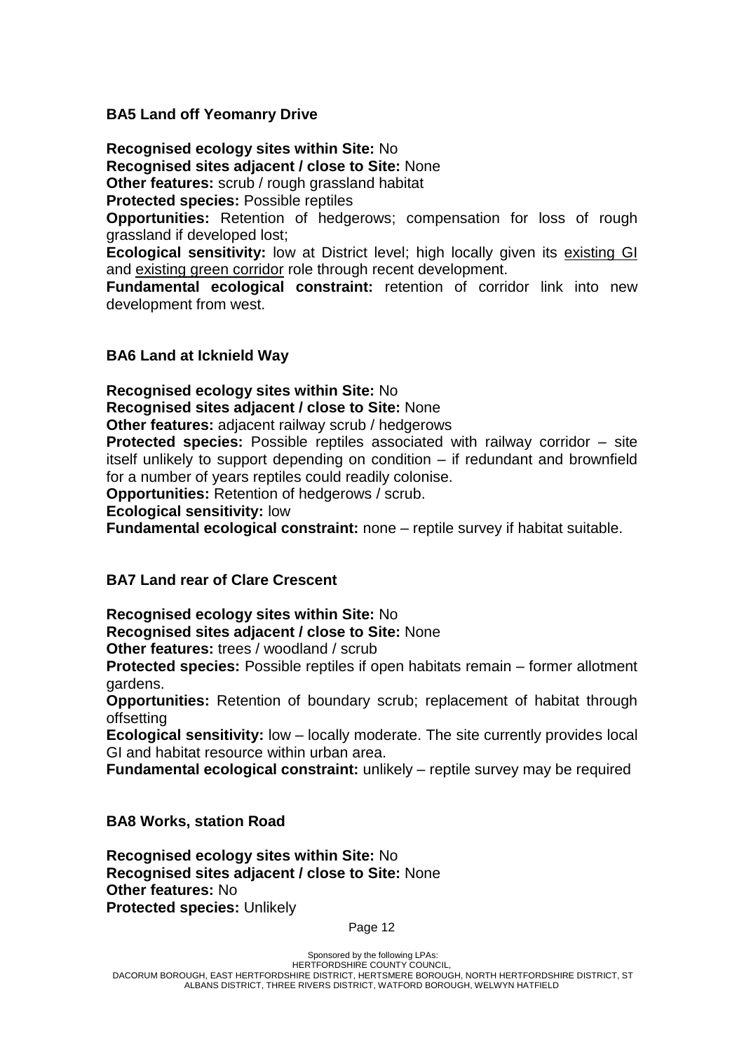### BA5 Land off Yeomanry Drive

**Recognised ecology sites within Site:** No
**Recognised sites adjacent / close to Site:** None
**Other features:** scrub / rough grassland habitat
**Protected species:** Possible reptiles
**Opportunities:** Retention of hedgerows; compensation for loss of rough grassland if developed lost;
**Ecological sensitivity:** low at District level; high locally given its existing GI and existing green corridor role through recent development.
**Fundamental ecological constraint:** retention of corridor link into new development from west.

### BA6 Land at Icknield Way

**Recognised ecology sites within Site:** No
**Recognised sites adjacent / close to Site:** None
**Other features:** adjacent railway scrub / hedgerows
**Protected species:** Possible reptiles associated with railway corridor – site itself unlikely to support depending on condition – if redundant and brownfield for a number of years reptiles could readily colonise.
**Opportunities:** Retention of hedgerows / scrub.
**Ecological sensitivity:** low
**Fundamental ecological constraint:** none – reptile survey if habitat suitable.

### BA7 Land rear of Clare Crescent

**Recognised ecology sites within Site:** No
**Recognised sites adjacent / close to Site:** None
**Other features:** trees / woodland / scrub
**Protected species:** Possible reptiles if open habitats remain – former allotment gardens.
**Opportunities:** Retention of boundary scrub; replacement of habitat through offsetting
**Ecological sensitivity:** low – locally moderate. The site currently provides local GI and habitat resource within urban area.
**Fundamental ecological constraint:** unlikely – reptile survey may be required

### BA8 Works, station Road

**Recognised ecology sites within Site:** No
**Recognised sites adjacent / close to Site:** None
**Other features:** No
**Protected species:** Unlikely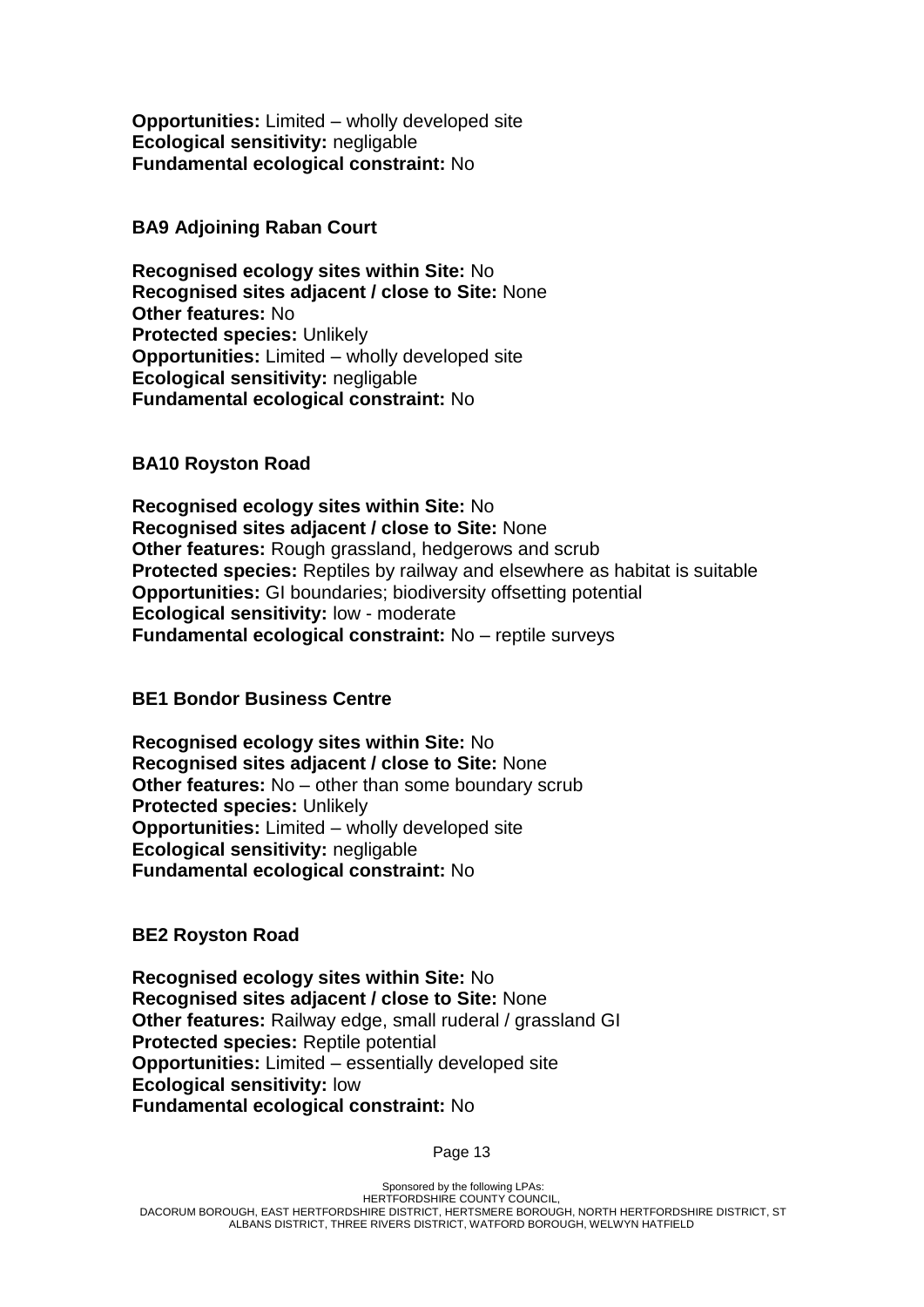**Opportunities:** Limited – wholly developed site
**Ecological sensitivity:** negligable
**Fundamental ecological constraint:** No

**BA9 Adjoining Raban Court**

**Recognised ecology sites within Site:** No
**Recognised sites adjacent / close to Site:** None
**Other features:** No
**Protected species:** Unlikely
**Opportunities:** Limited – wholly developed site
**Ecological sensitivity:** negligable
**Fundamental ecological constraint:** No

**BA10 Royston Road**

**Recognised ecology sites within Site:** No
**Recognised sites adjacent / close to Site:** None
**Other features:** Rough grassland, hedgerows and scrub
**Protected species:** Reptiles by railway and elsewhere as habitat is suitable
**Opportunities:** GI boundaries; biodiversity offsetting potential
**Ecological sensitivity:** low - moderate
**Fundamental ecological constraint:** No – reptile surveys

**BE1 Bondor Business Centre**

**Recognised ecology sites within Site:** No
**Recognised sites adjacent / close to Site:** None
**Other features:** No – other than some boundary scrub
**Protected species:** Unlikely
**Opportunities:** Limited – wholly developed site
**Ecological sensitivity:** negligable
**Fundamental ecological constraint:** No

**BE2 Royston Road**

**Recognised ecology sites within Site:** No
**Recognised sites adjacent / close to Site:** None
**Other features:** Railway edge, small ruderal / grassland GI
**Protected species:** Reptile potential
**Opportunities:** Limited – essentially developed site
**Ecological sensitivity:** low
**Fundamental ecological constraint:** No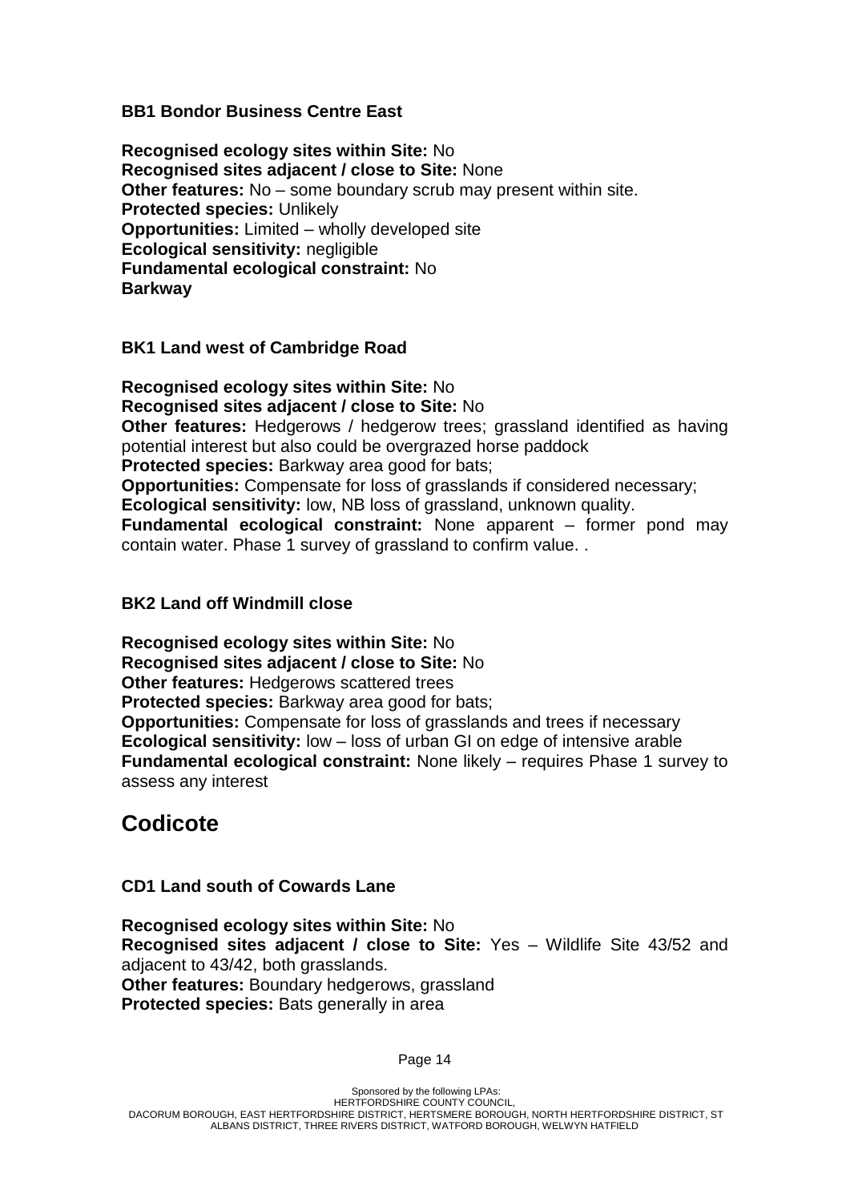**BB1 Bondor Business Centre East**

**Recognised ecology sites within Site:** No
**Recognised sites adjacent / close to Site:** None
**Other features:** No – some boundary scrub may present within site.
**Protected species:** Unlikely
**Opportunities:** Limited – wholly developed site
**Ecological sensitivity:** negligible
**Fundamental ecological constraint:** No
**Barkway**

**BK1 Land west of Cambridge Road**

**Recognised ecology sites within Site:** No
**Recognised sites adjacent / close to Site:** No
**Other features:** Hedgerows / hedgerow trees; grassland identified as having potential interest but also could be overgrazed horse paddock
**Protected species:** Barkway area good for bats;
**Opportunities:** Compensate for loss of grasslands if considered necessary;
**Ecological sensitivity:** low, NB loss of grassland, unknown quality.
**Fundamental ecological constraint:** None apparent – former pond may contain water. Phase 1 survey of grassland to confirm value. .

**BK2 Land off Windmill close**

**Recognised ecology sites within Site:** No
**Recognised sites adjacent / close to Site:** No
**Other features:** Hedgerows scattered trees
**Protected species:** Barkway area good for bats;
**Opportunities:** Compensate for loss of grasslands and trees if necessary
**Ecological sensitivity:** low – loss of urban GI on edge of intensive arable
**Fundamental ecological constraint:** None likely – requires Phase 1 survey to assess any interest

# Codicote

**CD1 Land south of Cowards Lane**

**Recognised ecology sites within Site:** No
**Recognised sites adjacent / close to Site:** Yes – Wildlife Site 43/52 and adjacent to 43/42, both grasslands.
**Other features:** Boundary hedgerows, grassland
**Protected species:** Bats generally in area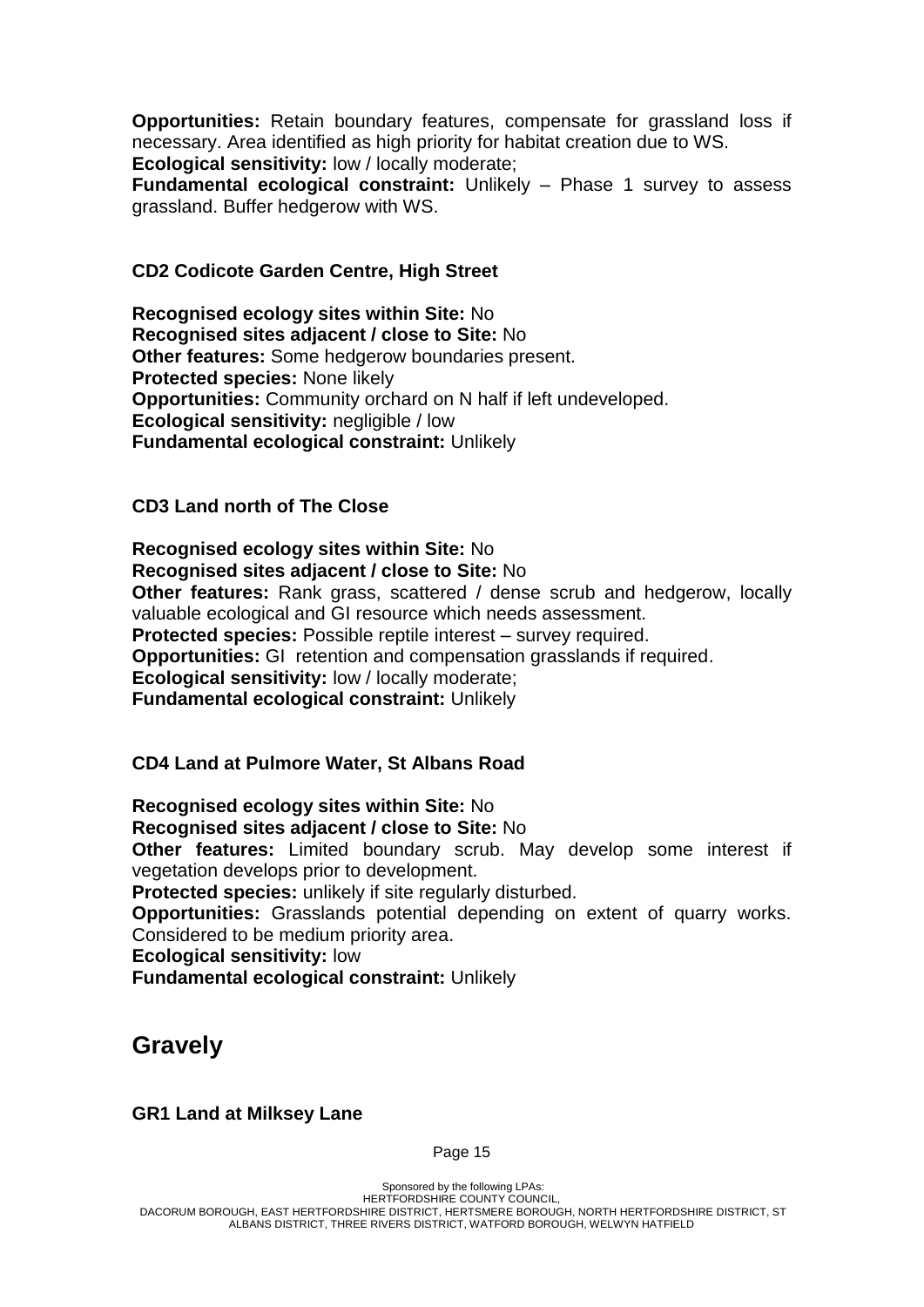**Opportunities:** Retain boundary features, compensate for grassland loss if necessary. Area identified as high priority for habitat creation due to WS.
**Ecological sensitivity:** low / locally moderate;
**Fundamental ecological constraint:** Unlikely – Phase 1 survey to assess grassland. Buffer hedgerow with WS.

### CD2 Codicote Garden Centre, High Street

**Recognised ecology sites within Site:** No
**Recognised sites adjacent / close to Site:** No
**Other features:** Some hedgerow boundaries present.
**Protected species:** None likely
**Opportunities:** Community orchard on N half if left undeveloped.
**Ecological sensitivity:** negligible / low
**Fundamental ecological constraint:** Unlikely

### CD3 Land north of The Close

**Recognised ecology sites within Site:** No
**Recognised sites adjacent / close to Site:** No
**Other features:** Rank grass, scattered / dense scrub and hedgerow, locally valuable ecological and GI resource which needs assessment.
**Protected species:** Possible reptile interest – survey required.
**Opportunities:** GI retention and compensation grasslands if required.
**Ecological sensitivity:** low / locally moderate;
**Fundamental ecological constraint:** Unlikely

### CD4 Land at Pulmore Water, St Albans Road

**Recognised ecology sites within Site:** No
**Recognised sites adjacent / close to Site:** No
**Other features:** Limited boundary scrub. May develop some interest if vegetation develops prior to development.
**Protected species:** unlikely if site regularly disturbed.
**Opportunities:** Grasslands potential depending on extent of quarry works. Considered to be medium priority area.
**Ecological sensitivity:** low
**Fundamental ecological constraint:** Unlikely

## Gravely

### GR1 Land at Milksey Lane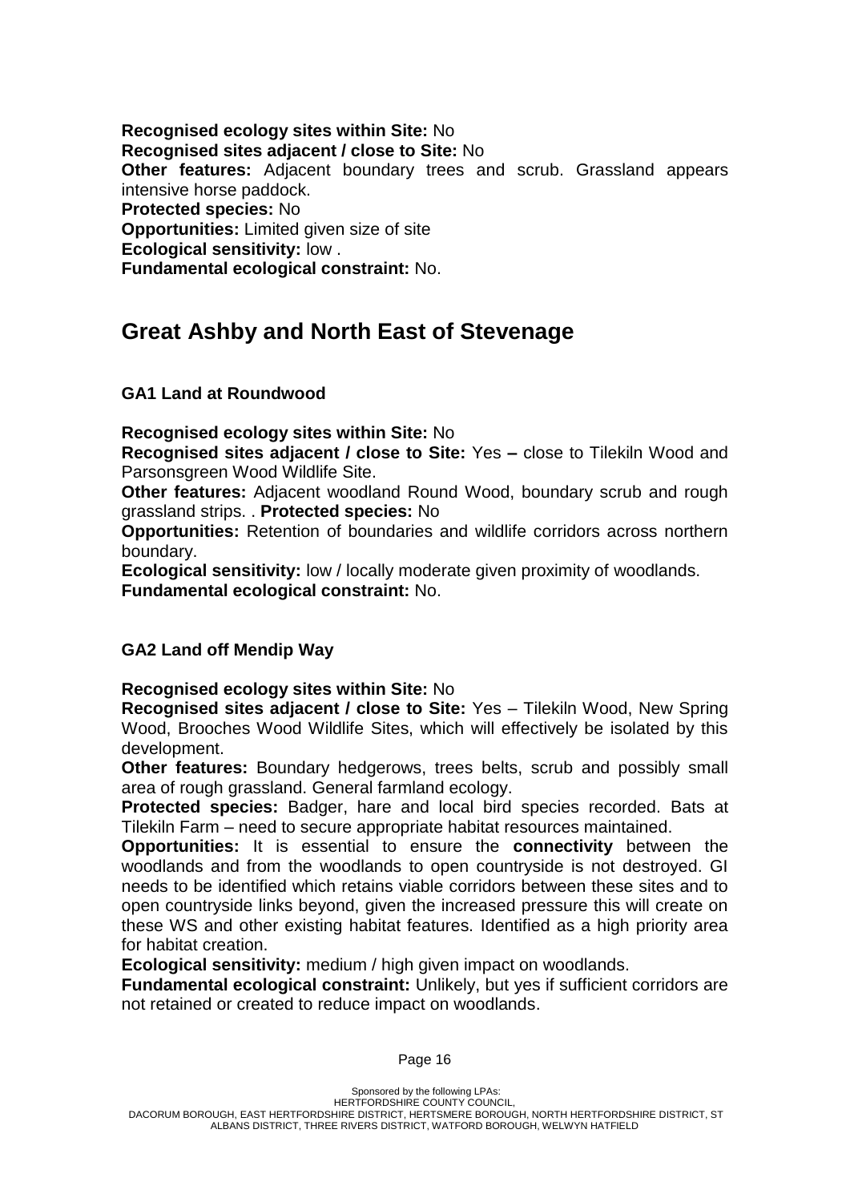**Recognised ecology sites within Site:** No
**Recognised sites adjacent / close to Site:** No
**Other features:** Adjacent boundary trees and scrub. Grassland appears intensive horse paddock.
**Protected species:** No
**Opportunities:** Limited given size of site
**Ecological sensitivity:** low .
**Fundamental ecological constraint:** No.

## Great Ashby and North East of Stevenage

### GA1 Land at Roundwood

**Recognised ecology sites within Site:** No
**Recognised sites adjacent / close to Site:** Yes **–** close to Tilekiln Wood and Parsonsgreen Wood Wildlife Site.
**Other features:** Adjacent woodland Round Wood, boundary scrub and rough grassland strips. . **Protected species:** No
**Opportunities:** Retention of boundaries and wildlife corridors across northern boundary.
**Ecological sensitivity:** low / locally moderate given proximity of woodlands.
**Fundamental ecological constraint:** No.

### GA2 Land off Mendip Way

**Recognised ecology sites within Site:** No
**Recognised sites adjacent / close to Site:** Yes – Tilekiln Wood, New Spring Wood, Brooches Wood Wildlife Sites, which will effectively be isolated by this development.
**Other features:** Boundary hedgerows, trees belts, scrub and possibly small area of rough grassland. General farmland ecology.
**Protected species:** Badger, hare and local bird species recorded. Bats at Tilekiln Farm – need to secure appropriate habitat resources maintained.
**Opportunities:** It is essential to ensure the **connectivity** between the woodlands and from the woodlands to open countryside is not destroyed. GI needs to be identified which retains viable corridors between these sites and to open countryside links beyond, given the increased pressure this will create on these WS and other existing habitat features. Identified as a high priority area for habitat creation.
**Ecological sensitivity:** medium / high given impact on woodlands.
**Fundamental ecological constraint:** Unlikely, but yes if sufficient corridors are not retained or created to reduce impact on woodlands.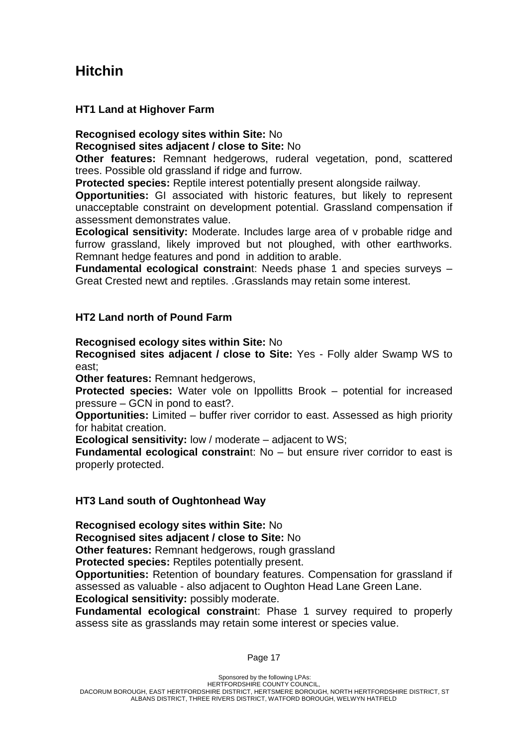# Hitchin

### HT1 Land at Highover Farm

**Recognised ecology sites within Site:** No
**Recognised sites adjacent / close to Site:** No
**Other features:** Remnant hedgerows, ruderal vegetation, pond, scattered trees. Possible old grassland if ridge and furrow.
**Protected species:** Reptile interest potentially present alongside railway.
**Opportunities:** GI associated with historic features, but likely to represent unacceptable constraint on development potential. Grassland compensation if assessment demonstrates value.
**Ecological sensitivity:** Moderate. Includes large area of v probable ridge and furrow grassland, likely improved but not ploughed, with other earthworks. Remnant hedge features and pond in addition to arable.
**Fundamental ecological constrain**t: Needs phase 1 and species surveys – Great Crested newt and reptiles. .Grasslands may retain some interest.

### HT2 Land north of Pound Farm

**Recognised ecology sites within Site:** No
**Recognised sites adjacent / close to Site:** Yes - Folly alder Swamp WS to east;
**Other features:** Remnant hedgerows,
**Protected species:** Water vole on Ippollitts Brook – potential for increased pressure – GCN in pond to east?.
**Opportunities:** Limited – buffer river corridor to east. Assessed as high priority for habitat creation.
**Ecological sensitivity:** low / moderate – adjacent to WS;
**Fundamental ecological constrain**t: No – but ensure river corridor to east is properly protected.

### HT3 Land south of Oughtonhead Way

**Recognised ecology sites within Site:** No
**Recognised sites adjacent / close to Site:** No
**Other features:** Remnant hedgerows, rough grassland
**Protected species:** Reptiles potentially present.
**Opportunities:** Retention of boundary features. Compensation for grassland if assessed as valuable - also adjacent to Oughton Head Lane Green Lane.
**Ecological sensitivity:** possibly moderate.
**Fundamental ecological constrain**t: Phase 1 survey required to properly assess site as grasslands may retain some interest or species value.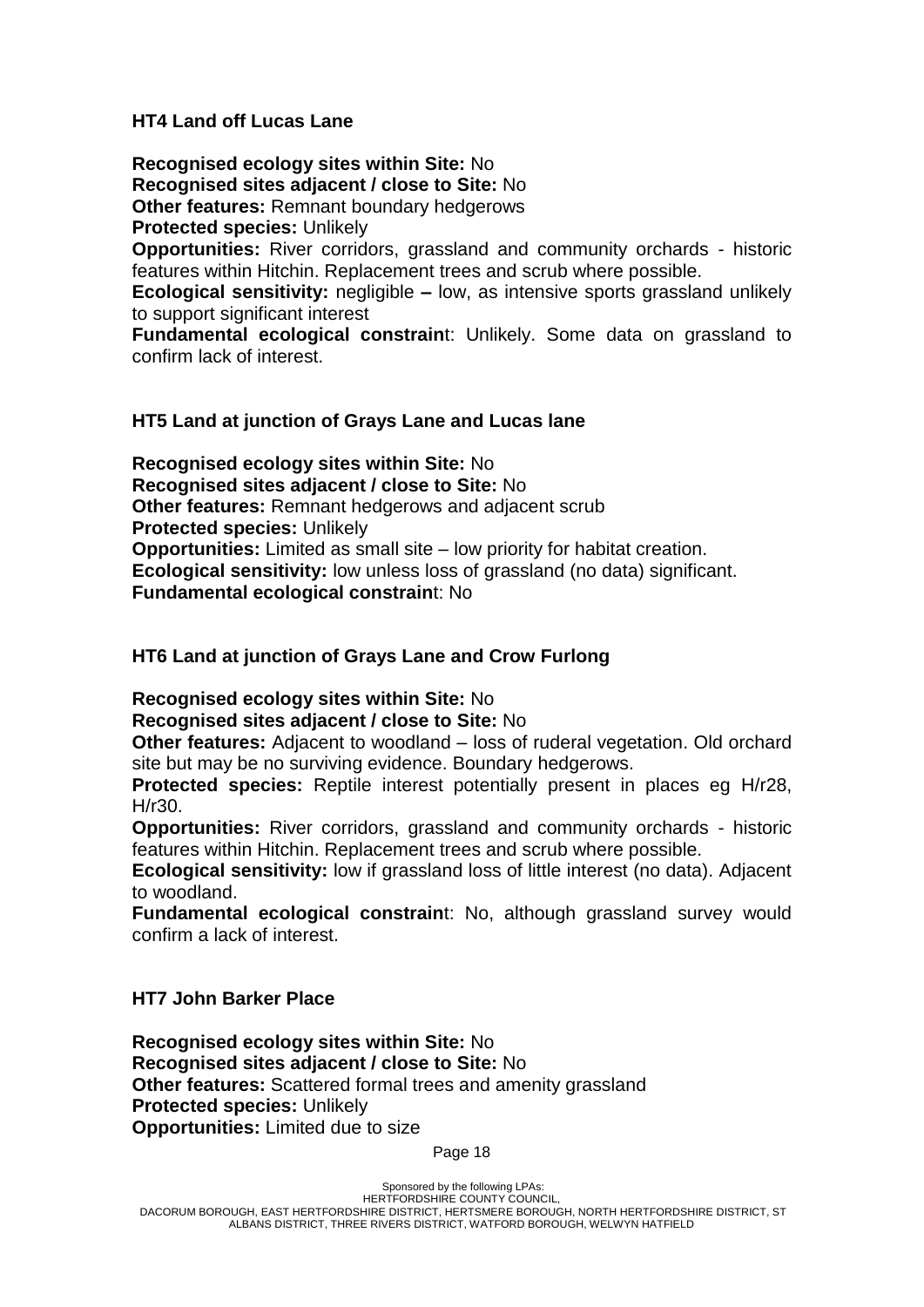### HT4 Land off Lucas Lane

**Recognised ecology sites within Site:** No
**Recognised sites adjacent / close to Site:** No
**Other features:** Remnant boundary hedgerows
**Protected species:** Unlikely
**Opportunities:** River corridors, grassland and community orchards - historic features within Hitchin. Replacement trees and scrub where possible.
**Ecological sensitivity:** negligible **–** low, as intensive sports grassland unlikely to support significant interest
**Fundamental ecological constrain**t: Unlikely. Some data on grassland to confirm lack of interest.

### HT5 Land at junction of Grays Lane and Lucas lane

**Recognised ecology sites within Site:** No
**Recognised sites adjacent / close to Site:** No
**Other features:** Remnant hedgerows and adjacent scrub
**Protected species:** Unlikely
**Opportunities:** Limited as small site – low priority for habitat creation.
**Ecological sensitivity:** low unless loss of grassland (no data) significant.
**Fundamental ecological constrain**t: No

### HT6 Land at junction of Grays Lane and Crow Furlong

**Recognised ecology sites within Site:** No
**Recognised sites adjacent / close to Site:** No
**Other features:** Adjacent to woodland – loss of ruderal vegetation. Old orchard site but may be no surviving evidence. Boundary hedgerows.
**Protected species:** Reptile interest potentially present in places eg H/r28, H/r30.
**Opportunities:** River corridors, grassland and community orchards - historic features within Hitchin. Replacement trees and scrub where possible.
**Ecological sensitivity:** low if grassland loss of little interest (no data). Adjacent to woodland.
**Fundamental ecological constrain**t: No, although grassland survey would confirm a lack of interest.

### HT7 John Barker Place

**Recognised ecology sites within Site:** No
**Recognised sites adjacent / close to Site:** No
**Other features:** Scattered formal trees and amenity grassland
**Protected species:** Unlikely
**Opportunities:** Limited due to size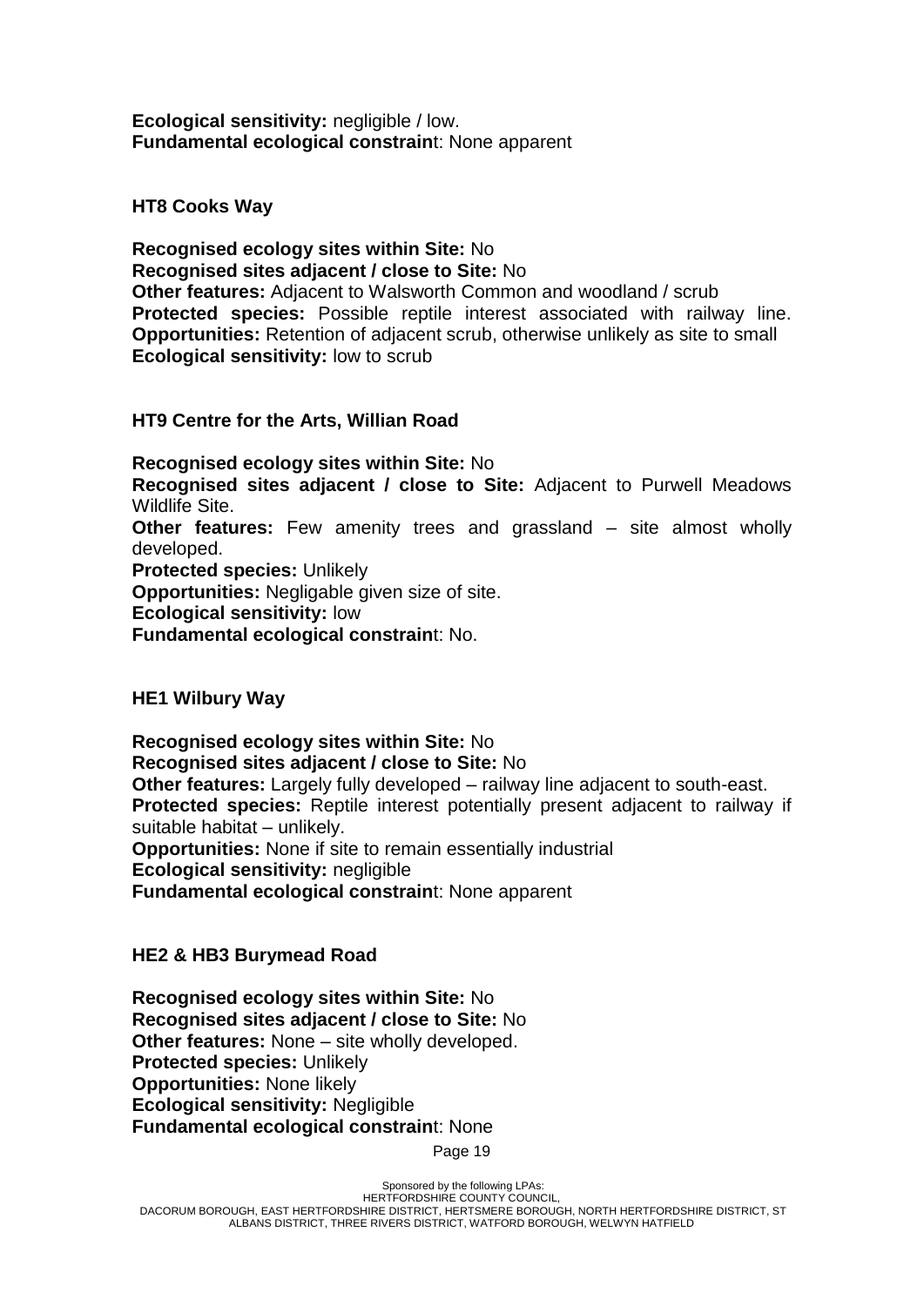**Ecological sensitivity:** negligible / low.
**Fundamental ecological constrain**t: None apparent

**HT8 Cooks Way**

**Recognised ecology sites within Site:** No
**Recognised sites adjacent / close to Site:** No
**Other features:** Adjacent to Walsworth Common and woodland / scrub
**Protected species:** Possible reptile interest associated with railway line.
**Opportunities:** Retention of adjacent scrub, otherwise unlikely as site to small
**Ecological sensitivity:** low to scrub

**HT9 Centre for the Arts, Willian Road**

**Recognised ecology sites within Site:** No
**Recognised sites adjacent / close to Site:** Adjacent to Purwell Meadows Wildlife Site.
**Other features:** Few amenity trees and grassland – site almost wholly developed.
**Protected species:** Unlikely
**Opportunities:** Negligable given size of site.
**Ecological sensitivity:** low
**Fundamental ecological constrain**t: No.

**HE1 Wilbury Way**

**Recognised ecology sites within Site:** No
**Recognised sites adjacent / close to Site:** No
**Other features:** Largely fully developed – railway line adjacent to south-east.
**Protected species:** Reptile interest potentially present adjacent to railway if suitable habitat – unlikely.
**Opportunities:** None if site to remain essentially industrial
**Ecological sensitivity:** negligible
**Fundamental ecological constrain**t: None apparent

**HE2 & HB3 Burymead Road**

**Recognised ecology sites within Site:** No
**Recognised sites adjacent / close to Site:** No
**Other features:** None – site wholly developed.
**Protected species:** Unlikely
**Opportunities:** None likely
**Ecological sensitivity:** Negligible
**Fundamental ecological constrain**t: None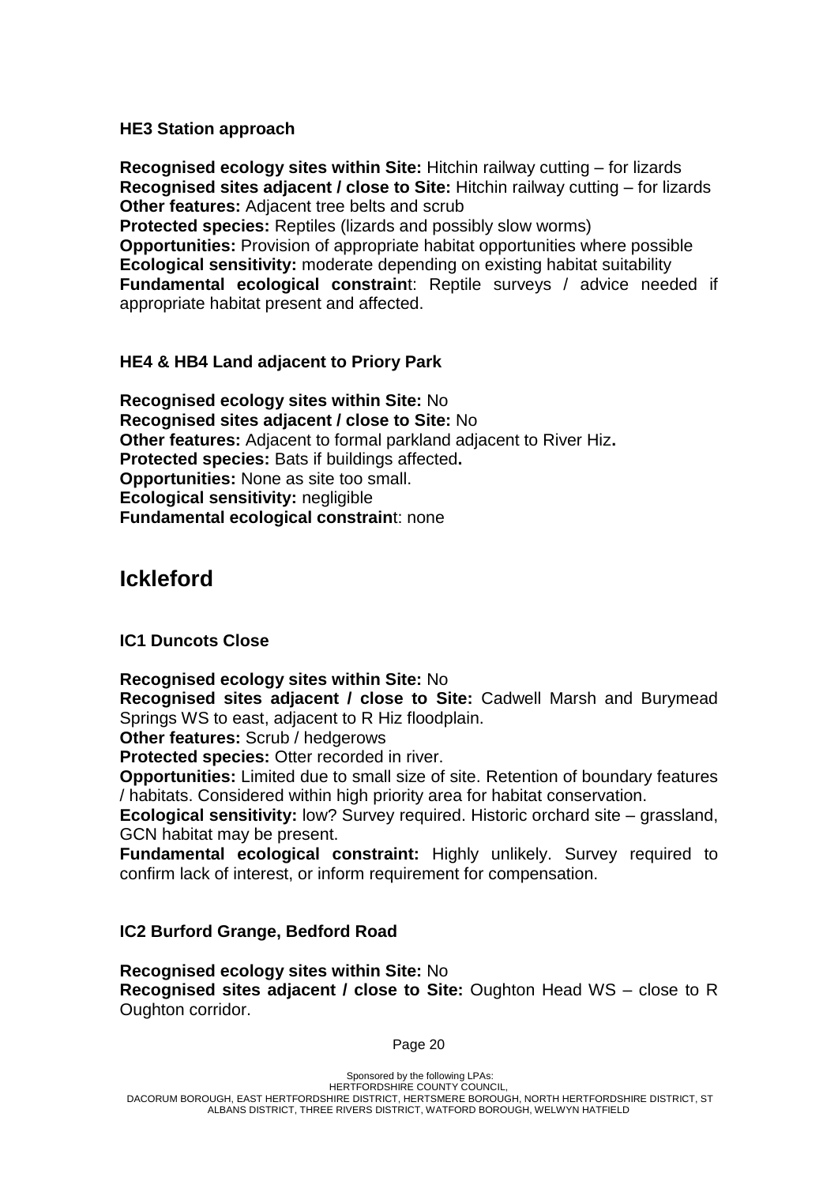**HE3 Station approach**

**Recognised ecology sites within Site:** Hitchin railway cutting – for lizards
**Recognised sites adjacent / close to Site:** Hitchin railway cutting – for lizards
**Other features:** Adjacent tree belts and scrub
**Protected species:** Reptiles (lizards and possibly slow worms)
**Opportunities:** Provision of appropriate habitat opportunities where possible
**Ecological sensitivity:** moderate depending on existing habitat suitability
**Fundamental ecological constraint**: Reptile surveys / advice needed if appropriate habitat present and affected.

**HE4 & HB4 Land adjacent to Priory Park**

**Recognised ecology sites within Site:** No
**Recognised sites adjacent / close to Site:** No
**Other features:** Adjacent to formal parkland adjacent to River Hiz**.**
**Protected species:** Bats if buildings affected**.**
**Opportunities:** None as site too small.
**Ecological sensitivity:** negligible
**Fundamental ecological constraint**: none

# Ickleford

**IC1 Duncots Close**

**Recognised ecology sites within Site:** No
**Recognised sites adjacent / close to Site:** Cadwell Marsh and Burymead Springs WS to east, adjacent to R Hiz floodplain.
**Other features:** Scrub / hedgerows
**Protected species:** Otter recorded in river.
**Opportunities:** Limited due to small size of site. Retention of boundary features / habitats. Considered within high priority area for habitat conservation.
**Ecological sensitivity:** low? Survey required. Historic orchard site – grassland, GCN habitat may be present.
**Fundamental ecological constraint:** Highly unlikely. Survey required to confirm lack of interest, or inform requirement for compensation.

**IC2 Burford Grange, Bedford Road**

**Recognised ecology sites within Site:** No
**Recognised sites adjacent / close to Site:** Oughton Head WS – close to R Oughton corridor.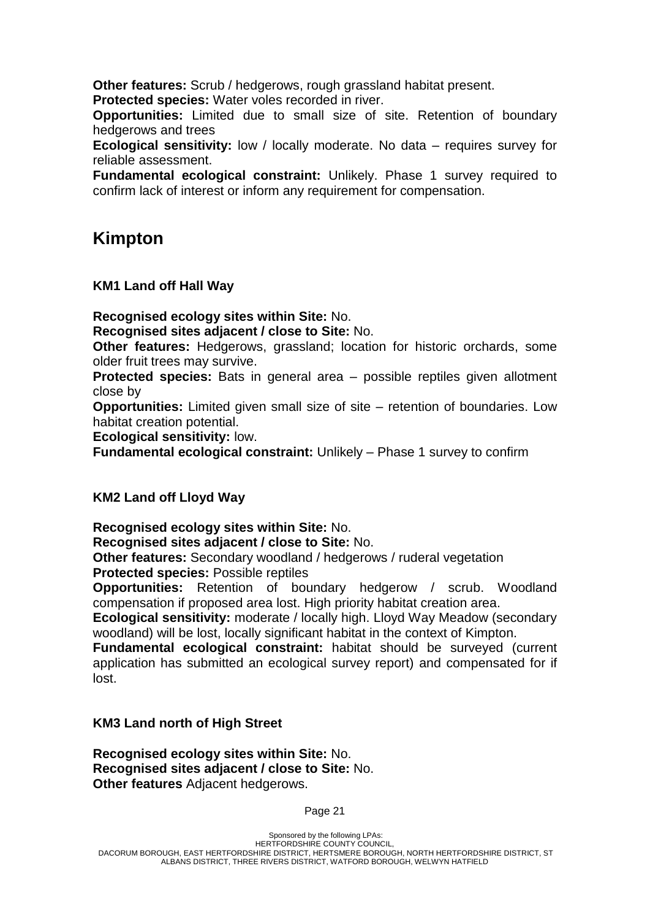**Other features:** Scrub / hedgerows, rough grassland habitat present.
**Protected species:** Water voles recorded in river.
**Opportunities:** Limited due to small size of site. Retention of boundary hedgerows and trees
**Ecological sensitivity:** low / locally moderate. No data – requires survey for reliable assessment.
**Fundamental ecological constraint:** Unlikely. Phase 1 survey required to confirm lack of interest or inform any requirement for compensation.

## Kimpton

### KM1 Land off Hall Way

**Recognised ecology sites within Site:** No.
**Recognised sites adjacent / close to Site:** No.
**Other features:** Hedgerows, grassland; location for historic orchards, some older fruit trees may survive.
**Protected species:** Bats in general area – possible reptiles given allotment close by
**Opportunities:** Limited given small size of site – retention of boundaries. Low habitat creation potential.
**Ecological sensitivity:** low.
**Fundamental ecological constraint:** Unlikely – Phase 1 survey to confirm

### KM2 Land off Lloyd Way

**Recognised ecology sites within Site:** No.
**Recognised sites adjacent / close to Site:** No.
**Other features:** Secondary woodland / hedgerows / ruderal vegetation
**Protected species:** Possible reptiles
**Opportunities:** Retention of boundary hedgerow / scrub. Woodland compensation if proposed area lost. High priority habitat creation area.
**Ecological sensitivity:** moderate / locally high. Lloyd Way Meadow (secondary woodland) will be lost, locally significant habitat in the context of Kimpton.
**Fundamental ecological constraint:** habitat should be surveyed (current application has submitted an ecological survey report) and compensated for if lost.

### KM3 Land north of High Street

**Recognised ecology sites within Site:** No.
**Recognised sites adjacent / close to Site:** No.
**Other features** Adjacent hedgerows.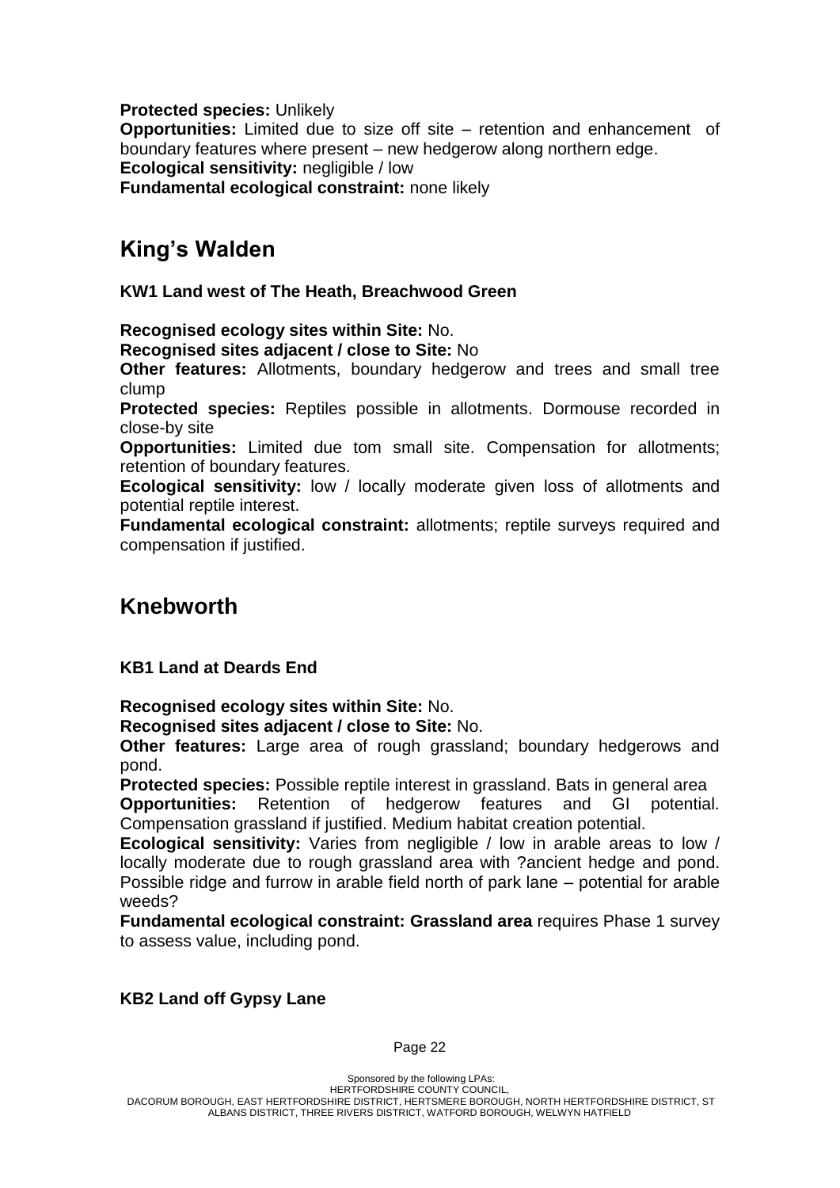**Protected species:** Unlikely
**Opportunities:** Limited due to size off site – retention and enhancement of boundary features where present – new hedgerow along northern edge.
**Ecological sensitivity:** negligible / low
**Fundamental ecological constraint:** none likely

## King's Walden

### KW1 Land west of The Heath, Breachwood Green

**Recognised ecology sites within Site:** No.
**Recognised sites adjacent / close to Site:** No
**Other features:** Allotments, boundary hedgerow and trees and small tree clump
**Protected species:** Reptiles possible in allotments. Dormouse recorded in close-by site
**Opportunities:** Limited due tom small site. Compensation for allotments; retention of boundary features.
**Ecological sensitivity:** low / locally moderate given loss of allotments and potential reptile interest.
**Fundamental ecological constraint:** allotments; reptile surveys required and compensation if justified.

## Knebworth

### KB1 Land at Deards End

**Recognised ecology sites within Site:** No.
**Recognised sites adjacent / close to Site:** No.
**Other features:** Large area of rough grassland; boundary hedgerows and pond.
**Protected species:** Possible reptile interest in grassland. Bats in general area
**Opportunities:** Retention of hedgerow features and GI potential. Compensation grassland if justified. Medium habitat creation potential.
**Ecological sensitivity:** Varies from negligible / low in arable areas to low / locally moderate due to rough grassland area with ?ancient hedge and pond. Possible ridge and furrow in arable field north of park lane – potential for arable weeds?
**Fundamental ecological constraint: Grassland area** requires Phase 1 survey to assess value, including pond.

### KB2 Land off Gypsy Lane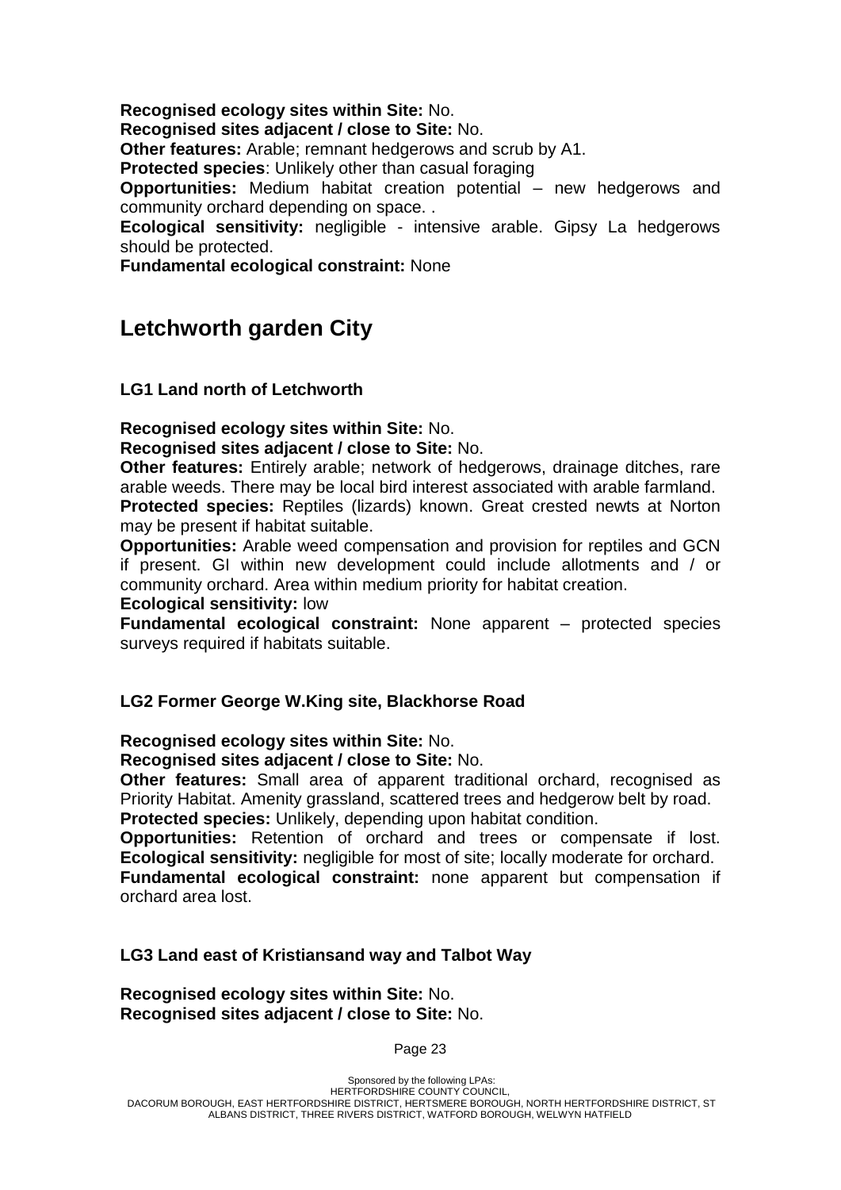**Recognised ecology sites within Site:** No.
**Recognised sites adjacent / close to Site:** No.
**Other features:** Arable; remnant hedgerows and scrub by A1.
**Protected species**: Unlikely other than casual foraging
**Opportunities:** Medium habitat creation potential – new hedgerows and community orchard depending on space. .
**Ecological sensitivity:** negligible - intensive arable. Gipsy La hedgerows should be protected.
**Fundamental ecological constraint:** None

## Letchworth garden City

### LG1 Land north of Letchworth

**Recognised ecology sites within Site:** No.
**Recognised sites adjacent / close to Site:** No.
**Other features:** Entirely arable; network of hedgerows, drainage ditches, rare arable weeds. There may be local bird interest associated with arable farmland.
**Protected species:** Reptiles (lizards) known. Great crested newts at Norton may be present if habitat suitable.
**Opportunities:** Arable weed compensation and provision for reptiles and GCN if present. GI within new development could include allotments and / or community orchard. Area within medium priority for habitat creation.
**Ecological sensitivity:** low
**Fundamental ecological constraint:** None apparent – protected species surveys required if habitats suitable.

### LG2 Former George W.King site, Blackhorse Road

**Recognised ecology sites within Site:** No.
**Recognised sites adjacent / close to Site:** No.
**Other features:** Small area of apparent traditional orchard, recognised as Priority Habitat. Amenity grassland, scattered trees and hedgerow belt by road.
**Protected species:** Unlikely, depending upon habitat condition.
**Opportunities:** Retention of orchard and trees or compensate if lost.
**Ecological sensitivity:** negligible for most of site; locally moderate for orchard.
**Fundamental ecological constraint:** none apparent but compensation if orchard area lost.

### LG3 Land east of Kristiansand way and Talbot Way

**Recognised ecology sites within Site:** No.
**Recognised sites adjacent / close to Site:** No.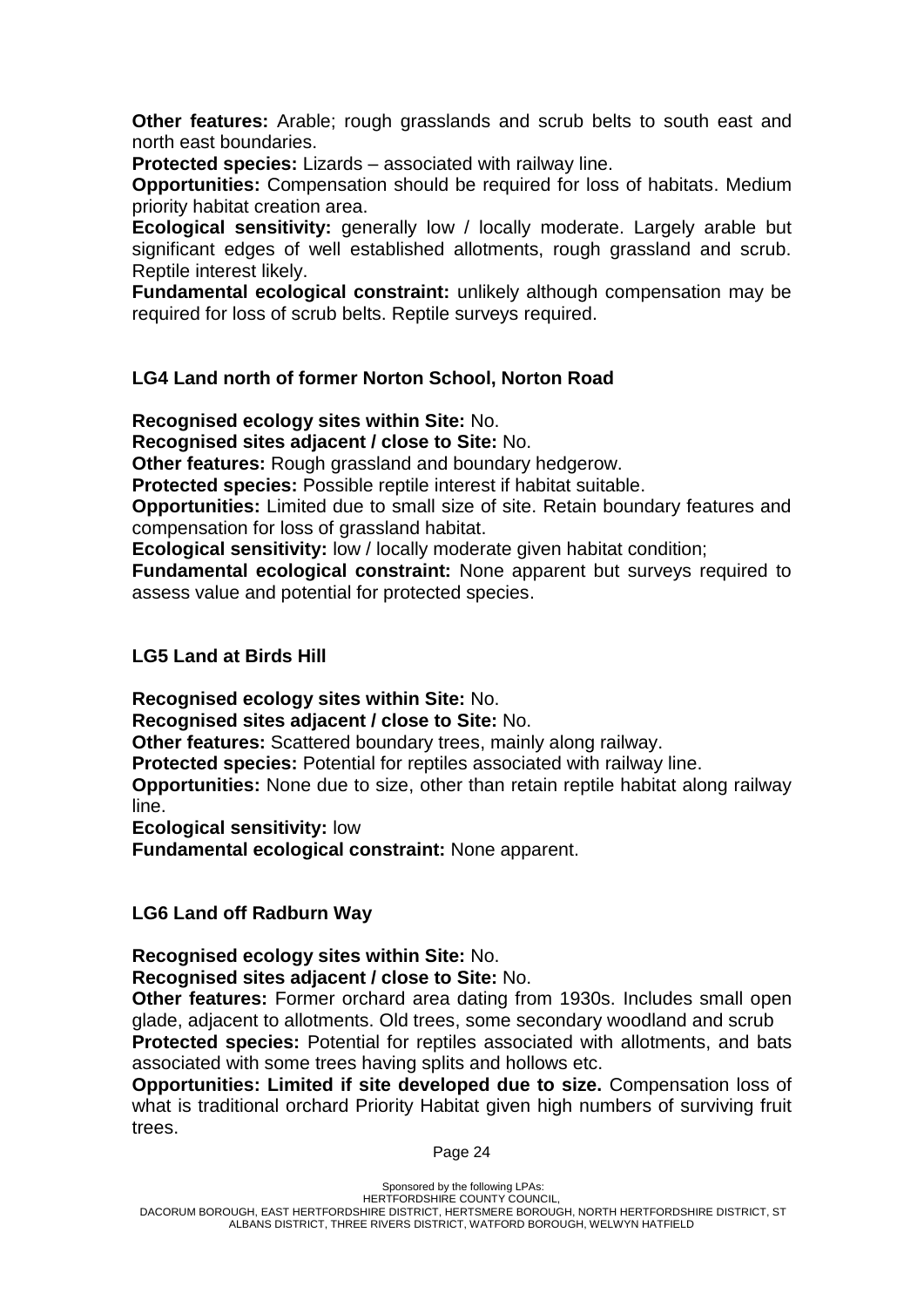**Other features:** Arable; rough grasslands and scrub belts to south east and north east boundaries.

**Protected species:** Lizards – associated with railway line.

**Opportunities:** Compensation should be required for loss of habitats. Medium priority habitat creation area.

**Ecological sensitivity:** generally low / locally moderate. Largely arable but significant edges of well established allotments, rough grassland and scrub. Reptile interest likely.

**Fundamental ecological constraint:** unlikely although compensation may be required for loss of scrub belts. Reptile surveys required.

### LG4 Land north of former Norton School, Norton Road

**Recognised ecology sites within Site:** No.

**Recognised sites adjacent / close to Site:** No.

**Other features:** Rough grassland and boundary hedgerow.

**Protected species:** Possible reptile interest if habitat suitable.

**Opportunities:** Limited due to small size of site. Retain boundary features and compensation for loss of grassland habitat.

**Ecological sensitivity:** low / locally moderate given habitat condition;

**Fundamental ecological constraint:** None apparent but surveys required to assess value and potential for protected species.

### LG5 Land at Birds Hill

**Recognised ecology sites within Site:** No.

**Recognised sites adjacent / close to Site:** No.

**Other features:** Scattered boundary trees, mainly along railway.

**Protected species:** Potential for reptiles associated with railway line.

**Opportunities:** None due to size, other than retain reptile habitat along railway line.

**Ecological sensitivity:** low

**Fundamental ecological constraint:** None apparent.

### LG6 Land off Radburn Way

**Recognised ecology sites within Site:** No.

**Recognised sites adjacent / close to Site:** No.

**Other features:** Former orchard area dating from 1930s. Includes small open glade, adjacent to allotments. Old trees, some secondary woodland and scrub

**Protected species:** Potential for reptiles associated with allotments, and bats associated with some trees having splits and hollows etc.

**Opportunities: Limited if site developed due to size.** Compensation loss of what is traditional orchard Priority Habitat given high numbers of surviving fruit trees.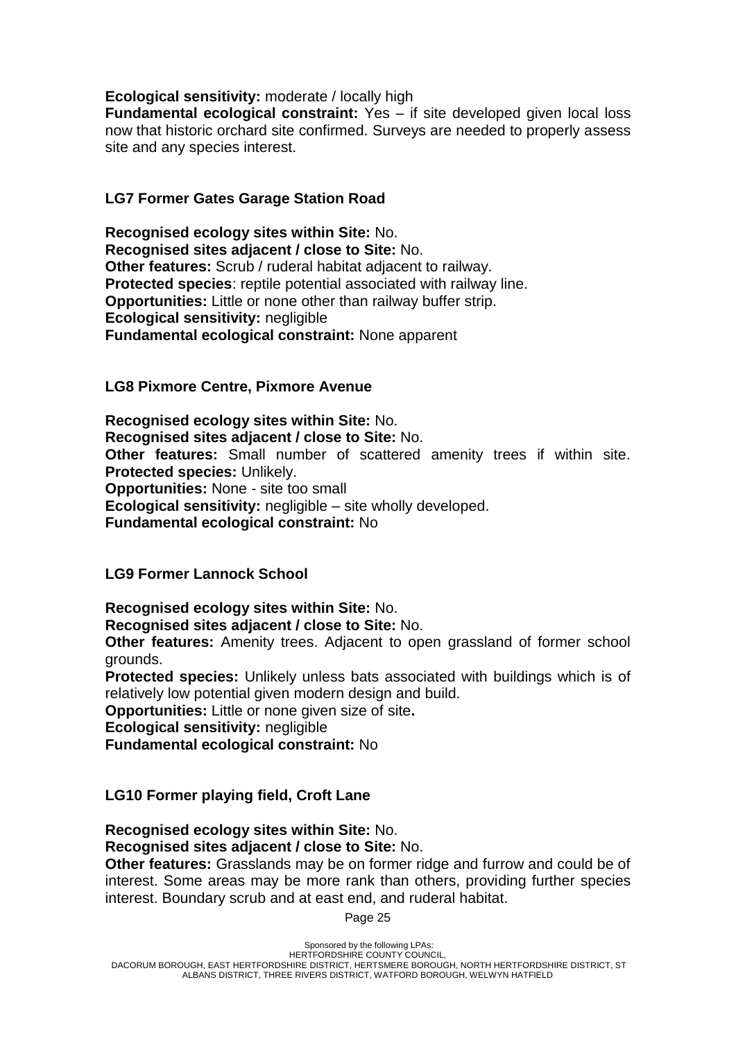**Ecological sensitivity:** moderate / locally high
**Fundamental ecological constraint:** Yes – if site developed given local loss now that historic orchard site confirmed. Surveys are needed to properly assess site and any species interest.

### LG7 Former Gates Garage Station Road

**Recognised ecology sites within Site:** No.
**Recognised sites adjacent / close to Site:** No.
**Other features:** Scrub / ruderal habitat adjacent to railway.
**Protected species**: reptile potential associated with railway line.
**Opportunities:** Little or none other than railway buffer strip.
**Ecological sensitivity:** negligible
**Fundamental ecological constraint:** None apparent

### LG8 Pixmore Centre, Pixmore Avenue

**Recognised ecology sites within Site:** No.
**Recognised sites adjacent / close to Site:** No.
**Other features:** Small number of scattered amenity trees if within site.
**Protected species:** Unlikely.
**Opportunities:** None - site too small
**Ecological sensitivity:** negligible – site wholly developed.
**Fundamental ecological constraint:** No

### LG9 Former Lannock School

**Recognised ecology sites within Site:** No.
**Recognised sites adjacent / close to Site:** No.
**Other features:** Amenity trees. Adjacent to open grassland of former school grounds.
**Protected species:** Unlikely unless bats associated with buildings which is of relatively low potential given modern design and build.
**Opportunities:** Little or none given size of site**.**
**Ecological sensitivity:** negligible
**Fundamental ecological constraint:** No

### LG10 Former playing field, Croft Lane

**Recognised ecology sites within Site:** No.
**Recognised sites adjacent / close to Site:** No.
**Other features:** Grasslands may be on former ridge and furrow and could be of interest. Some areas may be more rank than others, providing further species interest. Boundary scrub and at east end, and ruderal habitat.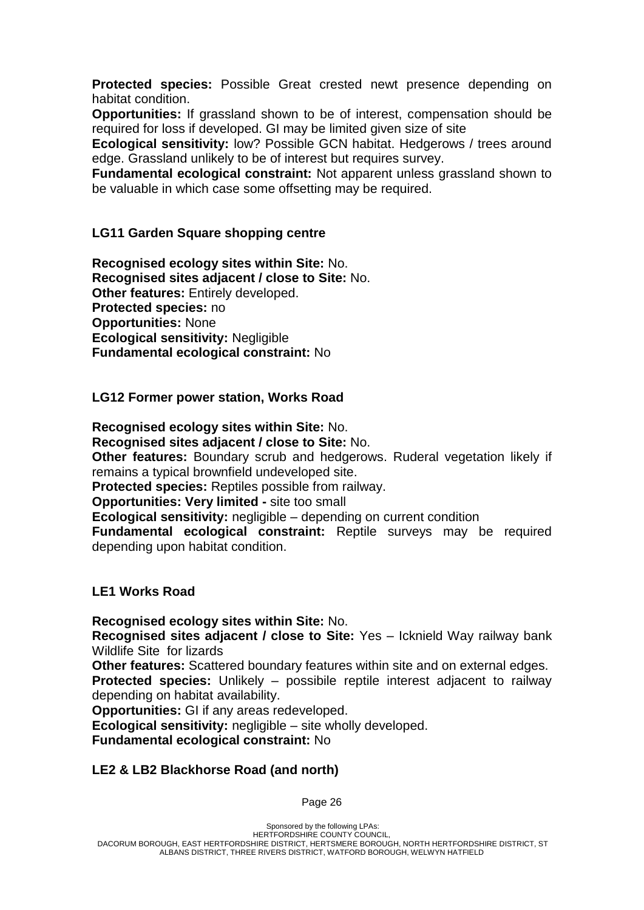**Protected species:** Possible Great crested newt presence depending on habitat condition.
**Opportunities:** If grassland shown to be of interest, compensation should be required for loss if developed. GI may be limited given size of site
**Ecological sensitivity:** low? Possible GCN habitat. Hedgerows / trees around edge. Grassland unlikely to be of interest but requires survey.
**Fundamental ecological constraint:** Not apparent unless grassland shown to be valuable in which case some offsetting may be required.

### LG11 Garden Square shopping centre

**Recognised ecology sites within Site:** No.
**Recognised sites adjacent / close to Site:** No.
**Other features:** Entirely developed.
**Protected species:** no
**Opportunities:** None
**Ecological sensitivity:** Negligible
**Fundamental ecological constraint:** No

### LG12 Former power station, Works Road

**Recognised ecology sites within Site:** No.
**Recognised sites adjacent / close to Site:** No.
**Other features:** Boundary scrub and hedgerows. Ruderal vegetation likely if remains a typical brownfield undeveloped site.
**Protected species:** Reptiles possible from railway.
**Opportunities: Very limited -** site too small
**Ecological sensitivity:** negligible – depending on current condition
**Fundamental ecological constraint:** Reptile surveys may be required depending upon habitat condition.

### LE1 Works Road

**Recognised ecology sites within Site:** No.
**Recognised sites adjacent / close to Site:** Yes – Icknield Way railway bank Wildlife Site for lizards
**Other features:** Scattered boundary features within site and on external edges.
**Protected species:** Unlikely – possibile reptile interest adjacent to railway depending on habitat availability.
**Opportunities:** GI if any areas redeveloped.
**Ecological sensitivity:** negligible – site wholly developed.
**Fundamental ecological constraint:** No

### LE2 & LB2 Blackhorse Road (and north)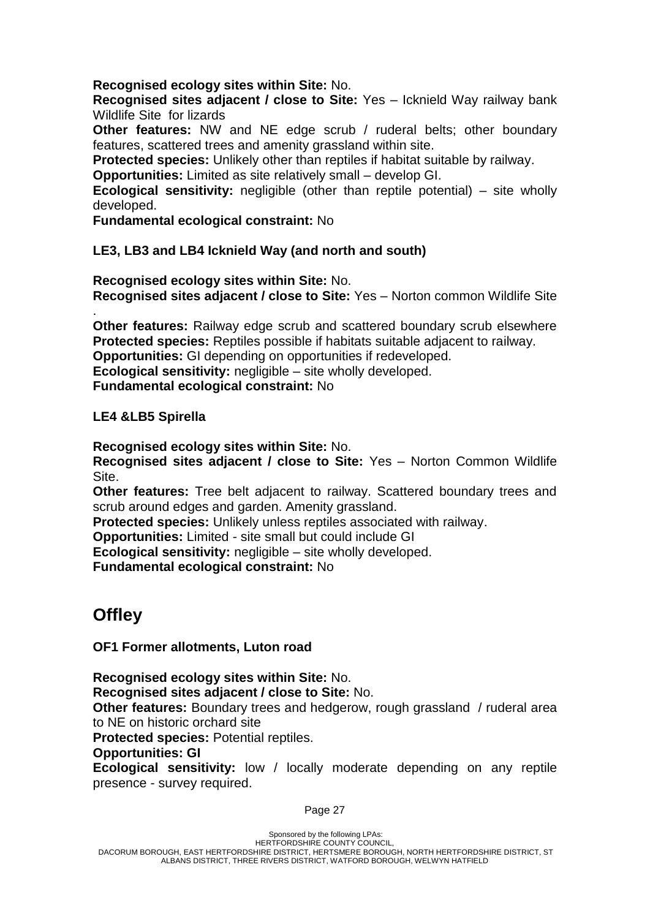**Recognised ecology sites within Site:** No.
**Recognised sites adjacent / close to Site:** Yes – Icknield Way railway bank Wildlife Site for lizards
**Other features:** NW and NE edge scrub / ruderal belts; other boundary features, scattered trees and amenity grassland within site.
**Protected species:** Unlikely other than reptiles if habitat suitable by railway.
**Opportunities:** Limited as site relatively small – develop GI.
**Ecological sensitivity:** negligible (other than reptile potential) – site wholly developed.
**Fundamental ecological constraint:** No

**LE3, LB3 and LB4 Icknield Way (and north and south)**

**Recognised ecology sites within Site:** No.
**Recognised sites adjacent / close to Site:** Yes – Norton common Wildlife Site .
**Other features:** Railway edge scrub and scattered boundary scrub elsewhere
**Protected species:** Reptiles possible if habitats suitable adjacent to railway.
**Opportunities:** GI depending on opportunities if redeveloped.
**Ecological sensitivity:** negligible – site wholly developed.
**Fundamental ecological constraint:** No

**LE4 &LB5 Spirella**

**Recognised ecology sites within Site:** No.
**Recognised sites adjacent / close to Site:** Yes – Norton Common Wildlife Site.
**Other features:** Tree belt adjacent to railway. Scattered boundary trees and scrub around edges and garden. Amenity grassland.
**Protected species:** Unlikely unless reptiles associated with railway.
**Opportunities:** Limited - site small but could include GI
**Ecological sensitivity:** negligible – site wholly developed.
**Fundamental ecological constraint:** No

## Offley

**OF1 Former allotments, Luton road**

**Recognised ecology sites within Site:** No.
**Recognised sites adjacent / close to Site:** No.
**Other features:** Boundary trees and hedgerow, rough grassland / ruderal area to NE on historic orchard site
**Protected species:** Potential reptiles.
**Opportunities: GI**
**Ecological sensitivity:** low / locally moderate depending on any reptile presence - survey required.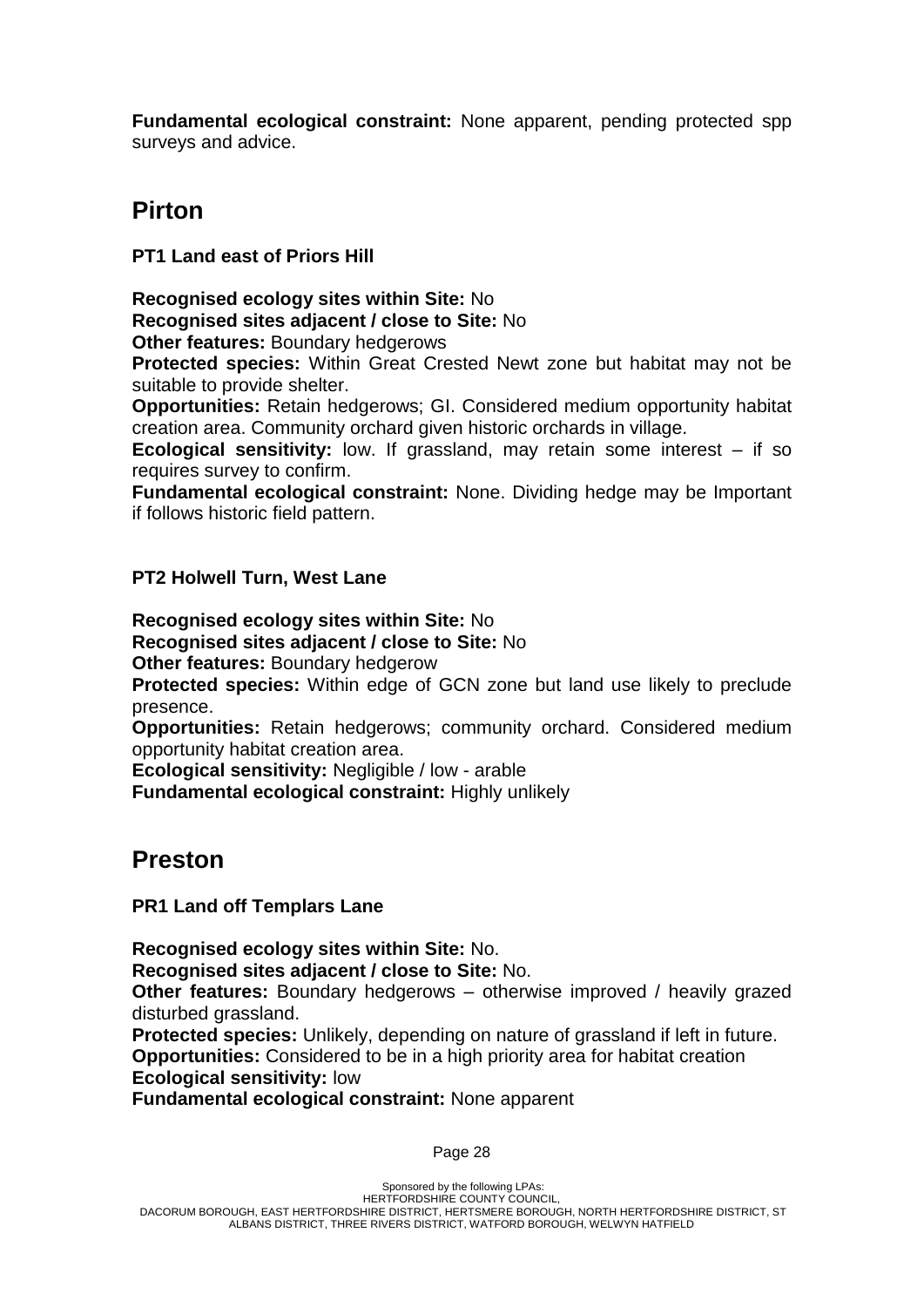**Fundamental ecological constraint:** None apparent, pending protected spp surveys and advice.

## Pirton

**PT1 Land east of Priors Hill**

**Recognised ecology sites within Site:** No
**Recognised sites adjacent / close to Site:** No
**Other features:** Boundary hedgerows
**Protected species:** Within Great Crested Newt zone but habitat may not be suitable to provide shelter.
**Opportunities:** Retain hedgerows; GI. Considered medium opportunity habitat creation area. Community orchard given historic orchards in village.
**Ecological sensitivity:** low. If grassland, may retain some interest – if so requires survey to confirm.
**Fundamental ecological constraint:** None. Dividing hedge may be Important if follows historic field pattern.

**PT2 Holwell Turn, West Lane**

**Recognised ecology sites within Site:** No
**Recognised sites adjacent / close to Site:** No
**Other features:** Boundary hedgerow
**Protected species:** Within edge of GCN zone but land use likely to preclude presence.
**Opportunities:** Retain hedgerows; community orchard. Considered medium opportunity habitat creation area.
**Ecological sensitivity:** Negligible / low - arable
**Fundamental ecological constraint:** Highly unlikely

## Preston

**PR1 Land off Templars Lane**

**Recognised ecology sites within Site:** No.
**Recognised sites adjacent / close to Site:** No.
**Other features:** Boundary hedgerows – otherwise improved / heavily grazed disturbed grassland.
**Protected species:** Unlikely, depending on nature of grassland if left in future.
**Opportunities:** Considered to be in a high priority area for habitat creation
**Ecological sensitivity:** low
**Fundamental ecological constraint:** None apparent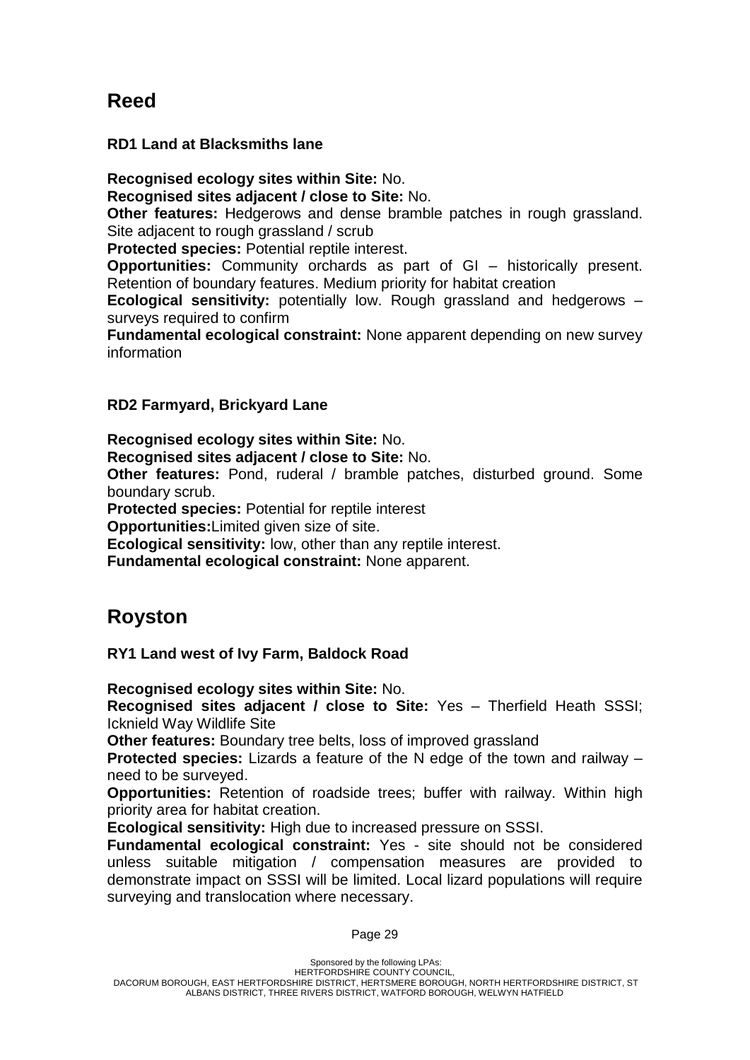## Reed

### RD1 Land at Blacksmiths lane

**Recognised ecology sites within Site:** No.
**Recognised sites adjacent / close to Site:** No.
**Other features:** Hedgerows and dense bramble patches in rough grassland. Site adjacent to rough grassland / scrub
**Protected species:** Potential reptile interest.
**Opportunities:** Community orchards as part of GI – historically present. Retention of boundary features. Medium priority for habitat creation
**Ecological sensitivity:** potentially low. Rough grassland and hedgerows – surveys required to confirm
**Fundamental ecological constraint:** None apparent depending on new survey information

### RD2 Farmyard, Brickyard Lane

**Recognised ecology sites within Site:** No.
**Recognised sites adjacent / close to Site:** No.
**Other features:** Pond, ruderal / bramble patches, disturbed ground. Some boundary scrub.
**Protected species:** Potential for reptile interest
**Opportunities:**Limited given size of site.
**Ecological sensitivity:** low, other than any reptile interest.
**Fundamental ecological constraint:** None apparent.

## Royston

### RY1 Land west of Ivy Farm, Baldock Road

**Recognised ecology sites within Site:** No.
**Recognised sites adjacent / close to Site:** Yes – Therfield Heath SSSI; Icknield Way Wildlife Site
**Other features:** Boundary tree belts, loss of improved grassland
**Protected species:** Lizards a feature of the N edge of the town and railway – need to be surveyed.
**Opportunities:** Retention of roadside trees; buffer with railway. Within high priority area for habitat creation.
**Ecological sensitivity:** High due to increased pressure on SSSI.
**Fundamental ecological constraint:** Yes - site should not be considered unless suitable mitigation / compensation measures are provided to demonstrate impact on SSSI will be limited. Local lizard populations will require surveying and translocation where necessary.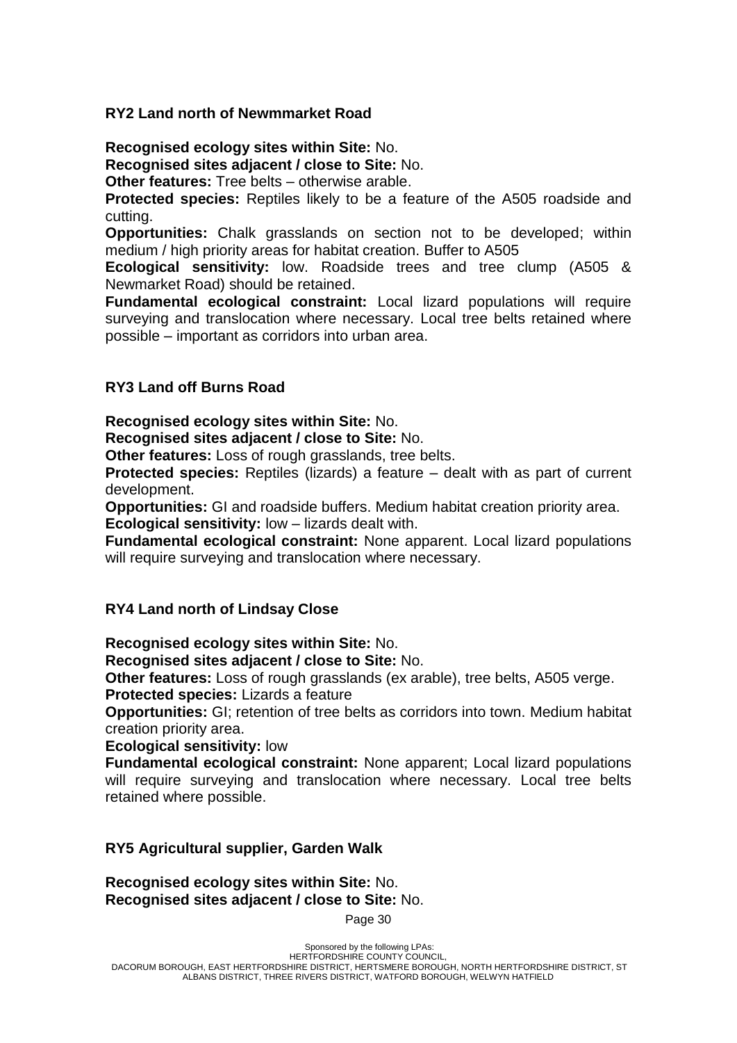### RY2 Land north of Newmmarket Road

**Recognised ecology sites within Site:** No.
**Recognised sites adjacent / close to Site:** No.
**Other features:** Tree belts – otherwise arable.
**Protected species:** Reptiles likely to be a feature of the A505 roadside and cutting.
**Opportunities:** Chalk grasslands on section not to be developed; within medium / high priority areas for habitat creation. Buffer to A505
**Ecological sensitivity:** low. Roadside trees and tree clump (A505 & Newmarket Road) should be retained.
**Fundamental ecological constraint:** Local lizard populations will require surveying and translocation where necessary. Local tree belts retained where possible – important as corridors into urban area.

### RY3 Land off Burns Road

**Recognised ecology sites within Site:** No.
**Recognised sites adjacent / close to Site:** No.
**Other features:** Loss of rough grasslands, tree belts.
**Protected species:** Reptiles (lizards) a feature – dealt with as part of current development.
**Opportunities:** GI and roadside buffers. Medium habitat creation priority area.
**Ecological sensitivity:** low – lizards dealt with.
**Fundamental ecological constraint:** None apparent. Local lizard populations will require surveying and translocation where necessary.

### RY4 Land north of Lindsay Close

**Recognised ecology sites within Site:** No.
**Recognised sites adjacent / close to Site:** No.
**Other features:** Loss of rough grasslands (ex arable), tree belts, A505 verge.
**Protected species:** Lizards a feature
**Opportunities:** GI; retention of tree belts as corridors into town. Medium habitat creation priority area.
**Ecological sensitivity:** low
**Fundamental ecological constraint:** None apparent; Local lizard populations will require surveying and translocation where necessary. Local tree belts retained where possible.

### RY5 Agricultural supplier, Garden Walk

**Recognised ecology sites within Site:** No.
**Recognised sites adjacent / close to Site:** No.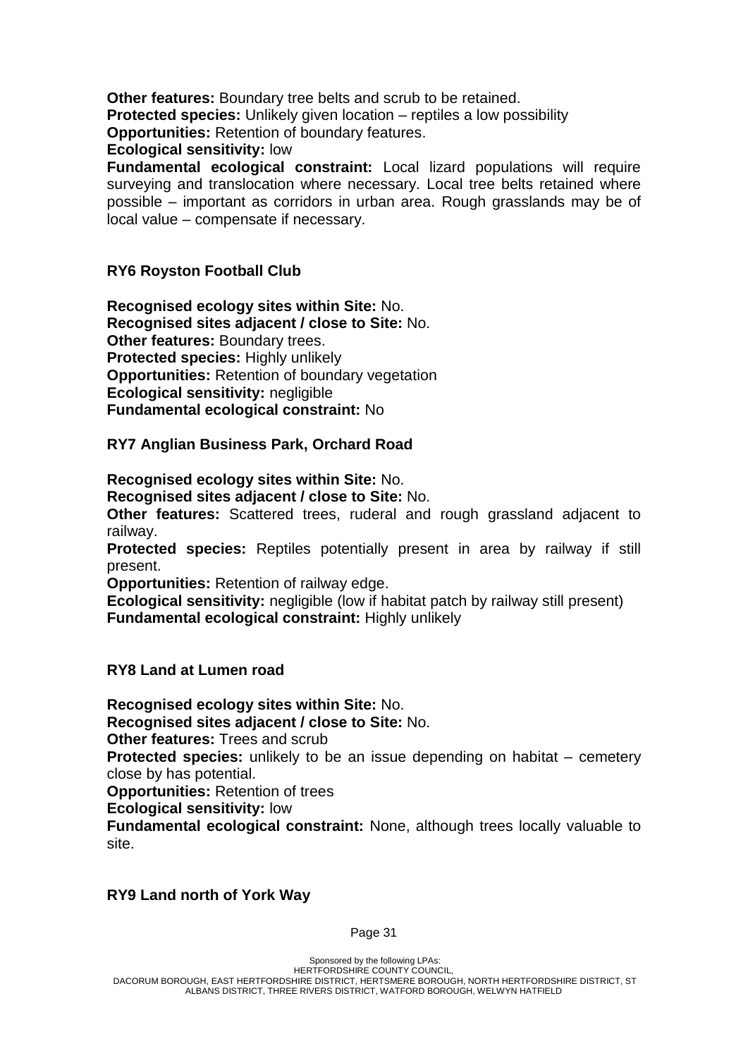**Other features:** Boundary tree belts and scrub to be retained.
**Protected species:** Unlikely given location – reptiles a low possibility
**Opportunities:** Retention of boundary features.
**Ecological sensitivity:** low
**Fundamental ecological constraint:** Local lizard populations will require surveying and translocation where necessary. Local tree belts retained where possible – important as corridors in urban area. Rough grasslands may be of local value – compensate if necessary.

### RY6 Royston Football Club

**Recognised ecology sites within Site:** No.
**Recognised sites adjacent / close to Site:** No.
**Other features:** Boundary trees.
**Protected species:** Highly unlikely
**Opportunities:** Retention of boundary vegetation
**Ecological sensitivity:** negligible
**Fundamental ecological constraint:** No

### RY7 Anglian Business Park, Orchard Road

**Recognised ecology sites within Site:** No.
**Recognised sites adjacent / close to Site:** No.
**Other features:** Scattered trees, ruderal and rough grassland adjacent to railway.
**Protected species:** Reptiles potentially present in area by railway if still present.
**Opportunities:** Retention of railway edge.
**Ecological sensitivity:** negligible (low if habitat patch by railway still present)
**Fundamental ecological constraint:** Highly unlikely

### RY8 Land at Lumen road

**Recognised ecology sites within Site:** No.
**Recognised sites adjacent / close to Site:** No.
**Other features:** Trees and scrub
**Protected species:** unlikely to be an issue depending on habitat – cemetery close by has potential.
**Opportunities:** Retention of trees
**Ecological sensitivity:** low
**Fundamental ecological constraint:** None, although trees locally valuable to site.

### RY9 Land north of York Way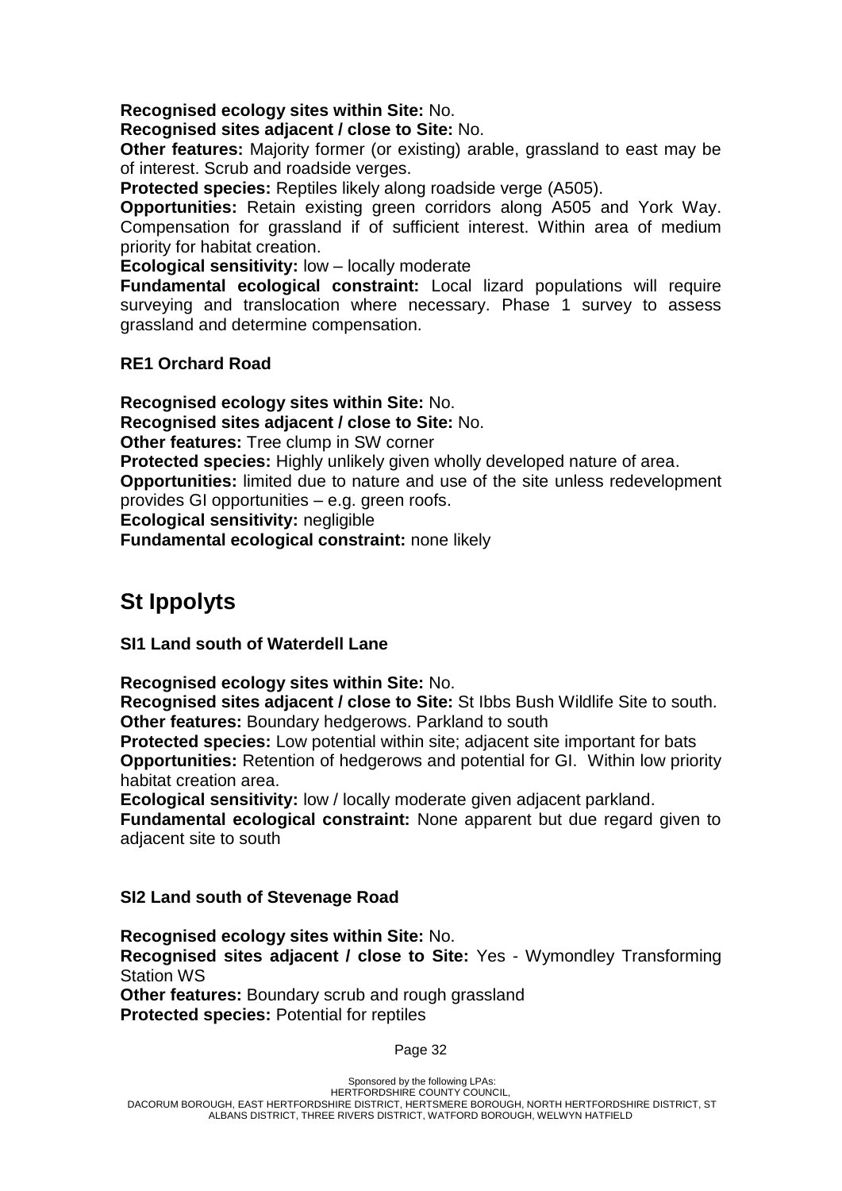**Recognised ecology sites within Site:** No.

**Recognised sites adjacent / close to Site:** No.

**Other features:** Majority former (or existing) arable, grassland to east may be of interest. Scrub and roadside verges.

**Protected species:** Reptiles likely along roadside verge (A505).

**Opportunities:** Retain existing green corridors along A505 and York Way. Compensation for grassland if of sufficient interest. Within area of medium priority for habitat creation.

**Ecological sensitivity:** low – locally moderate

**Fundamental ecological constraint:** Local lizard populations will require surveying and translocation where necessary. Phase 1 survey to assess grassland and determine compensation.

### RE1 Orchard Road

**Recognised ecology sites within Site:** No.

**Recognised sites adjacent / close to Site:** No.

**Other features:** Tree clump in SW corner

**Protected species:** Highly unlikely given wholly developed nature of area.

**Opportunities:** limited due to nature and use of the site unless redevelopment provides GI opportunities – e.g. green roofs.

**Ecological sensitivity:** negligible

**Fundamental ecological constraint:** none likely

## St Ippolyts

### SI1 Land south of Waterdell Lane

**Recognised ecology sites within Site:** No.

**Recognised sites adjacent / close to Site:** St Ibbs Bush Wildlife Site to south.

**Other features:** Boundary hedgerows. Parkland to south

**Protected species:** Low potential within site; adjacent site important for bats

**Opportunities:** Retention of hedgerows and potential for GI. Within low priority habitat creation area.

**Ecological sensitivity:** low / locally moderate given adjacent parkland.

**Fundamental ecological constraint:** None apparent but due regard given to adjacent site to south

### SI2 Land south of Stevenage Road

**Recognised ecology sites within Site:** No.

**Recognised sites adjacent / close to Site:** Yes - Wymondley Transforming Station WS

**Other features:** Boundary scrub and rough grassland

**Protected species:** Potential for reptiles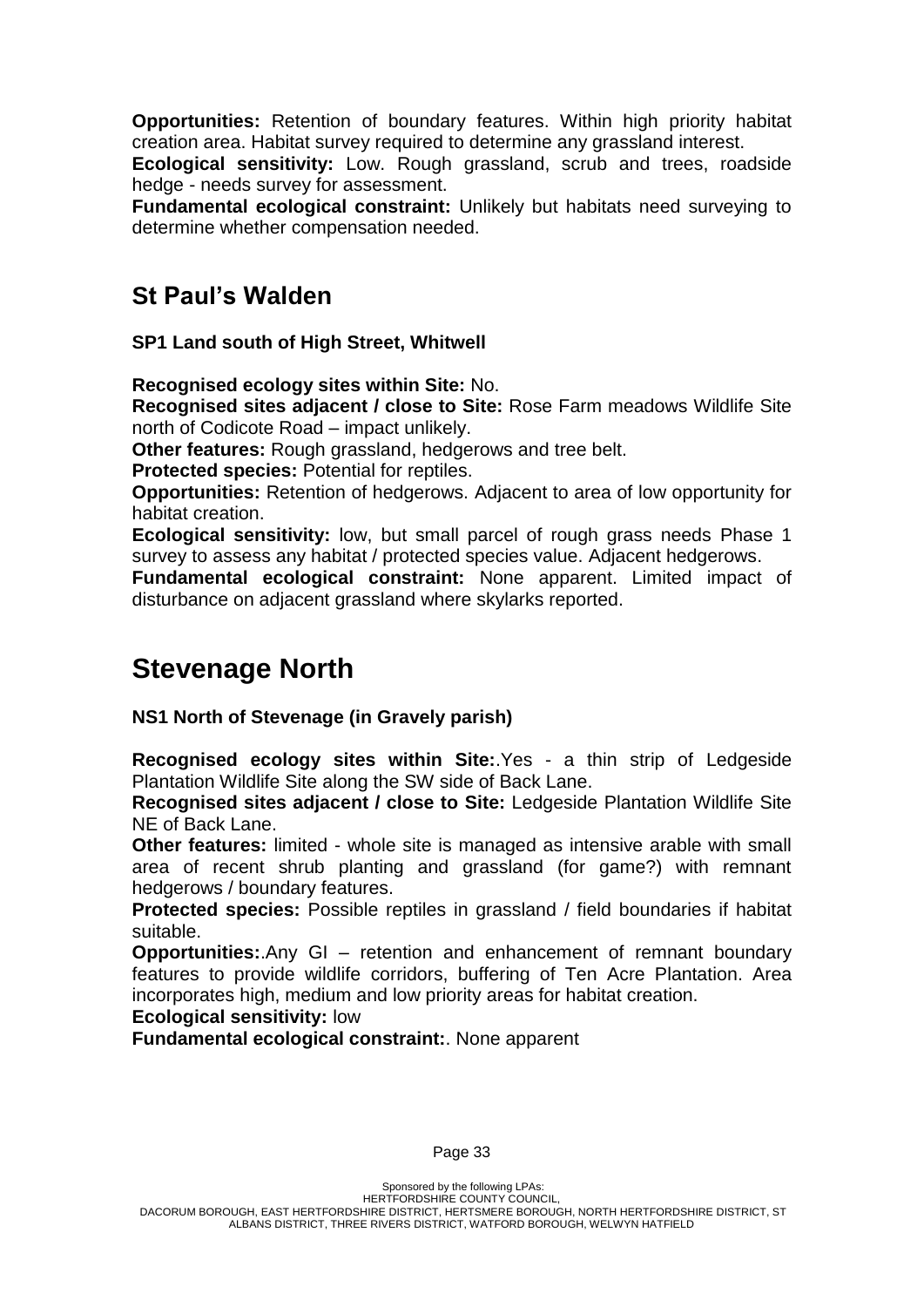**Opportunities:** Retention of boundary features. Within high priority habitat creation area. Habitat survey required to determine any grassland interest.

**Ecological sensitivity:** Low. Rough grassland, scrub and trees, roadside hedge - needs survey for assessment.

**Fundamental ecological constraint:** Unlikely but habitats need surveying to determine whether compensation needed.

## St Paul's Walden

**SP1 Land south of High Street, Whitwell**

**Recognised ecology sites within Site:** No.

**Recognised sites adjacent / close to Site:** Rose Farm meadows Wildlife Site north of Codicote Road – impact unlikely.

**Other features:** Rough grassland, hedgerows and tree belt.

**Protected species:** Potential for reptiles.

**Opportunities:** Retention of hedgerows. Adjacent to area of low opportunity for habitat creation.

**Ecological sensitivity:** low, but small parcel of rough grass needs Phase 1 survey to assess any habitat / protected species value. Adjacent hedgerows.

**Fundamental ecological constraint:** None apparent. Limited impact of disturbance on adjacent grassland where skylarks reported.

# Stevenage North

**NS1 North of Stevenage (in Gravely parish)**

**Recognised ecology sites within Site:**.Yes - a thin strip of Ledgeside Plantation Wildlife Site along the SW side of Back Lane.

**Recognised sites adjacent / close to Site:** Ledgeside Plantation Wildlife Site NE of Back Lane.

**Other features:** limited - whole site is managed as intensive arable with small area of recent shrub planting and grassland (for game?) with remnant hedgerows / boundary features.

**Protected species:** Possible reptiles in grassland / field boundaries if habitat suitable.

**Opportunities:**.Any GI – retention and enhancement of remnant boundary features to provide wildlife corridors, buffering of Ten Acre Plantation. Area incorporates high, medium and low priority areas for habitat creation.

**Ecological sensitivity:** low

**Fundamental ecological constraint:**. None apparent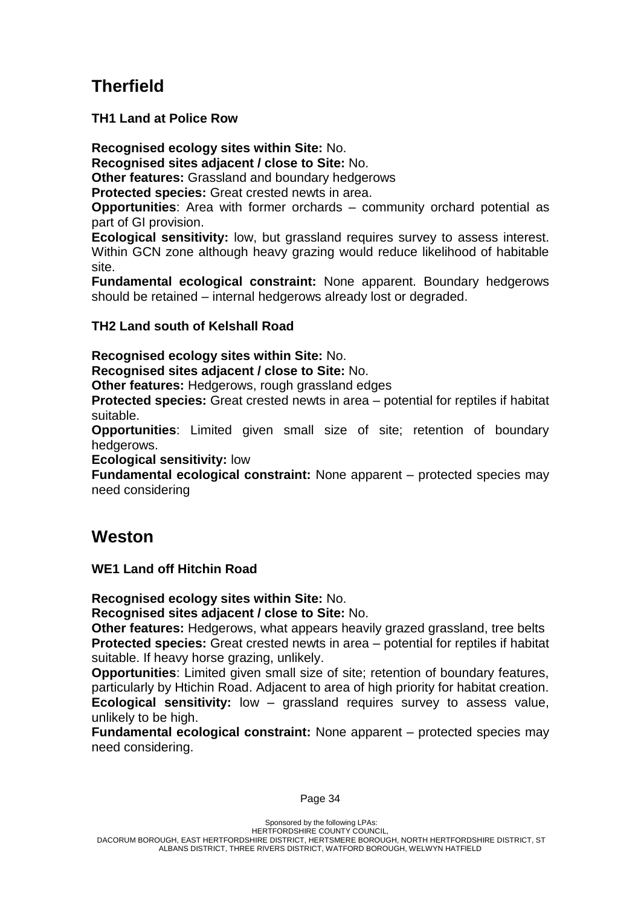## Therfield

### TH1 Land at Police Row

**Recognised ecology sites within Site:** No.
**Recognised sites adjacent / close to Site:** No.
**Other features:** Grassland and boundary hedgerows
**Protected species:** Great crested newts in area.
**Opportunities**: Area with former orchards – community orchard potential as part of GI provision.
**Ecological sensitivity:** low, but grassland requires survey to assess interest. Within GCN zone although heavy grazing would reduce likelihood of habitable site.
**Fundamental ecological constraint:** None apparent. Boundary hedgerows should be retained – internal hedgerows already lost or degraded.

### TH2 Land south of Kelshall Road

**Recognised ecology sites within Site:** No.
**Recognised sites adjacent / close to Site:** No.
**Other features:** Hedgerows, rough grassland edges
**Protected species:** Great crested newts in area – potential for reptiles if habitat suitable.
**Opportunities**: Limited given small size of site; retention of boundary hedgerows.
**Ecological sensitivity:** low
**Fundamental ecological constraint:** None apparent – protected species may need considering

## Weston

### WE1 Land off Hitchin Road

**Recognised ecology sites within Site:** No.
**Recognised sites adjacent / close to Site:** No.
**Other features:** Hedgerows, what appears heavily grazed grassland, tree belts
**Protected species:** Great crested newts in area – potential for reptiles if habitat suitable. If heavy horse grazing, unlikely.
**Opportunities**: Limited given small size of site; retention of boundary features, particularly by Htichin Road. Adjacent to area of high priority for habitat creation.
**Ecological sensitivity:** low – grassland requires survey to assess value, unlikely to be high.
**Fundamental ecological constraint:** None apparent – protected species may need considering.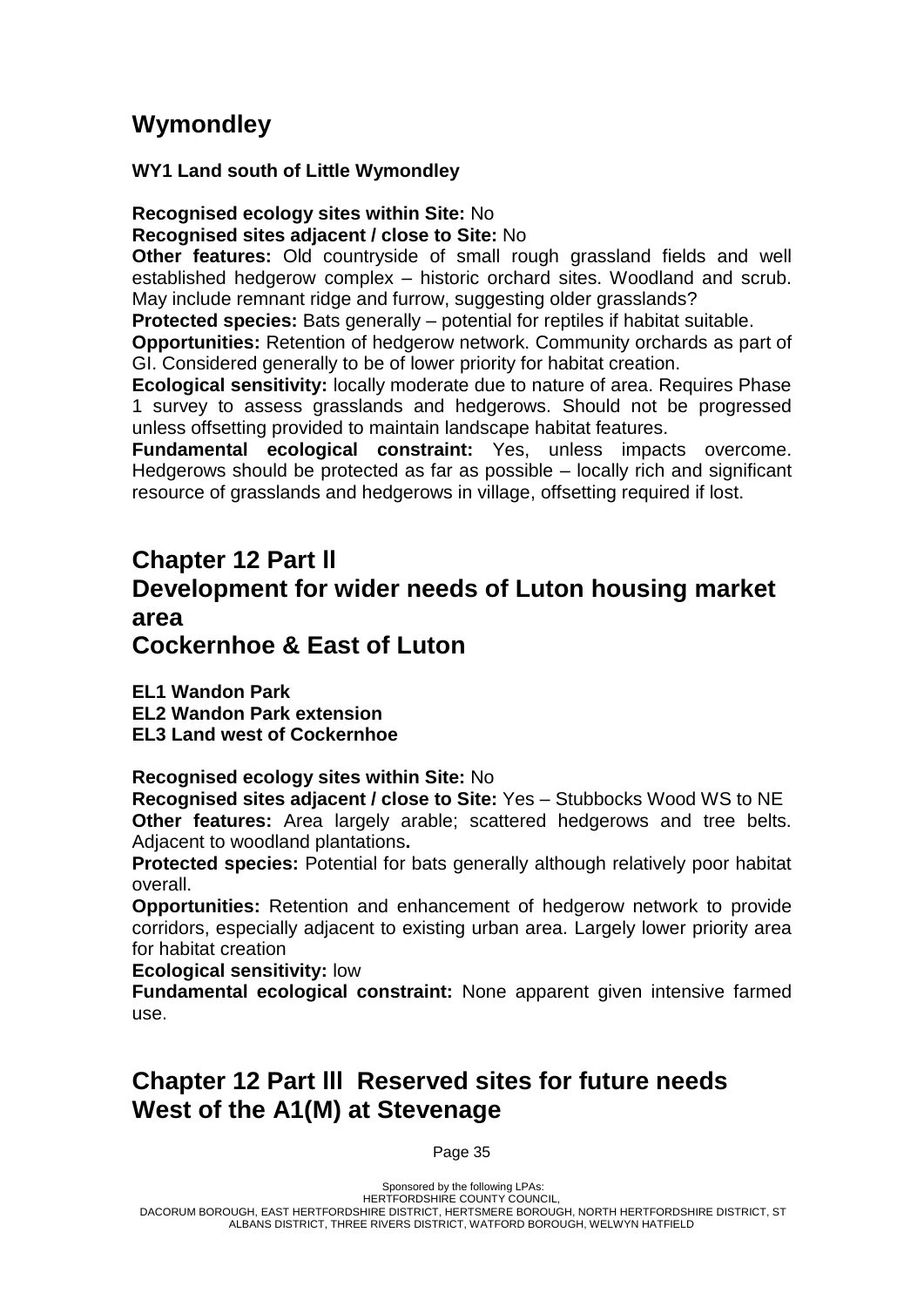## Wymondley

**WY1 Land south of Little Wymondley**

**Recognised ecology sites within Site:** No
**Recognised sites adjacent / close to Site:** No
**Other features:** Old countryside of small rough grassland fields and well established hedgerow complex – historic orchard sites. Woodland and scrub. May include remnant ridge and furrow, suggesting older grasslands?
**Protected species:** Bats generally – potential for reptiles if habitat suitable.
**Opportunities:** Retention of hedgerow network. Community orchards as part of GI. Considered generally to be of lower priority for habitat creation.
**Ecological sensitivity:** locally moderate due to nature of area. Requires Phase 1 survey to assess grasslands and hedgerows. Should not be progressed unless offsetting provided to maintain landscape habitat features.
**Fundamental ecological constraint:** Yes, unless impacts overcome. Hedgerows should be protected as far as possible – locally rich and significant resource of grasslands and hedgerows in village, offsetting required if lost.

## Chapter 12 Part ll
## Development for wider needs of Luton housing market area
## Cockernhoe & East of Luton

**EL1 Wandon Park**
**EL2 Wandon Park extension**
**EL3 Land west of Cockernhoe**

**Recognised ecology sites within Site:** No
**Recognised sites adjacent / close to Site:** Yes – Stubbocks Wood WS to NE
**Other features:** Area largely arable; scattered hedgerows and tree belts. Adjacent to woodland plantations**.**
**Protected species:** Potential for bats generally although relatively poor habitat overall.
**Opportunities:** Retention and enhancement of hedgerow network to provide corridors, especially adjacent to existing urban area. Largely lower priority area for habitat creation
**Ecological sensitivity:** low
**Fundamental ecological constraint:** None apparent given intensive farmed use.

## Chapter 12 Part lll Reserved sites for future needs West of the A1(M) at Stevenage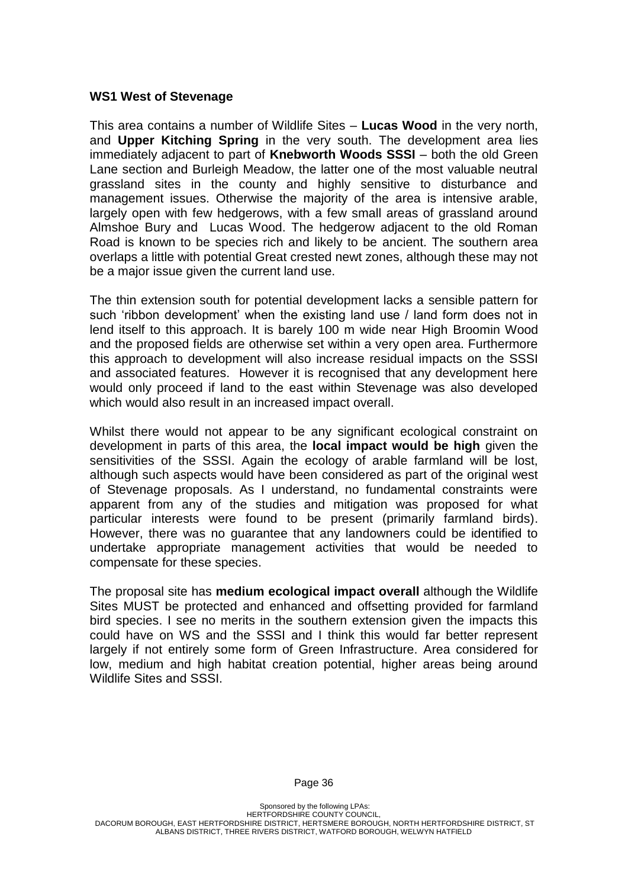**WS1 West of Stevenage**

This area contains a number of Wildlife Sites – **Lucas Wood** in the very north, and **Upper Kitching Spring** in the very south. The development area lies immediately adjacent to part of **Knebworth Woods SSSI** – both the old Green Lane section and Burleigh Meadow, the latter one of the most valuable neutral grassland sites in the county and highly sensitive to disturbance and management issues. Otherwise the majority of the area is intensive arable, largely open with few hedgerows, with a few small areas of grassland around Almshoe Bury and Lucas Wood. The hedgerow adjacent to the old Roman Road is known to be species rich and likely to be ancient. The southern area overlaps a little with potential Great crested newt zones, although these may not be a major issue given the current land use.

The thin extension south for potential development lacks a sensible pattern for such 'ribbon development' when the existing land use / land form does not in lend itself to this approach. It is barely 100 m wide near High Broomin Wood and the proposed fields are otherwise set within a very open area. Furthermore this approach to development will also increase residual impacts on the SSSI and associated features. However it is recognised that any development here would only proceed if land to the east within Stevenage was also developed which would also result in an increased impact overall.

Whilst there would not appear to be any significant ecological constraint on development in parts of this area, the **local impact would be high** given the sensitivities of the SSSI. Again the ecology of arable farmland will be lost, although such aspects would have been considered as part of the original west of Stevenage proposals. As I understand, no fundamental constraints were apparent from any of the studies and mitigation was proposed for what particular interests were found to be present (primarily farmland birds). However, there was no guarantee that any landowners could be identified to undertake appropriate management activities that would be needed to compensate for these species.

The proposal site has **medium ecological impact overall** although the Wildlife Sites MUST be protected and enhanced and offsetting provided for farmland bird species. I see no merits in the southern extension given the impacts this could have on WS and the SSSI and I think this would far better represent largely if not entirely some form of Green Infrastructure. Area considered for low, medium and high habitat creation potential, higher areas being around Wildlife Sites and SSSI.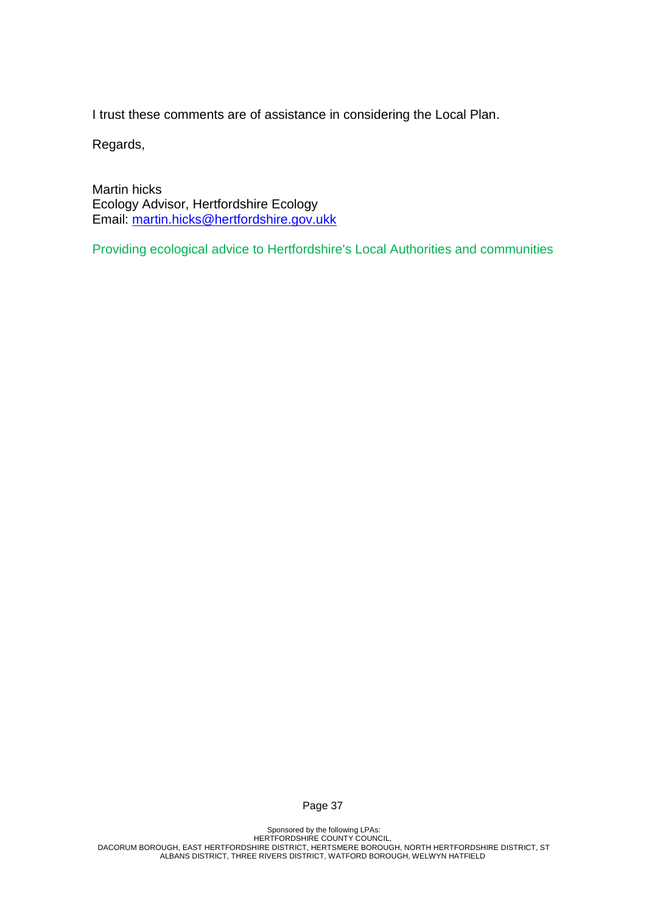I trust these comments are of assistance in considering the Local Plan.

Regards,

Martin hicks
Ecology Advisor, Hertfordshire Ecology
Email: martin.hicks@hertfordshire.gov.ukk

Providing ecological advice to Hertfordshire's Local Authorities and communities

Sponsored by the following LPAs:
HERTFORDSHIRE COUNTY COUNCIL,
DACORUM BOROUGH, EAST HERTFORDSHIRE DISTRICT, HERTSMERE BOROUGH, NORTH HERTFORDSHIRE DISTRICT, ST ALBANS DISTRICT, THREE RIVERS DISTRICT, WATFORD BOROUGH, WELWYN HATFIELD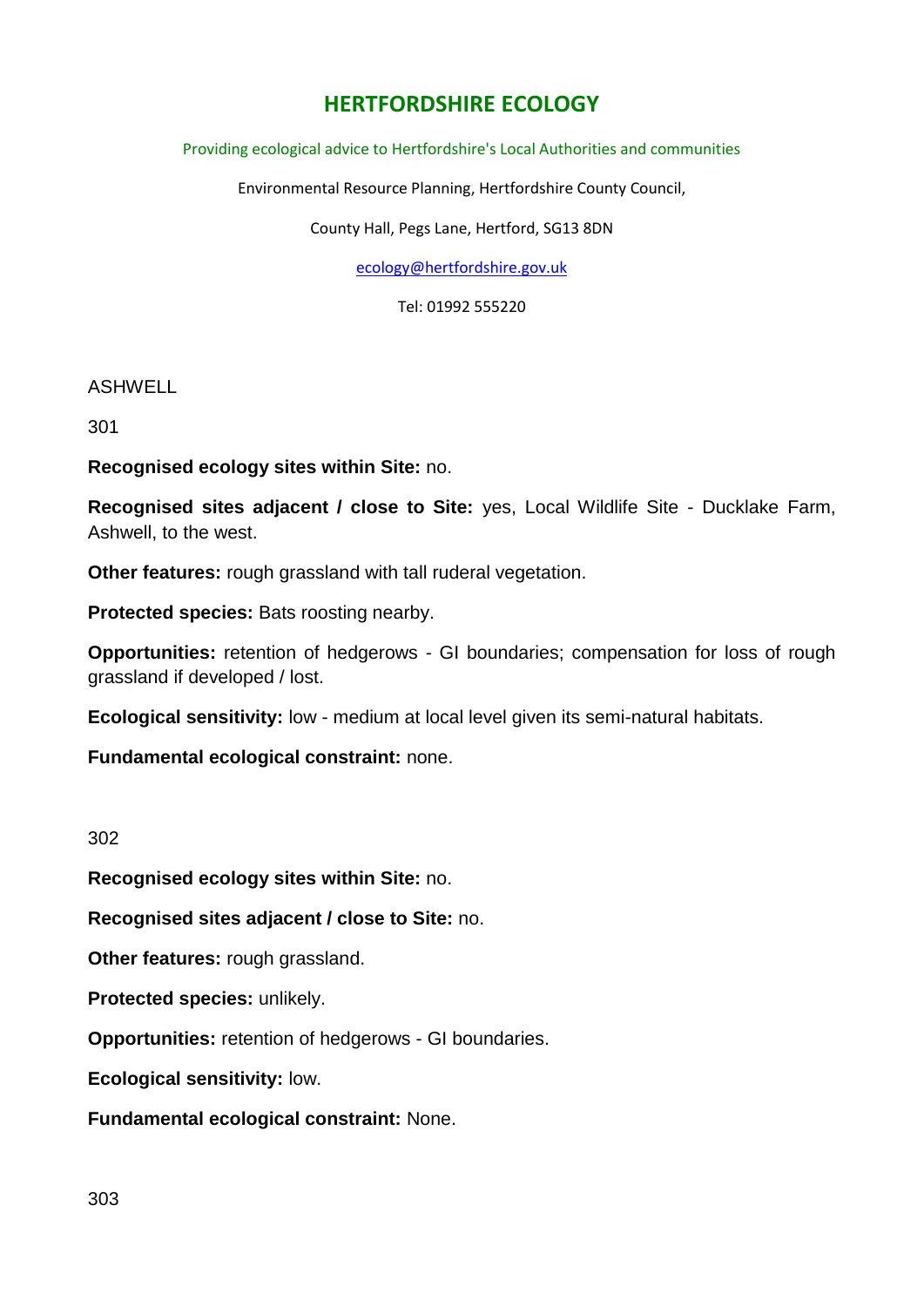# HERTFORDSHIRE ECOLOGY

Providing ecological advice to Hertfordshire's Local Authorities and communities

Environmental Resource Planning, Hertfordshire County Council,

County Hall, Pegs Lane, Hertford, SG13 8DN

ecology@hertfordshire.gov.uk

Tel: 01992 555220

ASHWELL

301

**Recognised ecology sites within Site:** no.

**Recognised sites adjacent / close to Site:** yes, Local Wildlife Site - Ducklake Farm, Ashwell, to the west.

**Other features:** rough grassland with tall ruderal vegetation.

**Protected species:** Bats roosting nearby.

**Opportunities:** retention of hedgerows - GI boundaries; compensation for loss of rough grassland if developed / lost.

**Ecological sensitivity:** low - medium at local level given its semi-natural habitats.

**Fundamental ecological constraint:** none.

302

**Recognised ecology sites within Site:** no.

**Recognised sites adjacent / close to Site:** no.

**Other features:** rough grassland.

**Protected species:** unlikely.

**Opportunities:** retention of hedgerows - GI boundaries.

**Ecological sensitivity:** low.

**Fundamental ecological constraint:** None.

303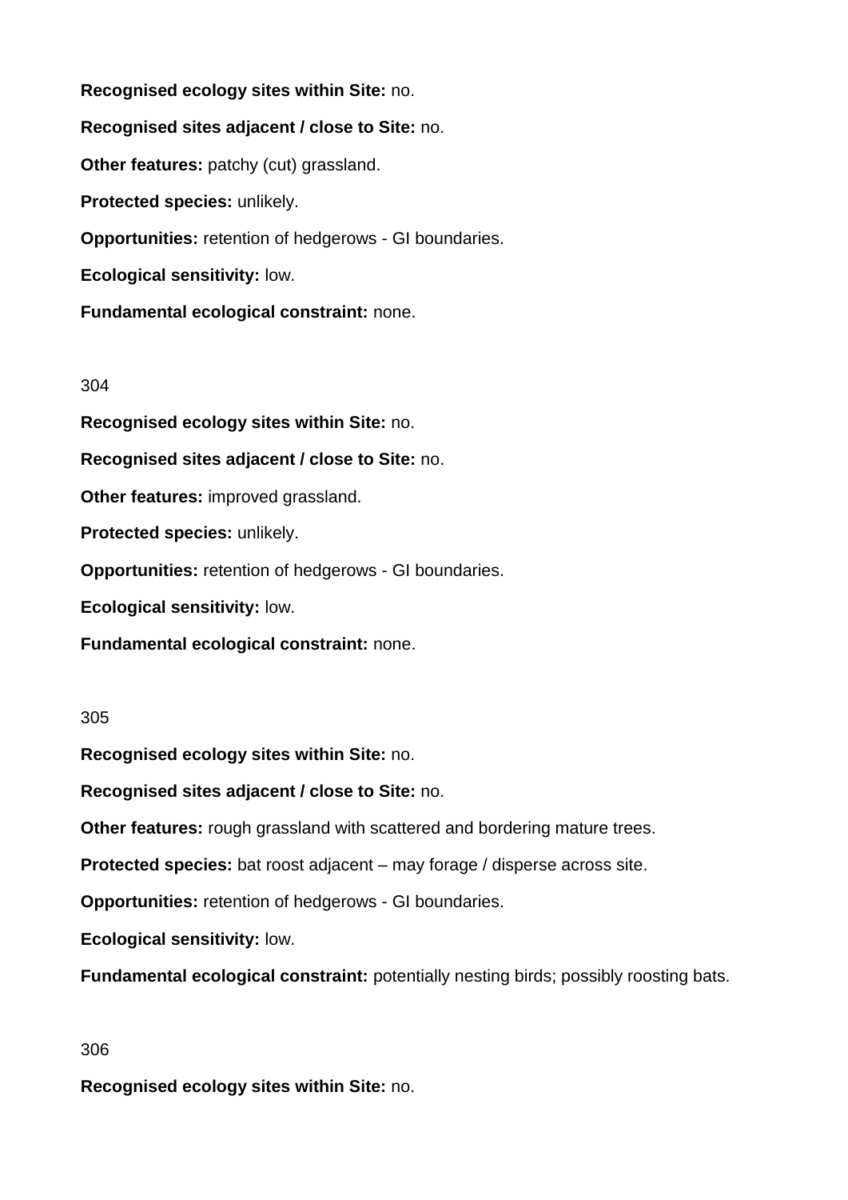**Recognised ecology sites within Site:** no.

**Recognised sites adjacent / close to Site:** no.

**Other features:** patchy (cut) grassland.

**Protected species:** unlikely.

**Opportunities:** retention of hedgerows - GI boundaries.

**Ecological sensitivity:** low.

**Fundamental ecological constraint:** none.

304

**Recognised ecology sites within Site:** no.

**Recognised sites adjacent / close to Site:** no.

**Other features:** improved grassland.

**Protected species:** unlikely.

**Opportunities:** retention of hedgerows - GI boundaries.

**Ecological sensitivity:** low.

**Fundamental ecological constraint:** none.

305

**Recognised ecology sites within Site:** no.

**Recognised sites adjacent / close to Site:** no.

**Other features:** rough grassland with scattered and bordering mature trees.

**Protected species:** bat roost adjacent – may forage / disperse across site.

**Opportunities:** retention of hedgerows - GI boundaries.

**Ecological sensitivity:** low.

**Fundamental ecological constraint:** potentially nesting birds; possibly roosting bats.

306

**Recognised ecology sites within Site:** no.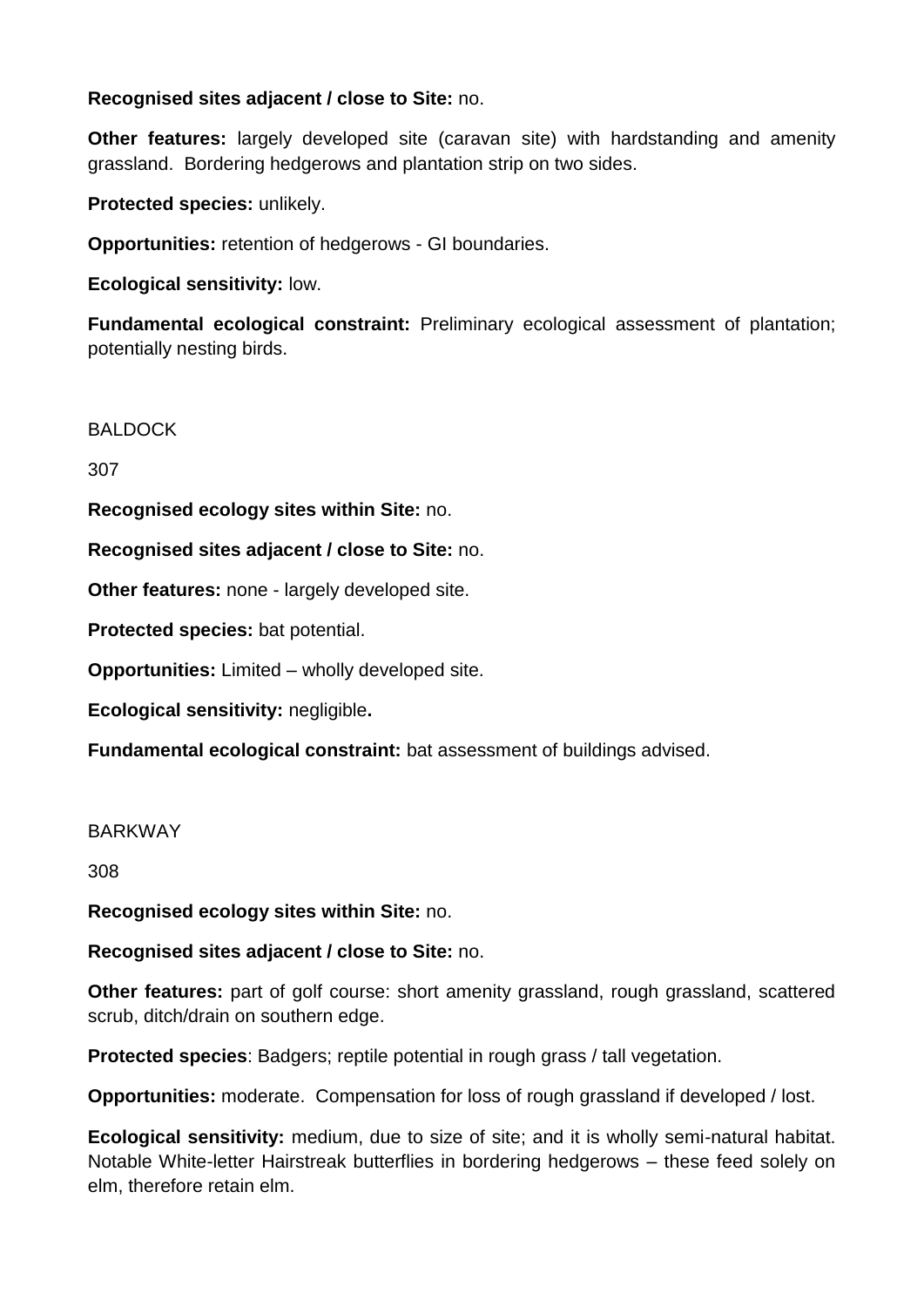**Recognised sites adjacent / close to Site:** no.

**Other features:** largely developed site (caravan site) with hardstanding and amenity grassland. Bordering hedgerows and plantation strip on two sides.

**Protected species:** unlikely.

**Opportunities:** retention of hedgerows - GI boundaries.

**Ecological sensitivity:** low.

**Fundamental ecological constraint:** Preliminary ecological assessment of plantation; potentially nesting birds.

BALDOCK

307

**Recognised ecology sites within Site:** no.

**Recognised sites adjacent / close to Site:** no.

**Other features:** none - largely developed site.

**Protected species:** bat potential.

**Opportunities:** Limited – wholly developed site.

**Ecological sensitivity:** negligible**.**

**Fundamental ecological constraint:** bat assessment of buildings advised.

BARKWAY

308

**Recognised ecology sites within Site:** no.

**Recognised sites adjacent / close to Site:** no.

**Other features:** part of golf course: short amenity grassland, rough grassland, scattered scrub, ditch/drain on southern edge.

**Protected species**: Badgers; reptile potential in rough grass / tall vegetation.

**Opportunities:** moderate. Compensation for loss of rough grassland if developed / lost.

**Ecological sensitivity:** medium, due to size of site; and it is wholly semi-natural habitat. Notable White-letter Hairstreak butterflies in bordering hedgerows – these feed solely on elm, therefore retain elm.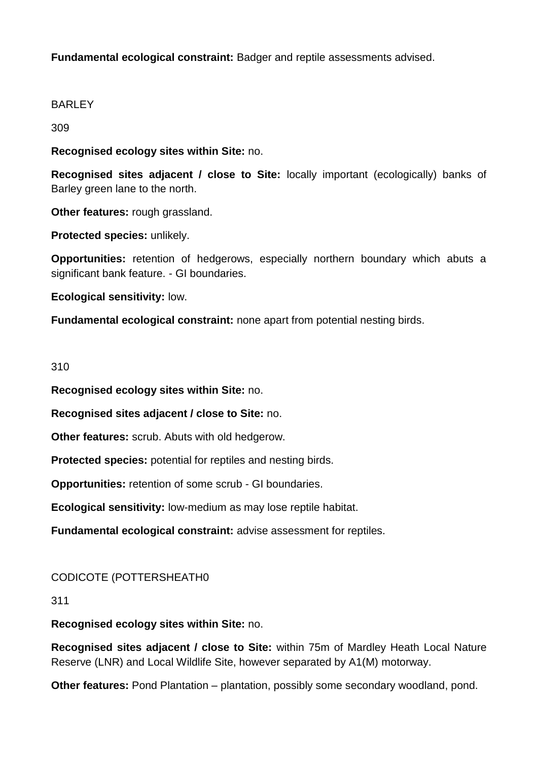**Fundamental ecological constraint:** Badger and reptile assessments advised.

BARLEY

309

**Recognised ecology sites within Site:** no.

**Recognised sites adjacent / close to Site:** locally important (ecologically) banks of Barley green lane to the north.

**Other features:** rough grassland.

**Protected species:** unlikely.

**Opportunities:** retention of hedgerows, especially northern boundary which abuts a significant bank feature. - GI boundaries.

**Ecological sensitivity:** low.

**Fundamental ecological constraint:** none apart from potential nesting birds.

310

**Recognised ecology sites within Site:** no.

**Recognised sites adjacent / close to Site:** no.

**Other features:** scrub. Abuts with old hedgerow.

**Protected species:** potential for reptiles and nesting birds.

**Opportunities:** retention of some scrub - GI boundaries.

**Ecological sensitivity:** low-medium as may lose reptile habitat.

**Fundamental ecological constraint:** advise assessment for reptiles.

CODICOTE (POTTERSHEATH0

311

**Recognised ecology sites within Site:** no.

**Recognised sites adjacent / close to Site:** within 75m of Mardley Heath Local Nature Reserve (LNR) and Local Wildlife Site, however separated by A1(M) motorway.

**Other features:** Pond Plantation – plantation, possibly some secondary woodland, pond.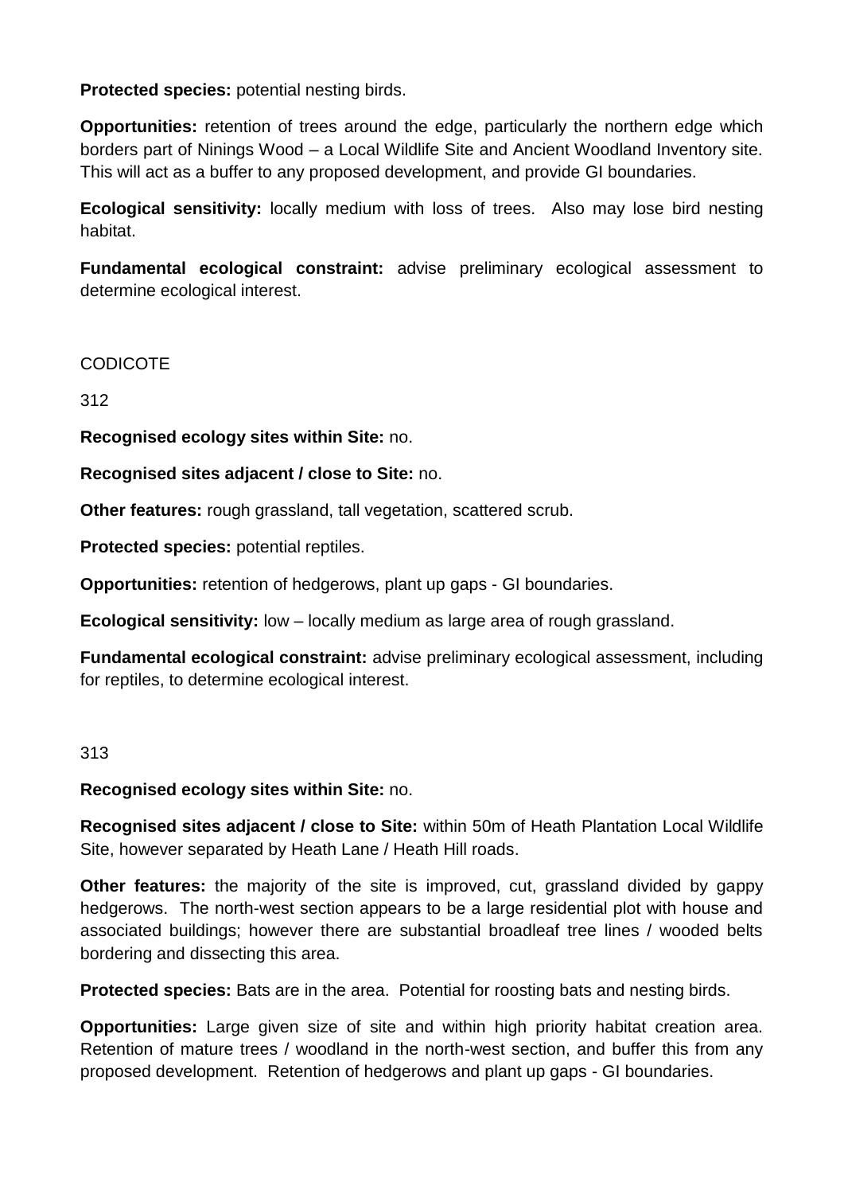**Protected species:** potential nesting birds.

**Opportunities:** retention of trees around the edge, particularly the northern edge which borders part of Ninings Wood – a Local Wildlife Site and Ancient Woodland Inventory site. This will act as a buffer to any proposed development, and provide GI boundaries.

**Ecological sensitivity:** locally medium with loss of trees. Also may lose bird nesting habitat.

**Fundamental ecological constraint:** advise preliminary ecological assessment to determine ecological interest.

## CODICOTE

### 312

**Recognised ecology sites within Site:** no.

**Recognised sites adjacent / close to Site:** no.

**Other features:** rough grassland, tall vegetation, scattered scrub.

**Protected species:** potential reptiles.

**Opportunities:** retention of hedgerows, plant up gaps - GI boundaries.

**Ecological sensitivity:** low – locally medium as large area of rough grassland.

**Fundamental ecological constraint:** advise preliminary ecological assessment, including for reptiles, to determine ecological interest.

### 313

**Recognised ecology sites within Site:** no.

**Recognised sites adjacent / close to Site:** within 50m of Heath Plantation Local Wildlife Site, however separated by Heath Lane / Heath Hill roads.

**Other features:** the majority of the site is improved, cut, grassland divided by gappy hedgerows. The north-west section appears to be a large residential plot with house and associated buildings; however there are substantial broadleaf tree lines / wooded belts bordering and dissecting this area.

**Protected species:** Bats are in the area. Potential for roosting bats and nesting birds.

**Opportunities:** Large given size of site and within high priority habitat creation area. Retention of mature trees / woodland in the north-west section, and buffer this from any proposed development. Retention of hedgerows and plant up gaps - GI boundaries.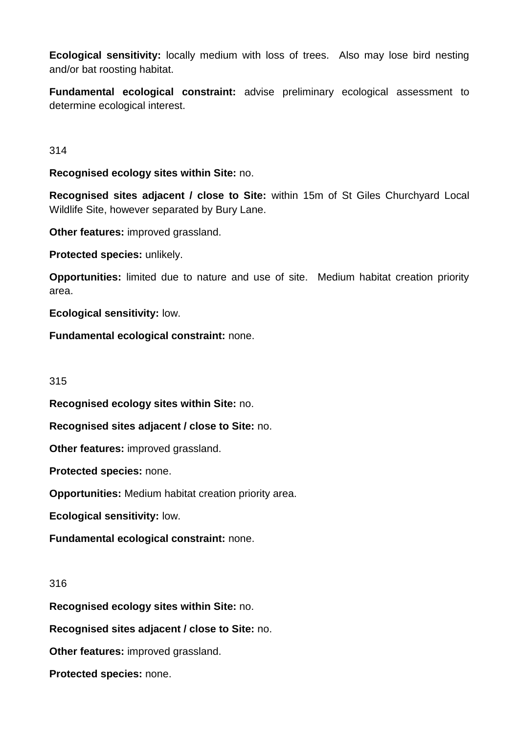**Ecological sensitivity:** locally medium with loss of trees. Also may lose bird nesting and/or bat roosting habitat.

**Fundamental ecological constraint:** advise preliminary ecological assessment to determine ecological interest.

314

**Recognised ecology sites within Site:** no.

**Recognised sites adjacent / close to Site:** within 15m of St Giles Churchyard Local Wildlife Site, however separated by Bury Lane.

**Other features:** improved grassland.

**Protected species:** unlikely.

**Opportunities:** limited due to nature and use of site. Medium habitat creation priority area.

**Ecological sensitivity:** low.

**Fundamental ecological constraint:** none.

315

**Recognised ecology sites within Site:** no.

**Recognised sites adjacent / close to Site:** no.

**Other features:** improved grassland.

**Protected species:** none.

**Opportunities:** Medium habitat creation priority area.

**Ecological sensitivity:** low.

**Fundamental ecological constraint:** none.

316

**Recognised ecology sites within Site:** no.

**Recognised sites adjacent / close to Site:** no.

**Other features:** improved grassland.

**Protected species:** none.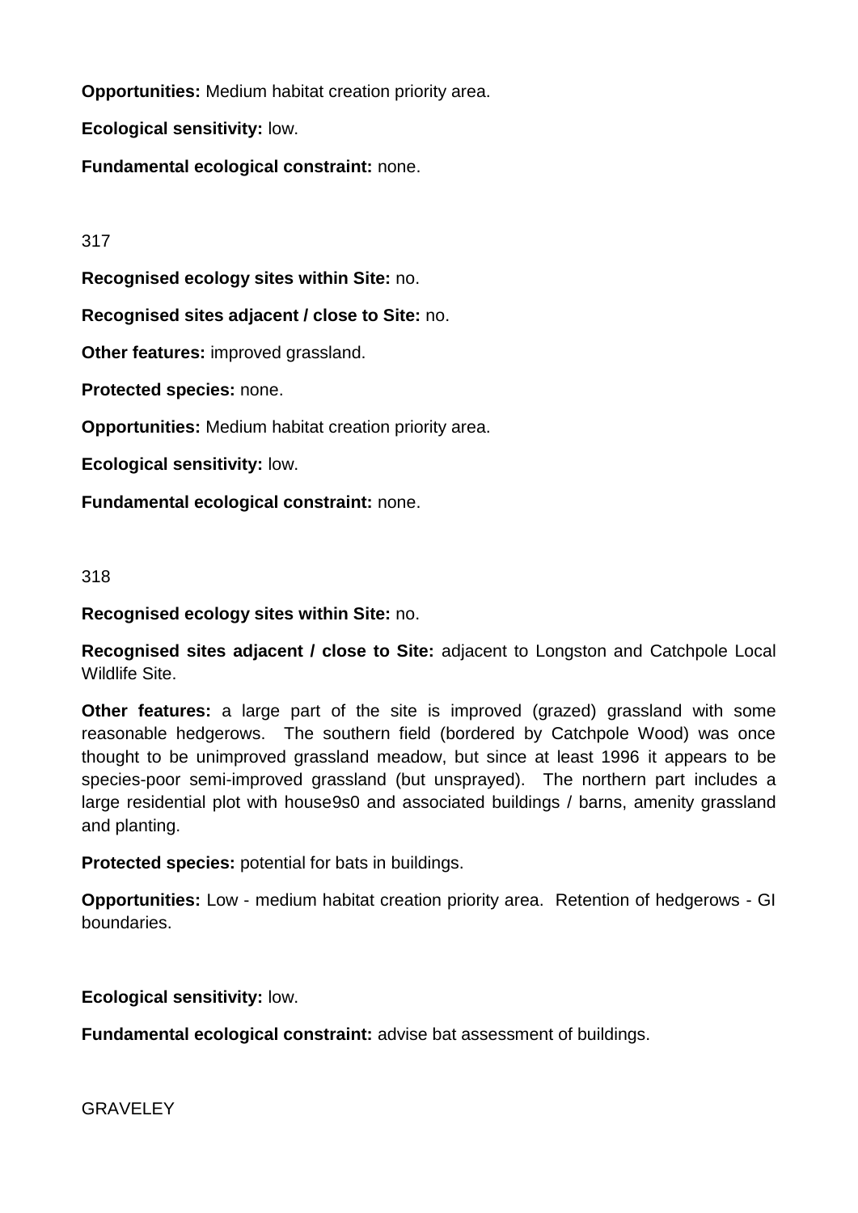**Opportunities:** Medium habitat creation priority area.

**Ecological sensitivity:** low.

**Fundamental ecological constraint:** none.

317

**Recognised ecology sites within Site:** no.

**Recognised sites adjacent / close to Site:** no.

**Other features:** improved grassland.

**Protected species:** none.

**Opportunities:** Medium habitat creation priority area.

**Ecological sensitivity:** low.

**Fundamental ecological constraint:** none.

318

**Recognised ecology sites within Site:** no.

**Recognised sites adjacent / close to Site:** adjacent to Longston and Catchpole Local Wildlife Site.

**Other features:** a large part of the site is improved (grazed) grassland with some reasonable hedgerows. The southern field (bordered by Catchpole Wood) was once thought to be unimproved grassland meadow, but since at least 1996 it appears to be species-poor semi-improved grassland (but unsprayed). The northern part includes a large residential plot with house9s0 and associated buildings / barns, amenity grassland and planting.

**Protected species:** potential for bats in buildings.

**Opportunities:** Low - medium habitat creation priority area. Retention of hedgerows - GI boundaries.

**Ecological sensitivity:** low.

**Fundamental ecological constraint:** advise bat assessment of buildings.

GRAVELEY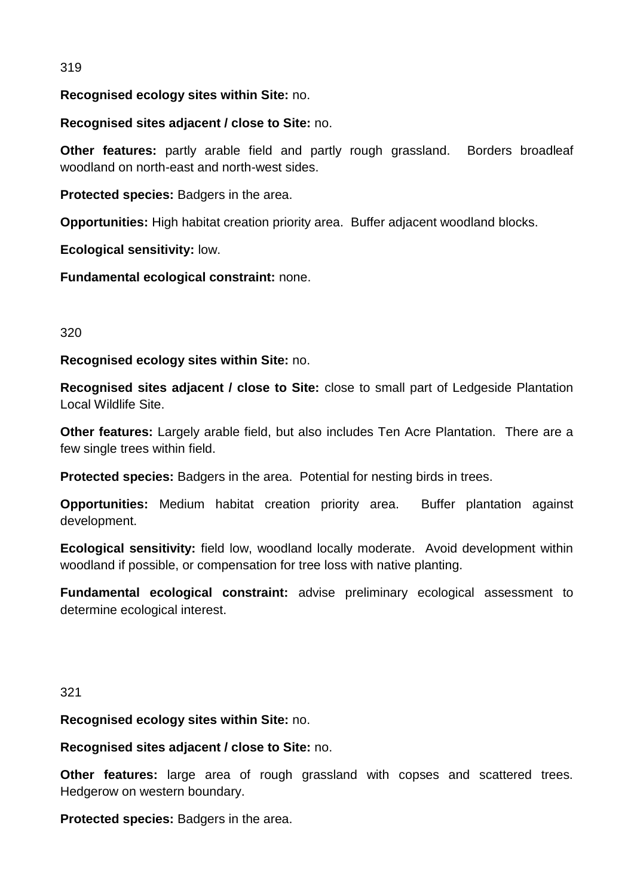319

**Recognised ecology sites within Site:** no.

**Recognised sites adjacent / close to Site:** no.

**Other features:** partly arable field and partly rough grassland. Borders broadleaf woodland on north-east and north-west sides.

**Protected species:** Badgers in the area.

**Opportunities:** High habitat creation priority area. Buffer adjacent woodland blocks.

**Ecological sensitivity:** low.

**Fundamental ecological constraint:** none.

320

**Recognised ecology sites within Site:** no.

**Recognised sites adjacent / close to Site:** close to small part of Ledgeside Plantation Local Wildlife Site.

**Other features:** Largely arable field, but also includes Ten Acre Plantation. There are a few single trees within field.

**Protected species:** Badgers in the area. Potential for nesting birds in trees.

**Opportunities:** Medium habitat creation priority area. Buffer plantation against development.

**Ecological sensitivity:** field low, woodland locally moderate. Avoid development within woodland if possible, or compensation for tree loss with native planting.

**Fundamental ecological constraint:** advise preliminary ecological assessment to determine ecological interest.

321

**Recognised ecology sites within Site:** no.

**Recognised sites adjacent / close to Site:** no.

**Other features:** large area of rough grassland with copses and scattered trees. Hedgerow on western boundary.

**Protected species:** Badgers in the area.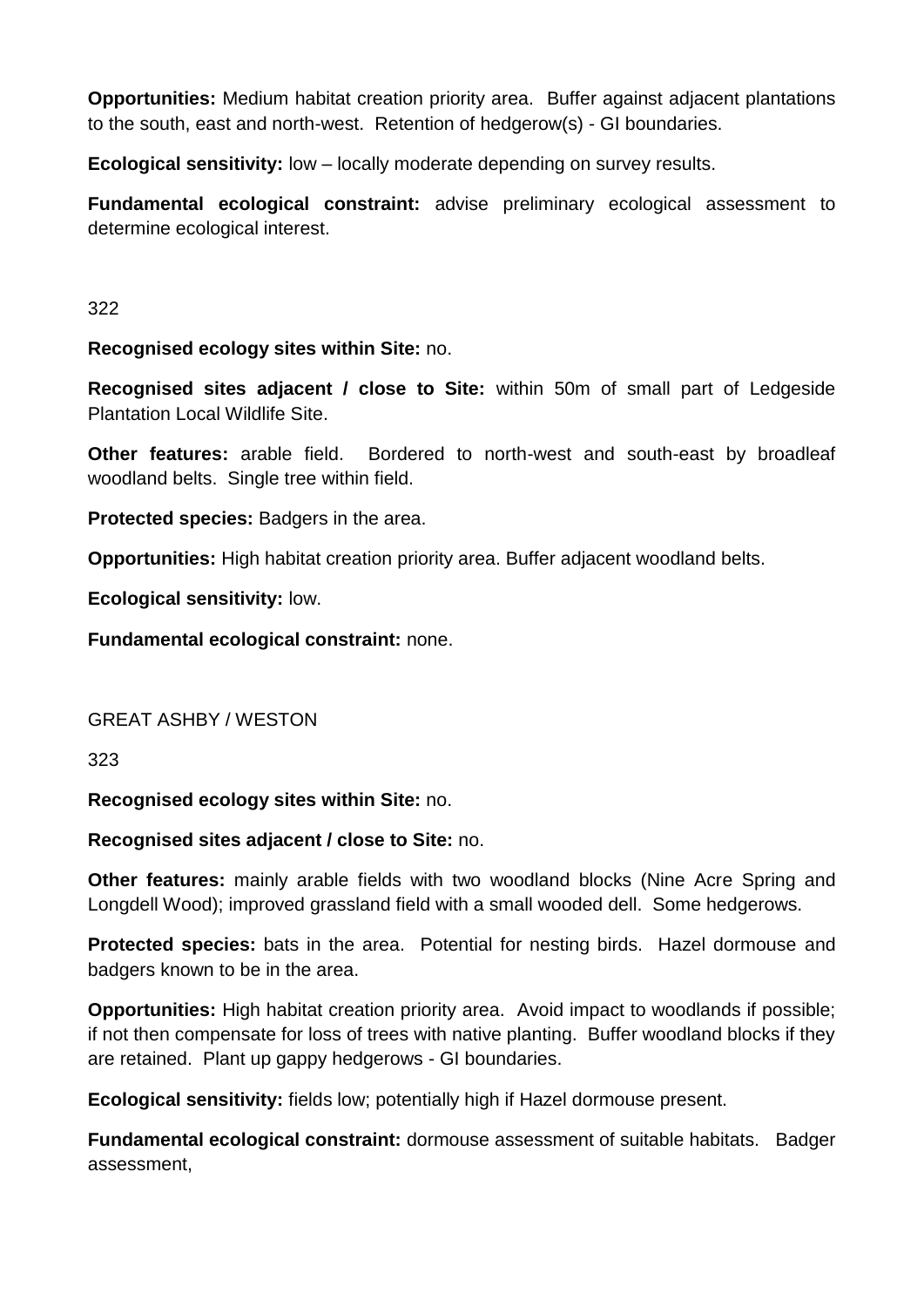**Opportunities:** Medium habitat creation priority area. Buffer against adjacent plantations to the south, east and north-west. Retention of hedgerow(s) - GI boundaries.

**Ecological sensitivity:** low – locally moderate depending on survey results.

**Fundamental ecological constraint:** advise preliminary ecological assessment to determine ecological interest.

322

**Recognised ecology sites within Site:** no.

**Recognised sites adjacent / close to Site:** within 50m of small part of Ledgeside Plantation Local Wildlife Site.

**Other features:** arable field. Bordered to north-west and south-east by broadleaf woodland belts. Single tree within field.

**Protected species:** Badgers in the area.

**Opportunities:** High habitat creation priority area. Buffer adjacent woodland belts.

**Ecological sensitivity:** low.

**Fundamental ecological constraint:** none.

GREAT ASHBY / WESTON

323

**Recognised ecology sites within Site:** no.

**Recognised sites adjacent / close to Site:** no.

**Other features:** mainly arable fields with two woodland blocks (Nine Acre Spring and Longdell Wood); improved grassland field with a small wooded dell. Some hedgerows.

**Protected species:** bats in the area. Potential for nesting birds. Hazel dormouse and badgers known to be in the area.

**Opportunities:** High habitat creation priority area. Avoid impact to woodlands if possible; if not then compensate for loss of trees with native planting. Buffer woodland blocks if they are retained. Plant up gappy hedgerows - GI boundaries.

**Ecological sensitivity:** fields low; potentially high if Hazel dormouse present.

**Fundamental ecological constraint:** dormouse assessment of suitable habitats. Badger assessment,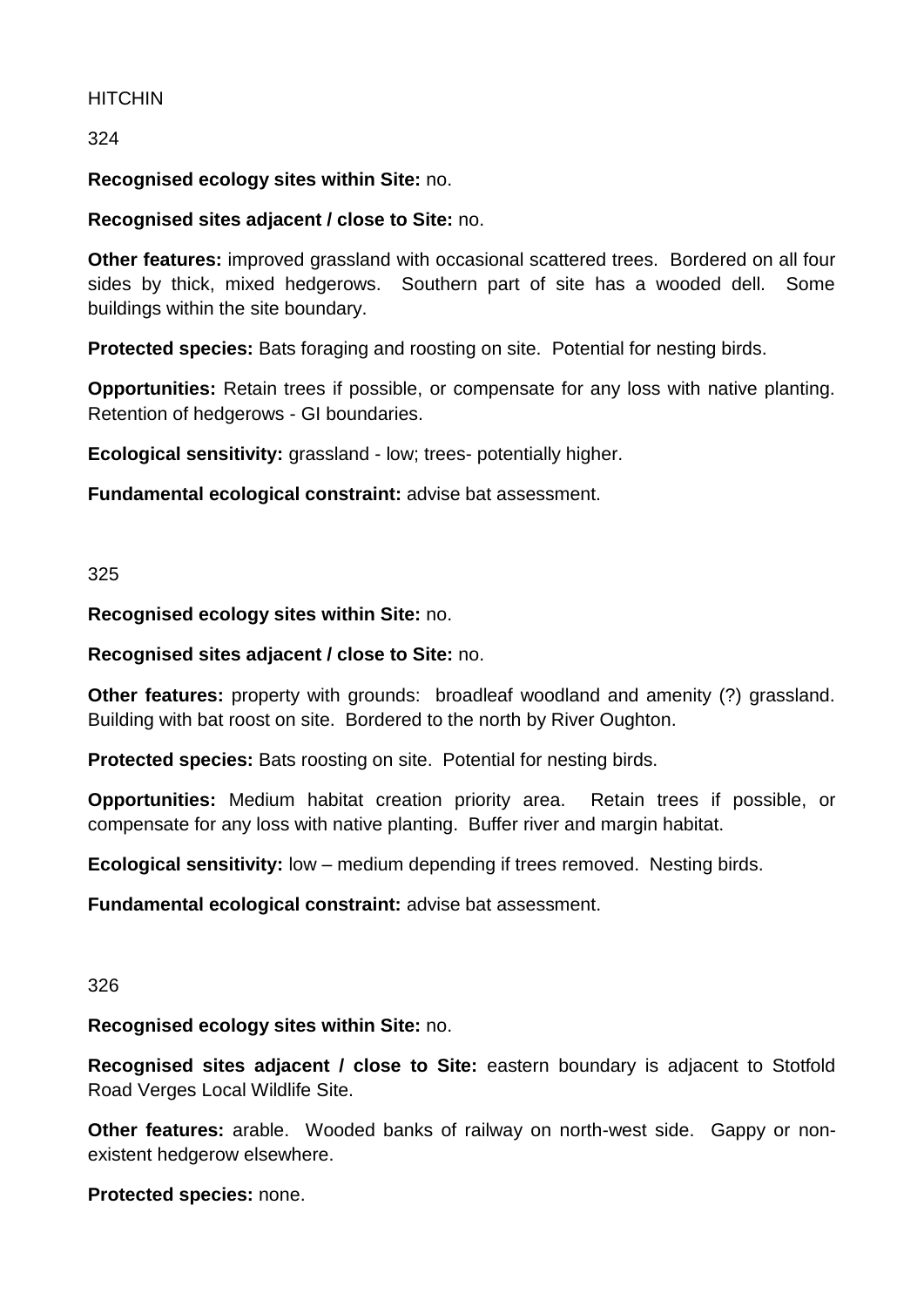HITCHIN

324

**Recognised ecology sites within Site:** no.

**Recognised sites adjacent / close to Site:** no.

**Other features:** improved grassland with occasional scattered trees. Bordered on all four sides by thick, mixed hedgerows. Southern part of site has a wooded dell. Some buildings within the site boundary.

**Protected species:** Bats foraging and roosting on site. Potential for nesting birds.

**Opportunities:** Retain trees if possible, or compensate for any loss with native planting. Retention of hedgerows - GI boundaries.

**Ecological sensitivity:** grassland - low; trees- potentially higher.

**Fundamental ecological constraint:** advise bat assessment.

325

**Recognised ecology sites within Site:** no.

**Recognised sites adjacent / close to Site:** no.

**Other features:** property with grounds: broadleaf woodland and amenity (?) grassland. Building with bat roost on site. Bordered to the north by River Oughton.

**Protected species:** Bats roosting on site. Potential for nesting birds.

**Opportunities:** Medium habitat creation priority area. Retain trees if possible, or compensate for any loss with native planting. Buffer river and margin habitat.

**Ecological sensitivity:** low – medium depending if trees removed. Nesting birds.

**Fundamental ecological constraint:** advise bat assessment.

326

**Recognised ecology sites within Site:** no.

**Recognised sites adjacent / close to Site:** eastern boundary is adjacent to Stotfold Road Verges Local Wildlife Site.

**Other features:** arable. Wooded banks of railway on north-west side. Gappy or non-existent hedgerow elsewhere.

**Protected species:** none.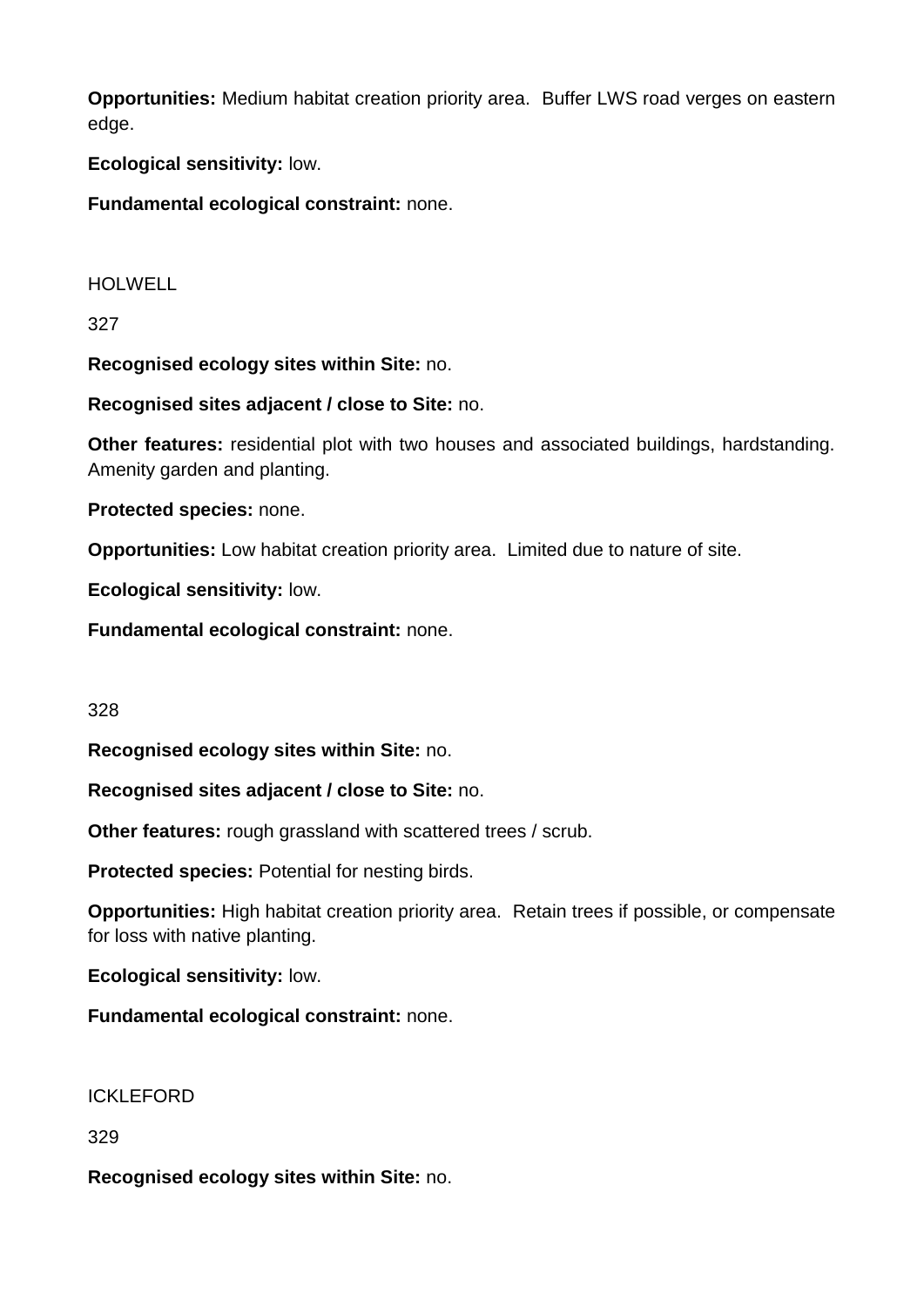**Opportunities:** Medium habitat creation priority area. Buffer LWS road verges on eastern edge.

**Ecological sensitivity:** low.

**Fundamental ecological constraint:** none.

HOLWELL

327

**Recognised ecology sites within Site:** no.

**Recognised sites adjacent / close to Site:** no.

**Other features:** residential plot with two houses and associated buildings, hardstanding. Amenity garden and planting.

**Protected species:** none.

**Opportunities:** Low habitat creation priority area. Limited due to nature of site.

**Ecological sensitivity:** low.

**Fundamental ecological constraint:** none.

328

**Recognised ecology sites within Site:** no.

**Recognised sites adjacent / close to Site:** no.

**Other features:** rough grassland with scattered trees / scrub.

**Protected species:** Potential for nesting birds.

**Opportunities:** High habitat creation priority area. Retain trees if possible, or compensate for loss with native planting.

**Ecological sensitivity:** low.

**Fundamental ecological constraint:** none.

ICKLEFORD

329

**Recognised ecology sites within Site:** no.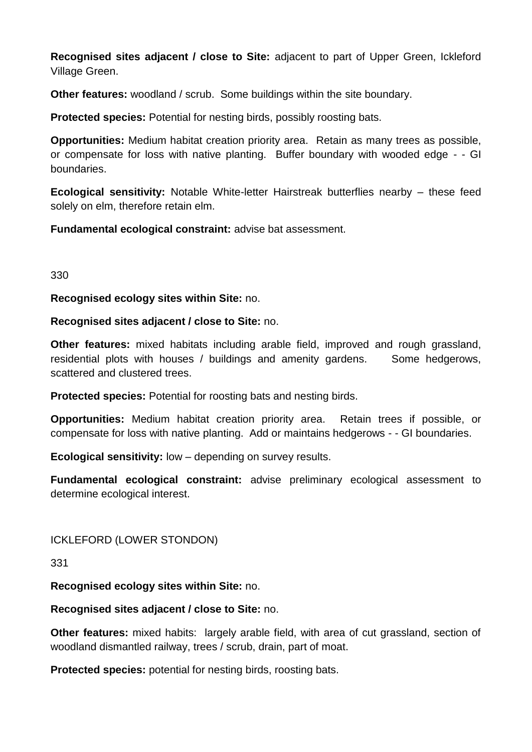**Recognised sites adjacent / close to Site:** adjacent to part of Upper Green, Ickleford Village Green.

**Other features:** woodland / scrub. Some buildings within the site boundary.

**Protected species:** Potential for nesting birds, possibly roosting bats.

**Opportunities:** Medium habitat creation priority area. Retain as many trees as possible, or compensate for loss with native planting. Buffer boundary with wooded edge - - GI boundaries.

**Ecological sensitivity:** Notable White-letter Hairstreak butterflies nearby – these feed solely on elm, therefore retain elm.

**Fundamental ecological constraint:** advise bat assessment.

330

**Recognised ecology sites within Site:** no.

**Recognised sites adjacent / close to Site:** no.

**Other features:** mixed habitats including arable field, improved and rough grassland, residential plots with houses / buildings and amenity gardens. Some hedgerows, scattered and clustered trees.

**Protected species:** Potential for roosting bats and nesting birds.

**Opportunities:** Medium habitat creation priority area. Retain trees if possible, or compensate for loss with native planting. Add or maintains hedgerows - - GI boundaries.

**Ecological sensitivity:** low – depending on survey results.

**Fundamental ecological constraint:** advise preliminary ecological assessment to determine ecological interest.

ICKLEFORD (LOWER STONDON)

331

**Recognised ecology sites within Site:** no.

**Recognised sites adjacent / close to Site:** no.

**Other features:** mixed habits: largely arable field, with area of cut grassland, section of woodland dismantled railway, trees / scrub, drain, part of moat.

**Protected species:** potential for nesting birds, roosting bats.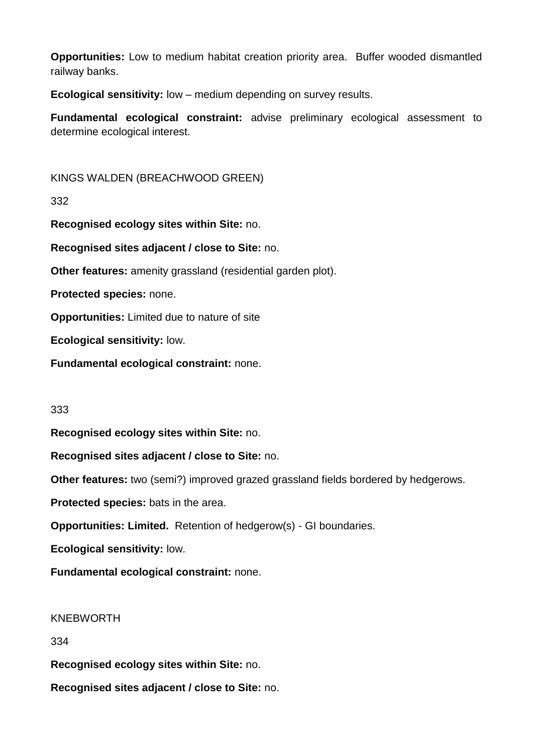**Opportunities:** Low to medium habitat creation priority area. Buffer wooded dismantled railway banks.

**Ecological sensitivity:** low – medium depending on survey results.

**Fundamental ecological constraint:** advise preliminary ecological assessment to determine ecological interest.

KINGS WALDEN (BREACHWOOD GREEN)

332

**Recognised ecology sites within Site:** no.

**Recognised sites adjacent / close to Site:** no.

**Other features:** amenity grassland (residential garden plot).

**Protected species:** none.

**Opportunities:** Limited due to nature of site

**Ecological sensitivity:** low.

**Fundamental ecological constraint:** none.

333

**Recognised ecology sites within Site:** no.

**Recognised sites adjacent / close to Site:** no.

**Other features:** two (semi?) improved grazed grassland fields bordered by hedgerows.

**Protected species:** bats in the area.

**Opportunities: Limited.** Retention of hedgerow(s) - GI boundaries.

**Ecological sensitivity:** low.

**Fundamental ecological constraint:** none.

KNEBWORTH

334

**Recognised ecology sites within Site:** no.

**Recognised sites adjacent / close to Site:** no.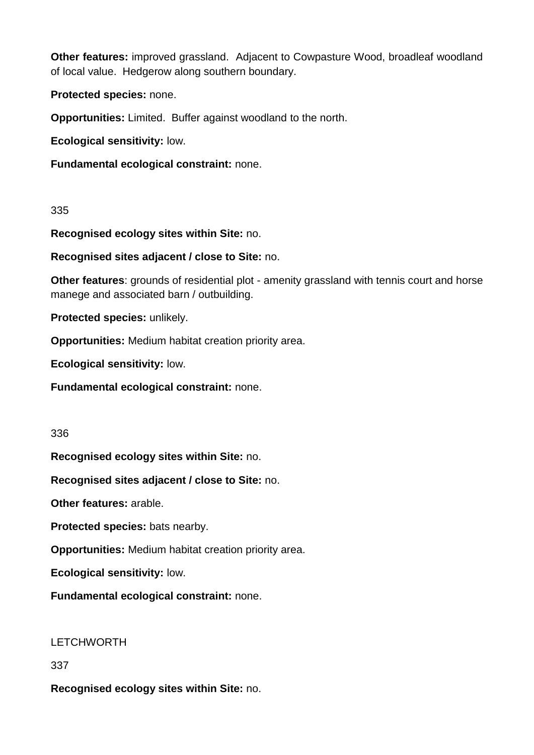**Other features:** improved grassland. Adjacent to Cowpasture Wood, broadleaf woodland of local value. Hedgerow along southern boundary.

**Protected species:** none.

**Opportunities:** Limited. Buffer against woodland to the north.

**Ecological sensitivity:** low.

**Fundamental ecological constraint:** none.

335

**Recognised ecology sites within Site:** no.

**Recognised sites adjacent / close to Site:** no.

**Other features**: grounds of residential plot - amenity grassland with tennis court and horse manege and associated barn / outbuilding.

**Protected species:** unlikely.

**Opportunities:** Medium habitat creation priority area.

**Ecological sensitivity:** low.

**Fundamental ecological constraint:** none.

336

**Recognised ecology sites within Site:** no.

**Recognised sites adjacent / close to Site:** no.

**Other features:** arable.

**Protected species:** bats nearby.

**Opportunities:** Medium habitat creation priority area.

**Ecological sensitivity:** low.

**Fundamental ecological constraint:** none.

LETCHWORTH

337

**Recognised ecology sites within Site:** no.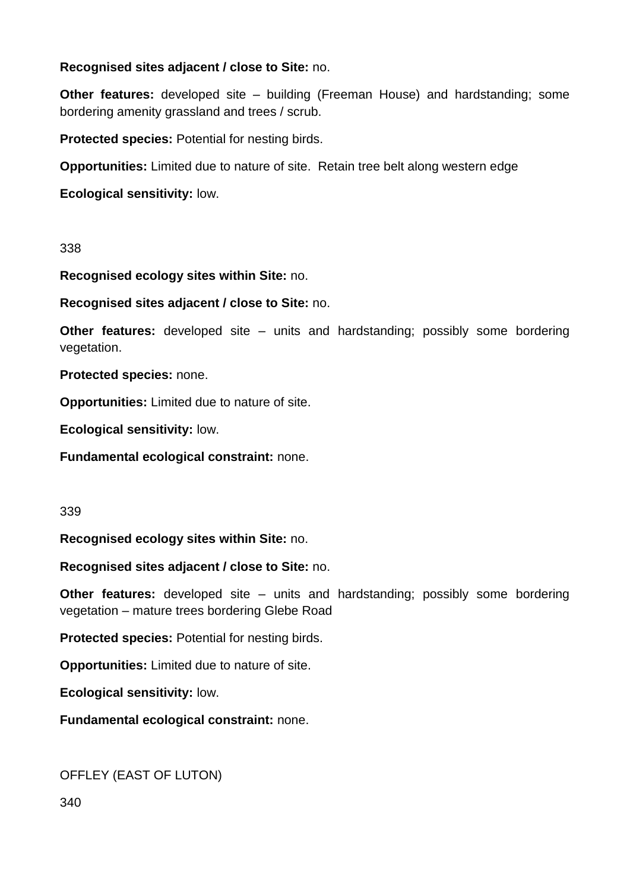**Recognised sites adjacent / close to Site:** no.

**Other features:** developed site – building (Freeman House) and hardstanding; some bordering amenity grassland and trees / scrub.

**Protected species:** Potential for nesting birds.

**Opportunities:** Limited due to nature of site. Retain tree belt along western edge

**Ecological sensitivity:** low.

338

**Recognised ecology sites within Site:** no.

**Recognised sites adjacent / close to Site:** no.

**Other features:** developed site – units and hardstanding; possibly some bordering vegetation.

**Protected species:** none.

**Opportunities:** Limited due to nature of site.

**Ecological sensitivity:** low.

**Fundamental ecological constraint:** none.

339

**Recognised ecology sites within Site:** no.

**Recognised sites adjacent / close to Site:** no.

**Other features:** developed site – units and hardstanding; possibly some bordering vegetation – mature trees bordering Glebe Road

**Protected species:** Potential for nesting birds.

**Opportunities:** Limited due to nature of site.

**Ecological sensitivity:** low.

**Fundamental ecological constraint:** none.

OFFLEY (EAST OF LUTON)

340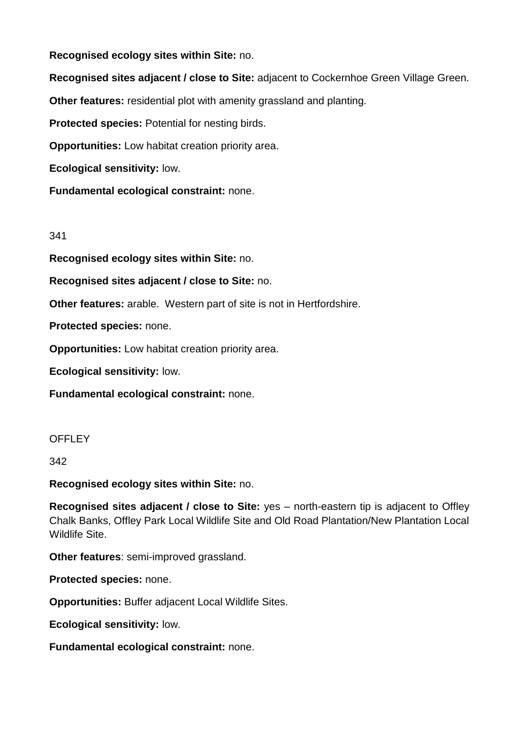**Recognised ecology sites within Site:** no.

**Recognised sites adjacent / close to Site:** adjacent to Cockernhoe Green Village Green.

**Other features:** residential plot with amenity grassland and planting.

**Protected species:** Potential for nesting birds.

**Opportunities:** Low habitat creation priority area.

**Ecological sensitivity:** low.

**Fundamental ecological constraint:** none.

341

**Recognised ecology sites within Site:** no.

**Recognised sites adjacent / close to Site:** no.

**Other features:** arable. Western part of site is not in Hertfordshire.

**Protected species:** none.

**Opportunities:** Low habitat creation priority area.

**Ecological sensitivity:** low.

**Fundamental ecological constraint:** none.

OFFLEY

342

**Recognised ecology sites within Site:** no.

**Recognised sites adjacent / close to Site:** yes – north-eastern tip is adjacent to Offley Chalk Banks, Offley Park Local Wildlife Site and Old Road Plantation/New Plantation Local Wildlife Site.

**Other features**: semi-improved grassland.

**Protected species:** none.

**Opportunities:** Buffer adjacent Local Wildlife Sites.

**Ecological sensitivity:** low.

**Fundamental ecological constraint:** none.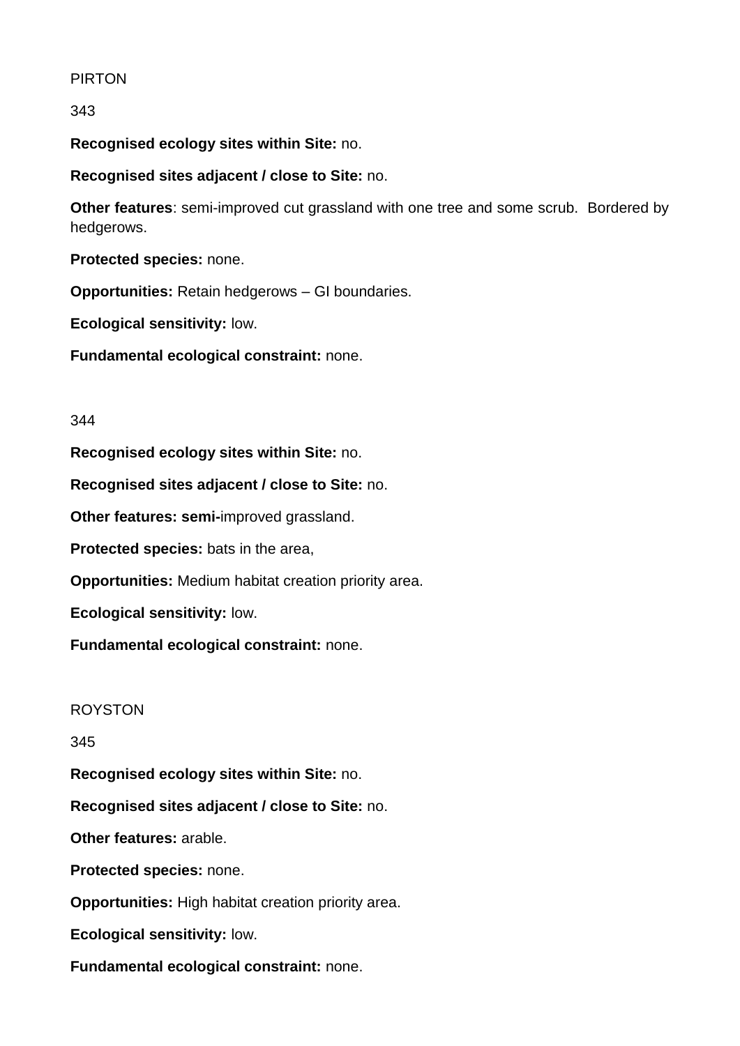PIRTON

343

**Recognised ecology sites within Site:** no.

**Recognised sites adjacent / close to Site:** no.

**Other features**: semi-improved cut grassland with one tree and some scrub. Bordered by hedgerows.

**Protected species:** none.

**Opportunities:** Retain hedgerows – GI boundaries.

**Ecological sensitivity:** low.

**Fundamental ecological constraint:** none.

344

**Recognised ecology sites within Site:** no.

**Recognised sites adjacent / close to Site:** no.

**Other features: semi-**improved grassland.

**Protected species:** bats in the area,

**Opportunities:** Medium habitat creation priority area.

**Ecological sensitivity:** low.

**Fundamental ecological constraint:** none.

ROYSTON

345

**Recognised ecology sites within Site:** no.

**Recognised sites adjacent / close to Site:** no.

**Other features:** arable.

**Protected species:** none.

**Opportunities:** High habitat creation priority area.

**Ecological sensitivity:** low.

**Fundamental ecological constraint:** none.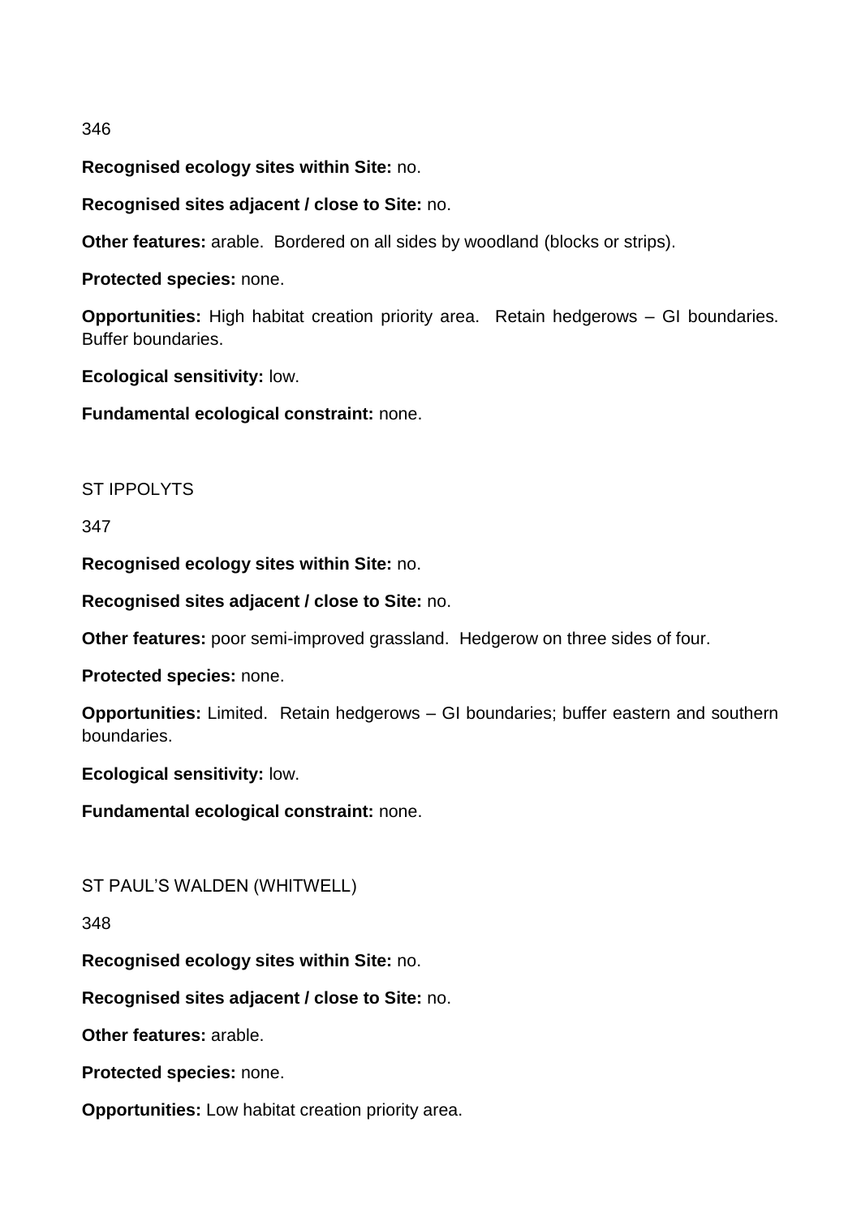346

**Recognised ecology sites within Site:** no.

**Recognised sites adjacent / close to Site:** no.

**Other features:** arable. Bordered on all sides by woodland (blocks or strips).

**Protected species:** none.

**Opportunities:** High habitat creation priority area. Retain hedgerows – GI boundaries. Buffer boundaries.

**Ecological sensitivity:** low.

**Fundamental ecological constraint:** none.

ST IPPOLYTS

347

**Recognised ecology sites within Site:** no.

**Recognised sites adjacent / close to Site:** no.

**Other features:** poor semi-improved grassland. Hedgerow on three sides of four.

**Protected species:** none.

**Opportunities:** Limited. Retain hedgerows – GI boundaries; buffer eastern and southern boundaries.

**Ecological sensitivity:** low.

**Fundamental ecological constraint:** none.

ST PAUL'S WALDEN (WHITWELL)

348

**Recognised ecology sites within Site:** no.

**Recognised sites adjacent / close to Site:** no.

**Other features:** arable.

**Protected species:** none.

**Opportunities:** Low habitat creation priority area.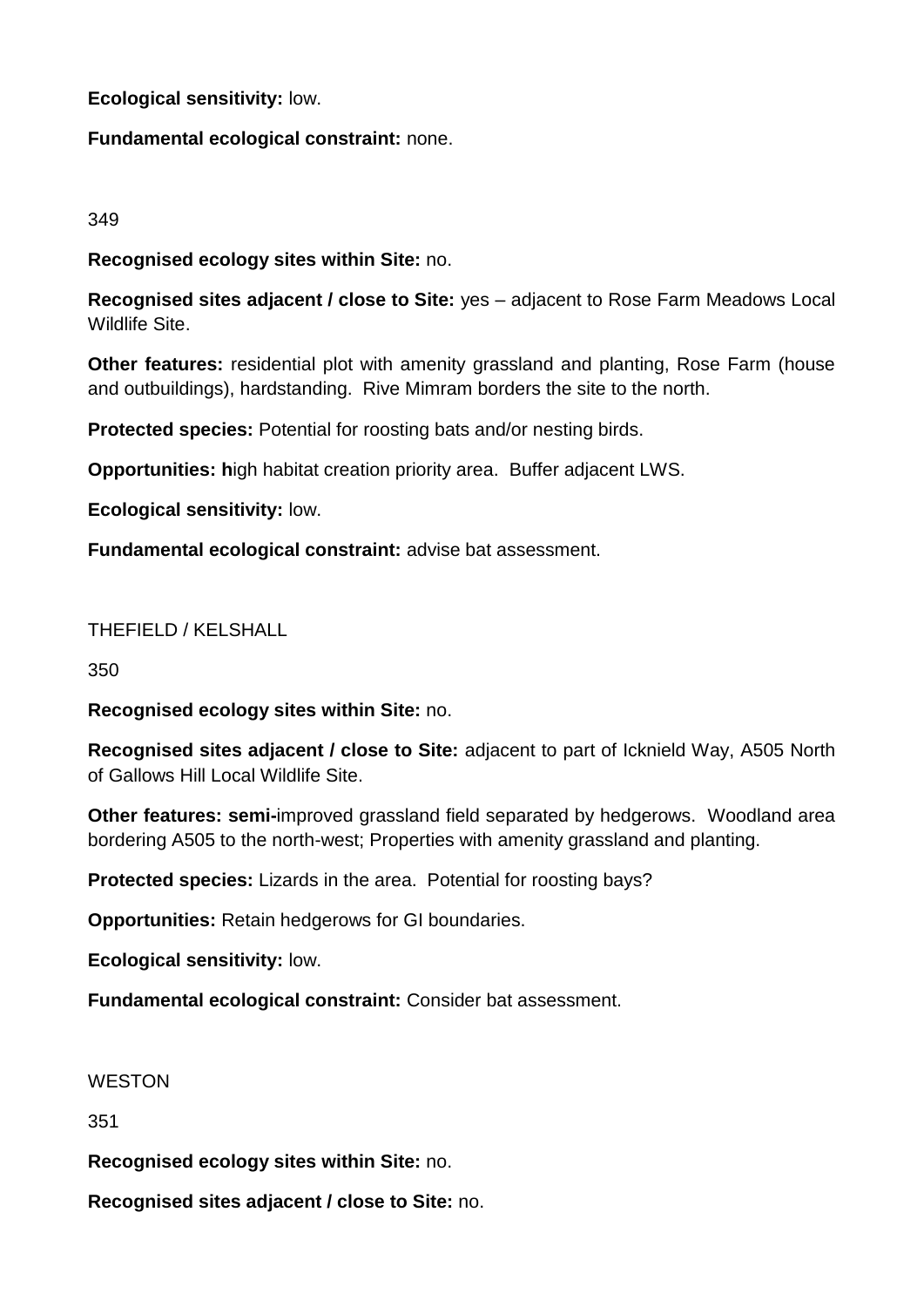**Ecological sensitivity:** low.

**Fundamental ecological constraint:** none.

349

**Recognised ecology sites within Site:** no.

**Recognised sites adjacent / close to Site:** yes – adjacent to Rose Farm Meadows Local Wildlife Site.

**Other features:** residential plot with amenity grassland and planting, Rose Farm (house and outbuildings), hardstanding. Rive Mimram borders the site to the north.

**Protected species:** Potential for roosting bats and/or nesting birds.

**Opportunities: h**igh habitat creation priority area. Buffer adjacent LWS.

**Ecological sensitivity:** low.

**Fundamental ecological constraint:** advise bat assessment.

THEFIELD / KELSHALL

350

**Recognised ecology sites within Site:** no.

**Recognised sites adjacent / close to Site:** adjacent to part of Icknield Way, A505 North of Gallows Hill Local Wildlife Site.

**Other features: semi-**improved grassland field separated by hedgerows. Woodland area bordering A505 to the north-west; Properties with amenity grassland and planting.

**Protected species:** Lizards in the area. Potential for roosting bays?

**Opportunities:** Retain hedgerows for GI boundaries.

**Ecological sensitivity:** low.

**Fundamental ecological constraint:** Consider bat assessment.

WESTON

351

**Recognised ecology sites within Site:** no.

**Recognised sites adjacent / close to Site:** no.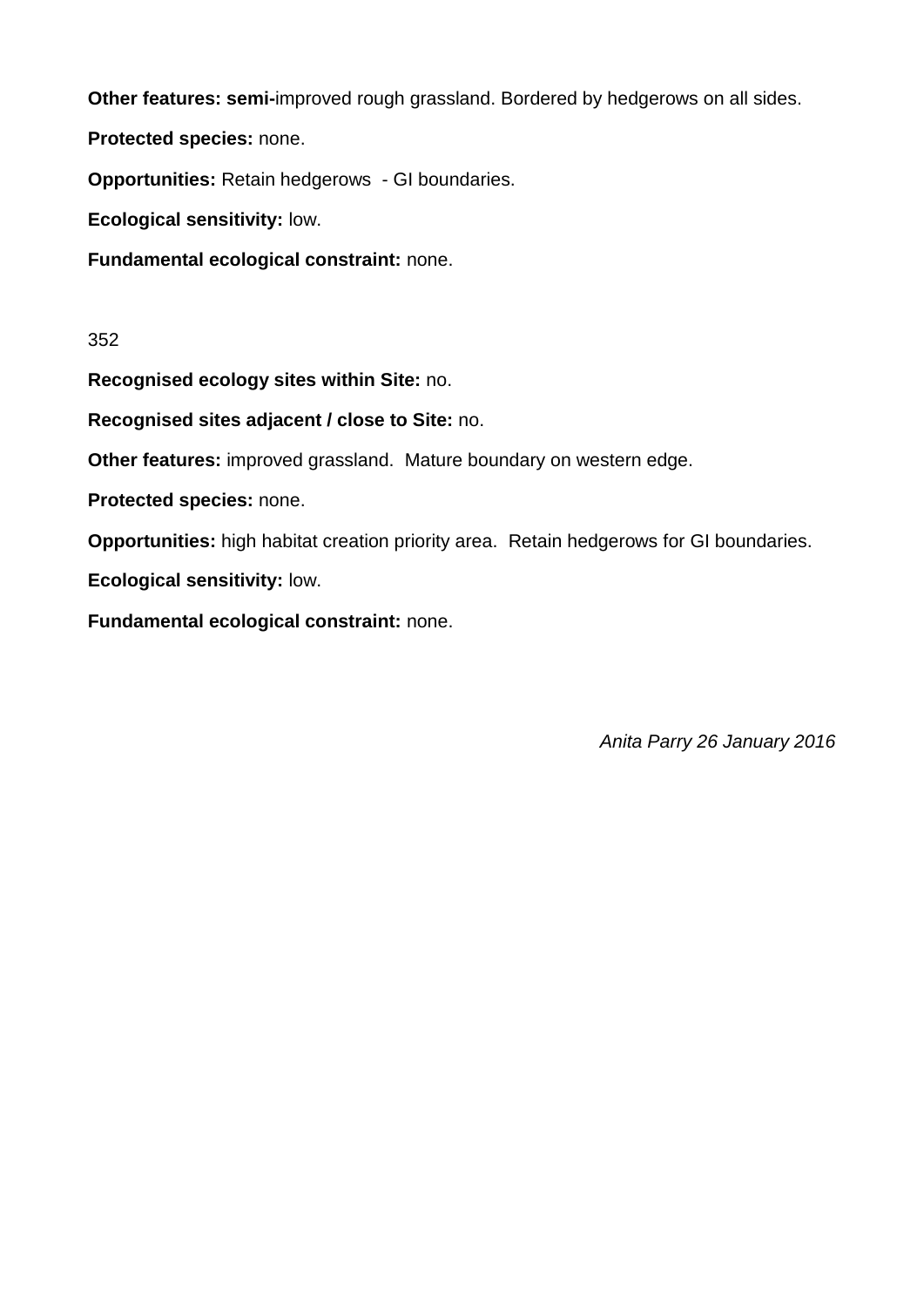**Other features: semi-**improved rough grassland. Bordered by hedgerows on all sides.

**Protected species:** none.

**Opportunities:** Retain hedgerows - GI boundaries.

**Ecological sensitivity:** low.

**Fundamental ecological constraint:** none.

352

**Recognised ecology sites within Site:** no.

**Recognised sites adjacent / close to Site:** no.

**Other features:** improved grassland. Mature boundary on western edge.

**Protected species:** none.

**Opportunities:** high habitat creation priority area. Retain hedgerows for GI boundaries.

**Ecological sensitivity:** low.

**Fundamental ecological constraint:** none.

*Anita Parry 26 January 2016*